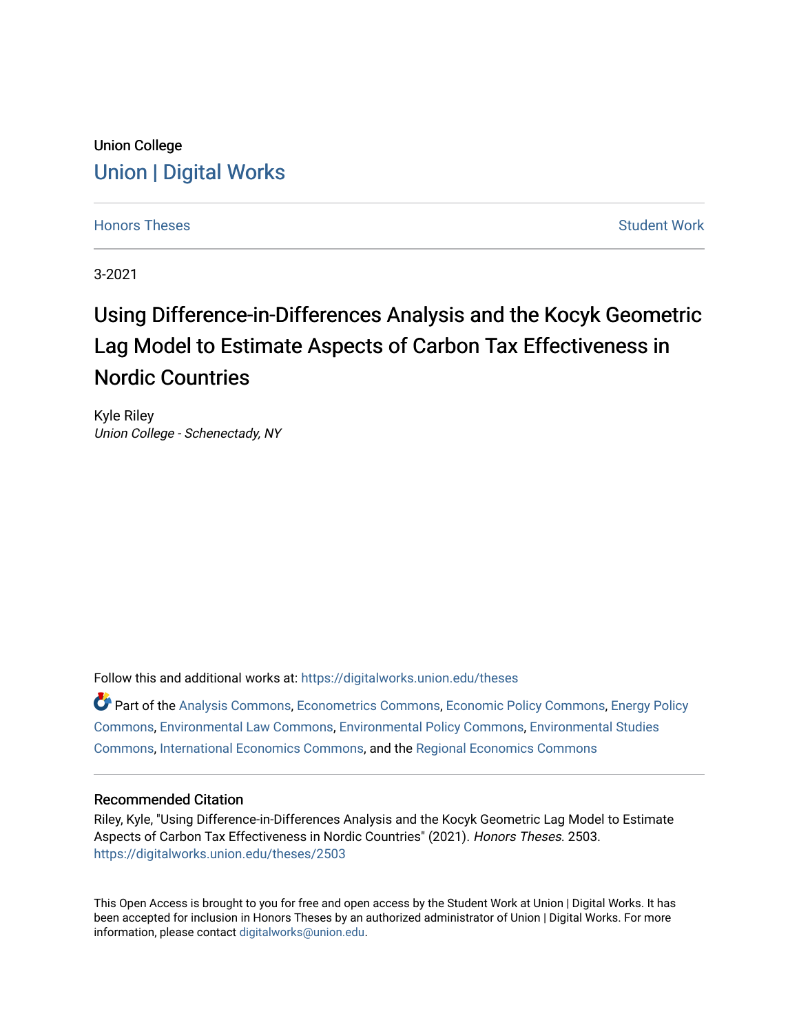Union College

# Union | Digital Works

Honors Theses

Student Work

3-2021

# Using Difference-in-Differences Analysis and the Kocyk Geometric Lag Model to Estimate Aspects of Carbon Tax Effectiveness in Nordic Countries

Kyle Riley

*Union College - Schenectady, NY*

Follow this and additional works at: https://digitalworks.union.edu/theses

Part of the Analysis Commons, Econometrics Commons, Economic Policy Commons, Energy Policy Commons, Environmental Law Commons, Environmental Policy Commons, Environmental Studies Commons, International Economics Commons, and the Regional Economics Commons

### Recommended Citation

Riley, Kyle, "Using Difference-in-Differences Analysis and the Kocyk Geometric Lag Model to Estimate Aspects of Carbon Tax Effectiveness in Nordic Countries" (2021). *Honors Theses*. 2503.
https://digitalworks.union.edu/theses/2503

This Open Access is brought to you for free and open access by the Student Work at Union | Digital Works. It has been accepted for inclusion in Honors Theses by an authorized administrator of Union | Digital Works. For more information, please contact digitalworks@union.edu.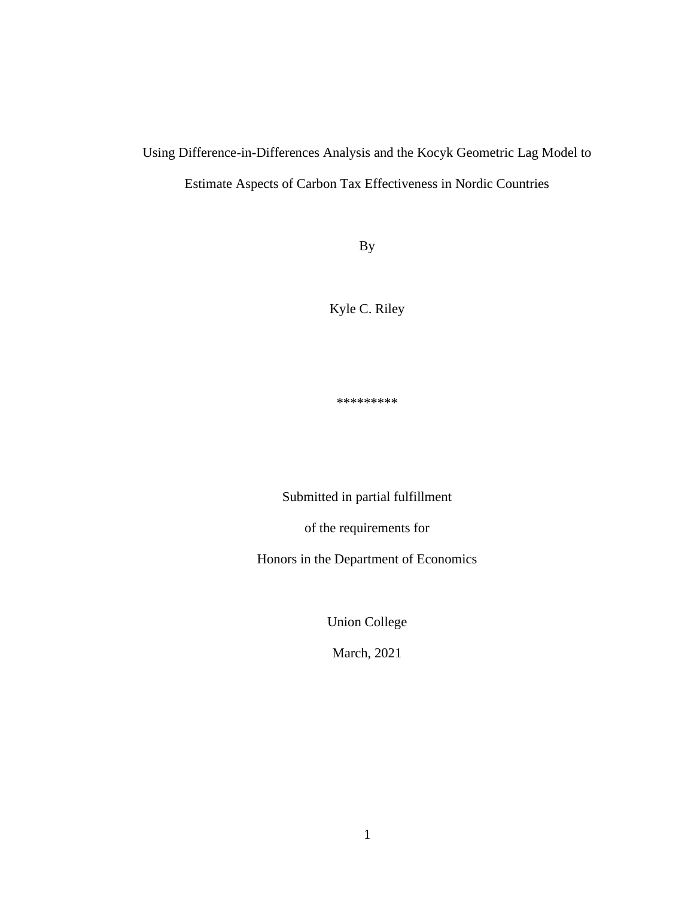# Using Difference-in-Differences Analysis and the Kocyk Geometric Lag Model to Estimate Aspects of Carbon Tax Effectiveness in Nordic Countries

By

Kyle C. Riley

*********

Submitted in partial fulfillment

of the requirements for

Honors in the Department of Economics

Union College

March, 2021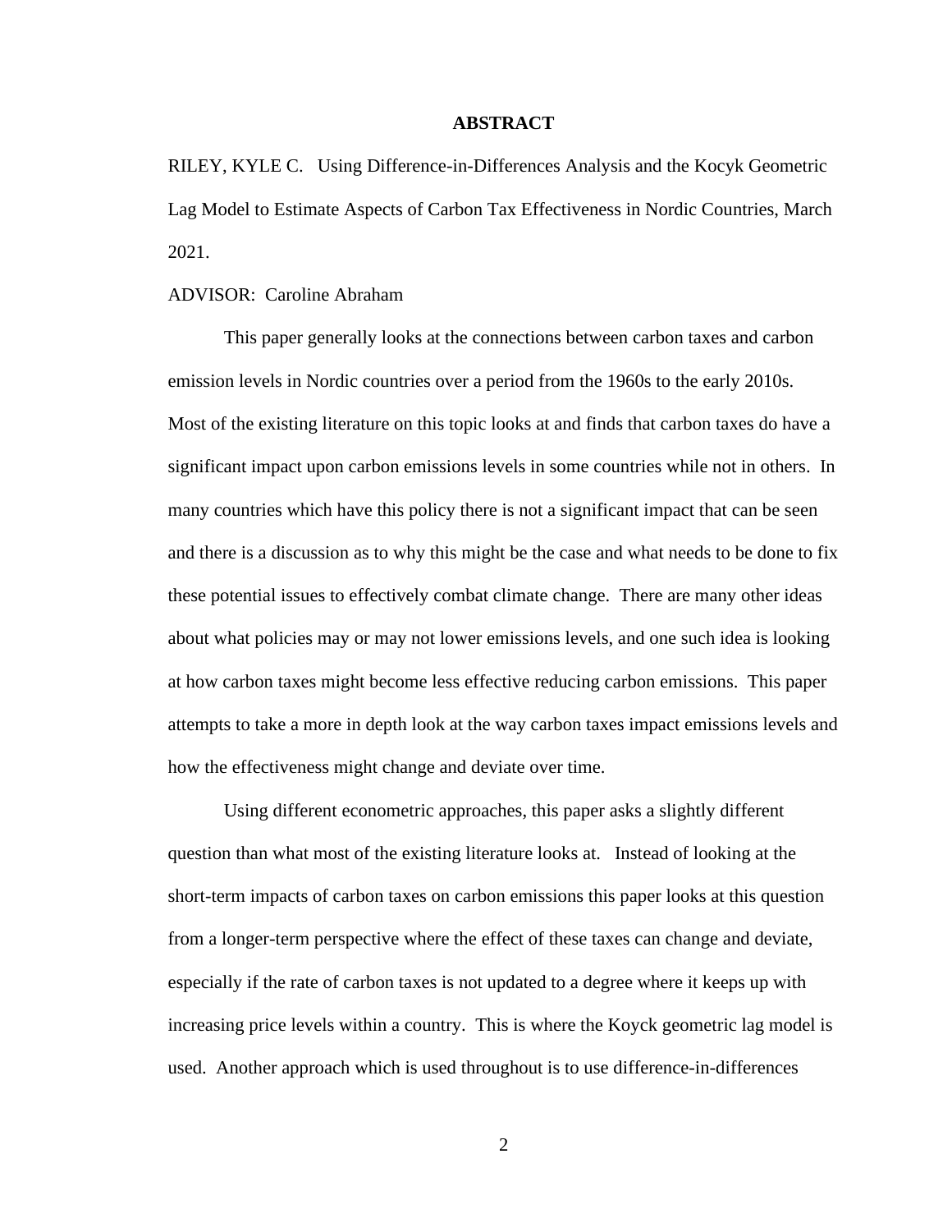# ABSTRACT

RILEY, KYLE C. Using Difference-in-Differences Analysis and the Kocyk Geometric Lag Model to Estimate Aspects of Carbon Tax Effectiveness in Nordic Countries, March 2021.

ADVISOR: Caroline Abraham

This paper generally looks at the connections between carbon taxes and carbon emission levels in Nordic countries over a period from the 1960s to the early 2010s. Most of the existing literature on this topic looks at and finds that carbon taxes do have a significant impact upon carbon emissions levels in some countries while not in others. In many countries which have this policy there is not a significant impact that can be seen and there is a discussion as to why this might be the case and what needs to be done to fix these potential issues to effectively combat climate change. There are many other ideas about what policies may or may not lower emissions levels, and one such idea is looking at how carbon taxes might become less effective reducing carbon emissions. This paper attempts to take a more in depth look at the way carbon taxes impact emissions levels and how the effectiveness might change and deviate over time.

Using different econometric approaches, this paper asks a slightly different question than what most of the existing literature looks at. Instead of looking at the short-term impacts of carbon taxes on carbon emissions this paper looks at this question from a longer-term perspective where the effect of these taxes can change and deviate, especially if the rate of carbon taxes is not updated to a degree where it keeps up with increasing price levels within a country. This is where the Koyck geometric lag model is used. Another approach which is used throughout is to use difference-in-differences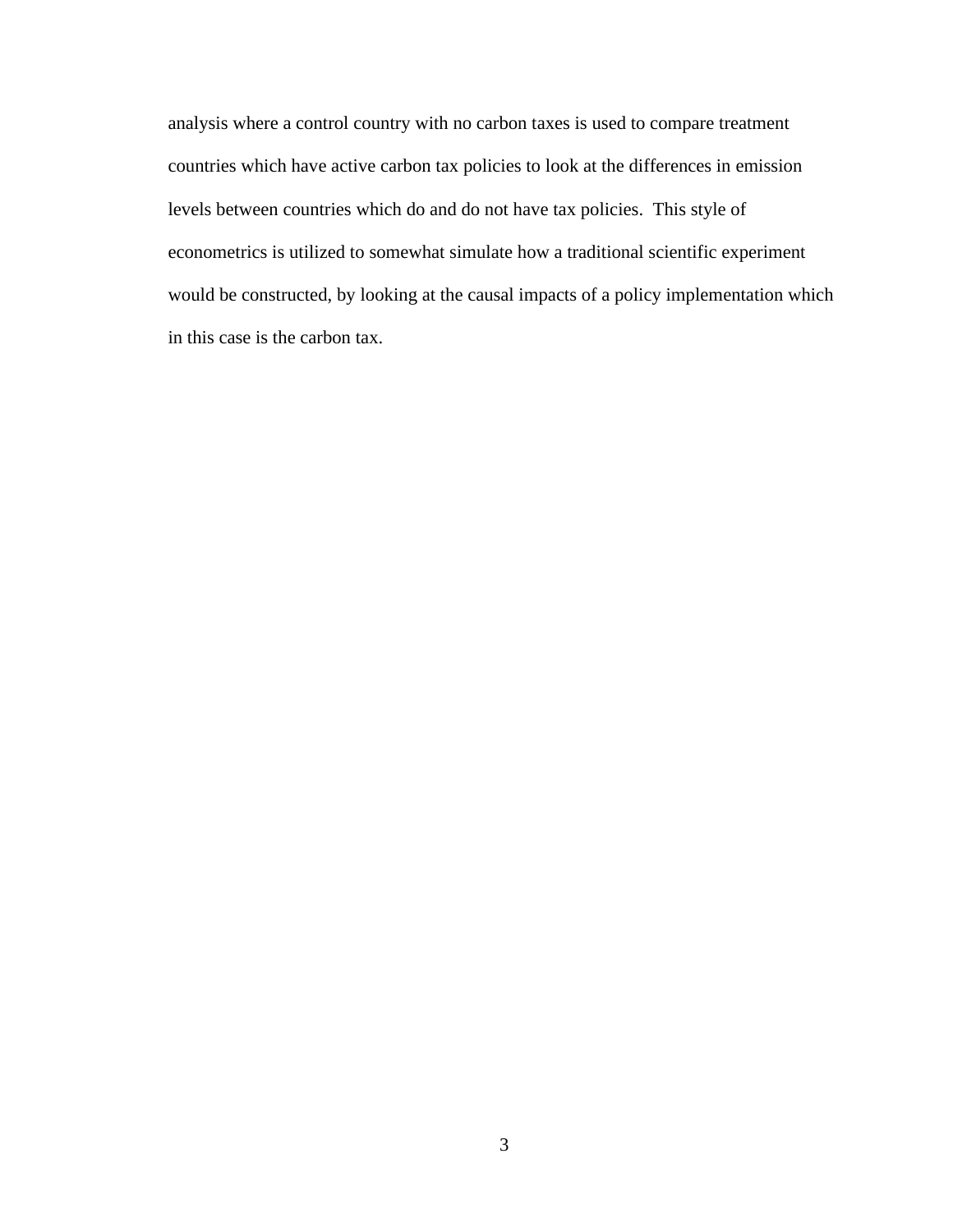analysis where a control country with no carbon taxes is used to compare treatment countries which have active carbon tax policies to look at the differences in emission levels between countries which do and do not have tax policies. This style of econometrics is utilized to somewhat simulate how a traditional scientific experiment would be constructed, by looking at the causal impacts of a policy implementation which in this case is the carbon tax.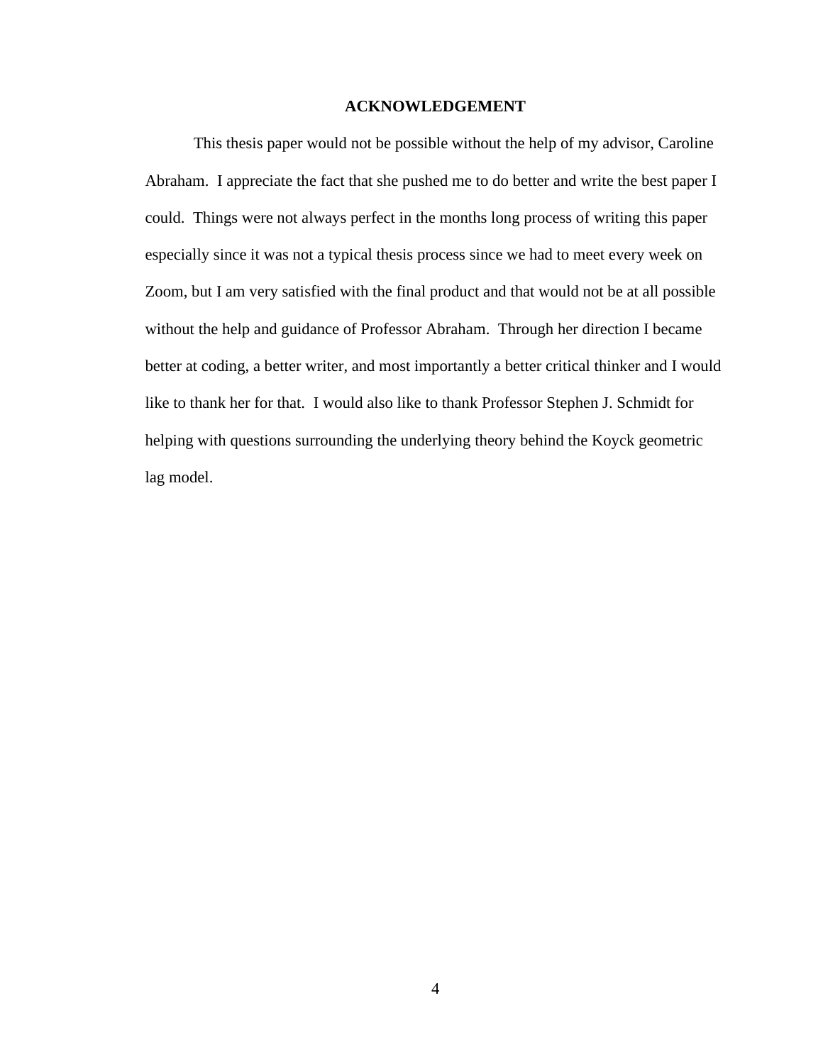# ACKNOWLEDGEMENT

This thesis paper would not be possible without the help of my advisor, Caroline Abraham. I appreciate the fact that she pushed me to do better and write the best paper I could. Things were not always perfect in the months long process of writing this paper especially since it was not a typical thesis process since we had to meet every week on Zoom, but I am very satisfied with the final product and that would not be at all possible without the help and guidance of Professor Abraham. Through her direction I became better at coding, a better writer, and most importantly a better critical thinker and I would like to thank her for that. I would also like to thank Professor Stephen J. Schmidt for helping with questions surrounding the underlying theory behind the Koyck geometric lag model.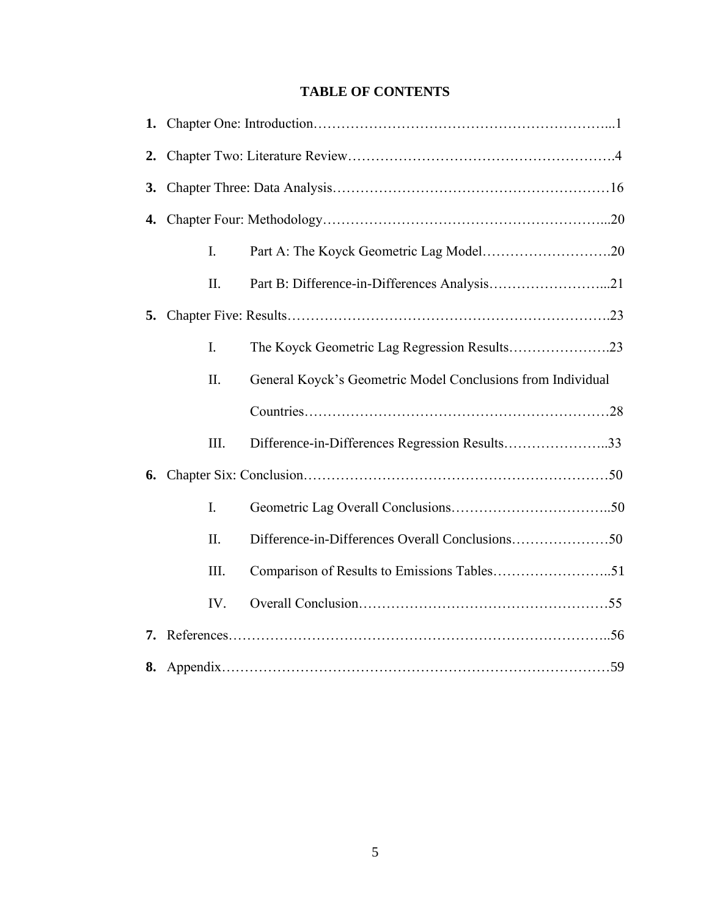# TABLE OF CONTENTS

1. **1.** Chapter One: Introduction……………………………………………………...1
2. **2.** Chapter Two: Literature Review……………………………………………….4
3. **3.** Chapter Three: Data Analysis…………………………………………………16
4. **4.** Chapter Four: Methodology…………………………………………………...20
    - I. Part A: The Koyck Geometric Lag Model……………………….20
    - II. Part B: Difference-in-Differences Analysis……………………...21
5. **5.** Chapter Five: Results………………………………………………………….23
    - I. The Koyck Geometric Lag Regression Results………………….23
    - II. General Koyck's Geometric Model Conclusions from Individual Countries…………………………………………………………28
    - III. Difference-in-Differences Regression Results…………………..33
6. **6.** Chapter Six: Conclusion………………………………………………………50
    - I. Geometric Lag Overall Conclusions……………………………..50
    - II. Difference-in-Differences Overall Conclusions…………………50
    - III. Comparison of Results to Emissions Tables……………………..51
    - IV. Overall Conclusion………………………………………………55
7. **7.** References……………………………………………………………………..56
8. **8.** Appendix………………………………………………………………………59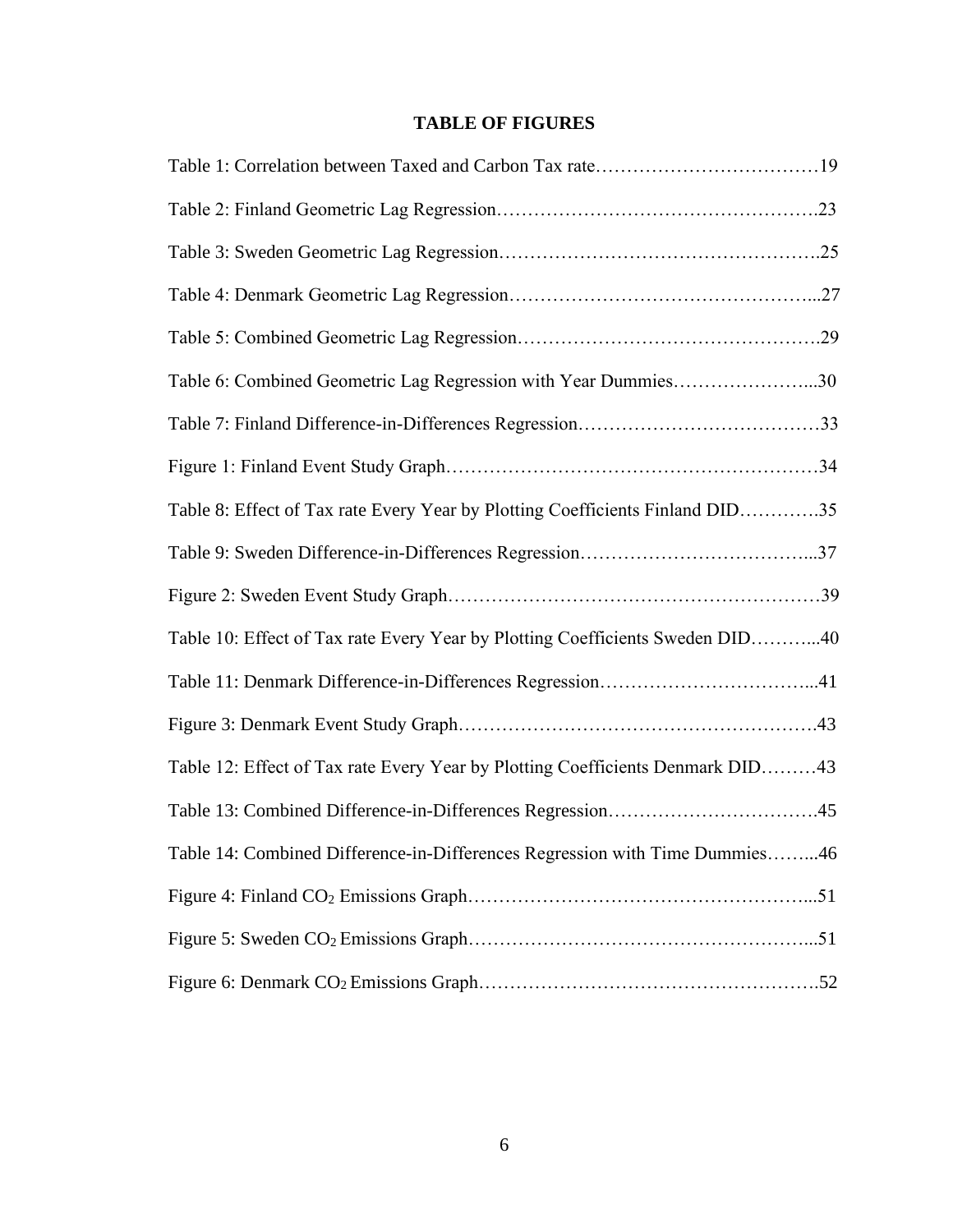**TABLE OF FIGURES**

Table 1: Correlation between Taxed and Carbon Tax rate……………………………19

Table 2: Finland Geometric Lag Regression…………………………………………..23

Table 3: Sweden Geometric Lag Regression…………………………………………..25

Table 4: Denmark Geometric Lag Regression………………………………………...27

Table 5: Combined Geometric Lag Regression……………………………………….29

Table 6: Combined Geometric Lag Regression with Year Dummies…………………...30

Table 7: Finland Difference-in-Differences Regression………………………………33

Figure 1: Finland Event Study Graph…………………………………………………34

Table 8: Effect of Tax rate Every Year by Plotting Coefficients Finland DID………….35

Table 9: Sweden Difference-in-Differences Regression……………………………...37

Figure 2: Sweden Event Study Graph…………………………………………………39

Table 10: Effect of Tax rate Every Year by Plotting Coefficients Sweden DID………...40

Table 11: Denmark Difference-in-Differences Regression…………………………...41

Figure 3: Denmark Event Study Graph……………………………………………….43

Table 12: Effect of Tax rate Every Year by Plotting Coefficients Denmark DID………43

Table 13: Combined Difference-in-Differences Regression………………………….45

Table 14: Combined Difference-in-Differences Regression with Time Dummies……...46

Figure 4: Finland $CO_2$ Emissions Graph…………………………………………...51

Figure 5: Sweden $CO_2$ Emissions Graph…………………………………………...51

Figure 6: Denmark $CO_2$ Emissions Graph………………………………………….52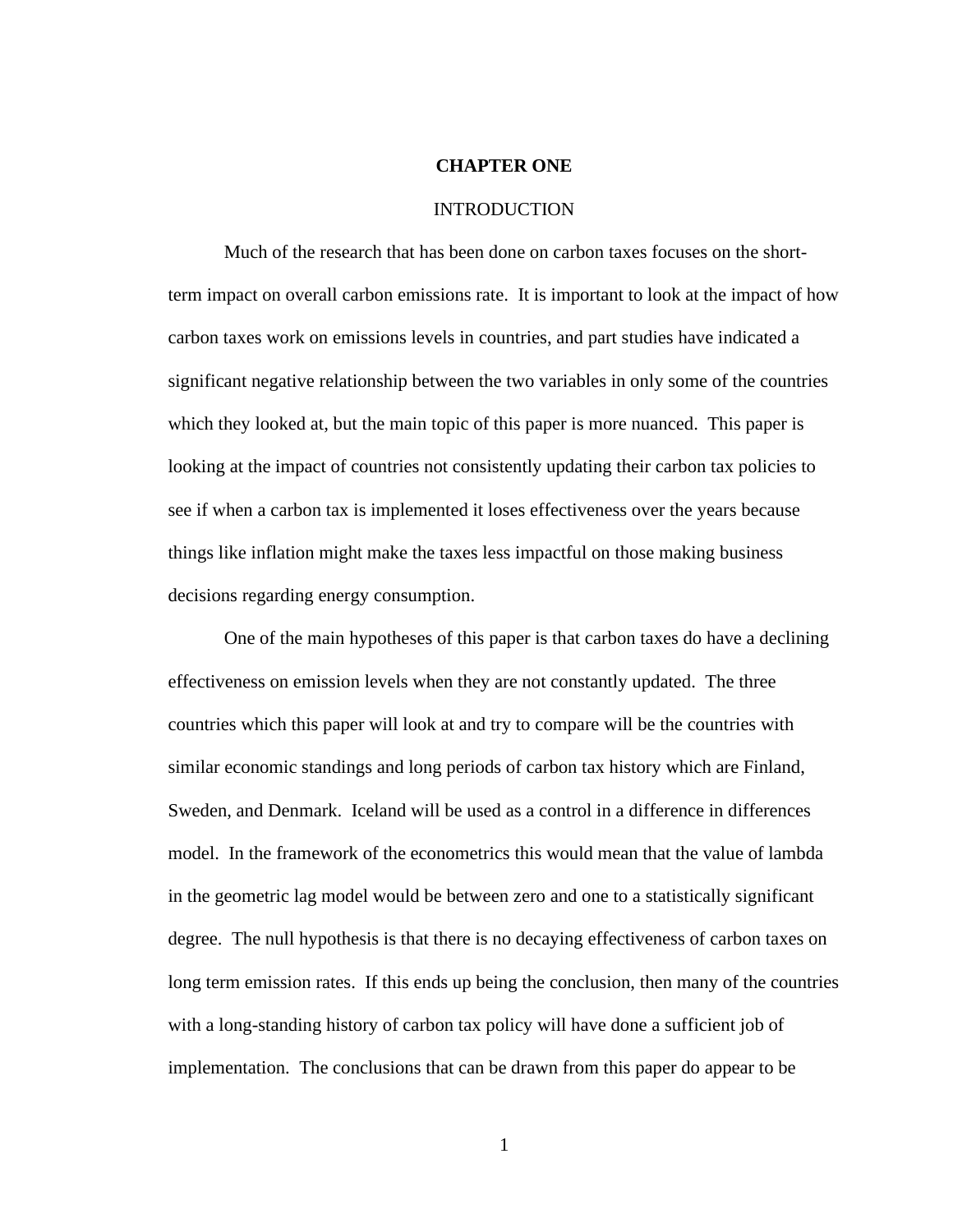# CHAPTER ONE

## INTRODUCTION

Much of the research that has been done on carbon taxes focuses on the short-term impact on overall carbon emissions rate. It is important to look at the impact of how carbon taxes work on emissions levels in countries, and part studies have indicated a significant negative relationship between the two variables in only some of the countries which they looked at, but the main topic of this paper is more nuanced. This paper is looking at the impact of countries not consistently updating their carbon tax policies to see if when a carbon tax is implemented it loses effectiveness over the years because things like inflation might make the taxes less impactful on those making business decisions regarding energy consumption.

One of the main hypotheses of this paper is that carbon taxes do have a declining effectiveness on emission levels when they are not constantly updated. The three countries which this paper will look at and try to compare will be the countries with similar economic standings and long periods of carbon tax history which are Finland, Sweden, and Denmark. Iceland will be used as a control in a difference in differences model. In the framework of the econometrics this would mean that the value of lambda in the geometric lag model would be between zero and one to a statistically significant degree. The null hypothesis is that there is no decaying effectiveness of carbon taxes on long term emission rates. If this ends up being the conclusion, then many of the countries with a long-standing history of carbon tax policy will have done a sufficient job of implementation. The conclusions that can be drawn from this paper do appear to be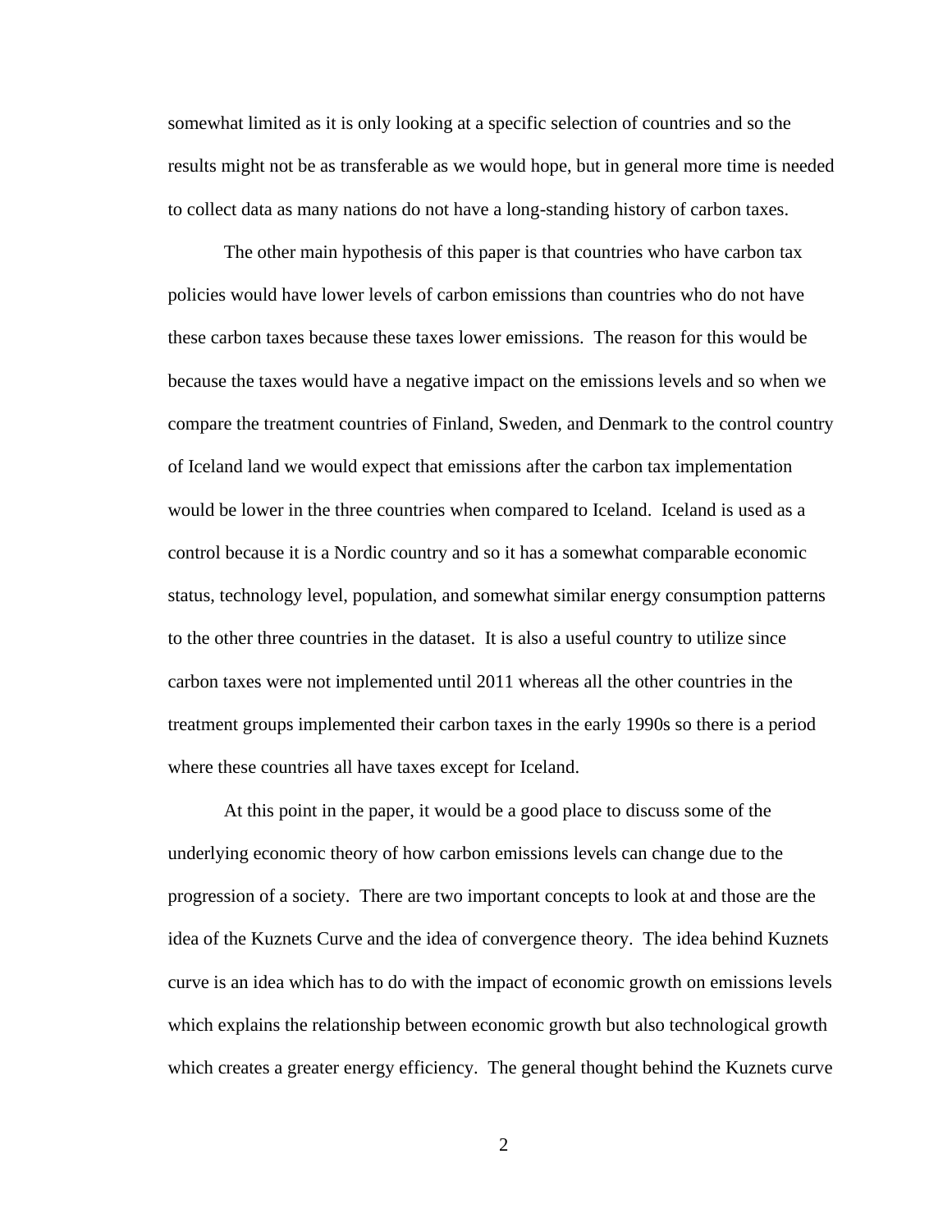somewhat limited as it is only looking at a specific selection of countries and so the results might not be as transferable as we would hope, but in general more time is needed to collect data as many nations do not have a long-standing history of carbon taxes.

The other main hypothesis of this paper is that countries who have carbon tax policies would have lower levels of carbon emissions than countries who do not have these carbon taxes because these taxes lower emissions. The reason for this would be because the taxes would have a negative impact on the emissions levels and so when we compare the treatment countries of Finland, Sweden, and Denmark to the control country of Iceland land we would expect that emissions after the carbon tax implementation would be lower in the three countries when compared to Iceland. Iceland is used as a control because it is a Nordic country and so it has a somewhat comparable economic status, technology level, population, and somewhat similar energy consumption patterns to the other three countries in the dataset. It is also a useful country to utilize since carbon taxes were not implemented until 2011 whereas all the other countries in the treatment groups implemented their carbon taxes in the early 1990s so there is a period where these countries all have taxes except for Iceland.

At this point in the paper, it would be a good place to discuss some of the underlying economic theory of how carbon emissions levels can change due to the progression of a society. There are two important concepts to look at and those are the idea of the Kuznets Curve and the idea of convergence theory. The idea behind Kuznets curve is an idea which has to do with the impact of economic growth on emissions levels which explains the relationship between economic growth but also technological growth which creates a greater energy efficiency. The general thought behind the Kuznets curve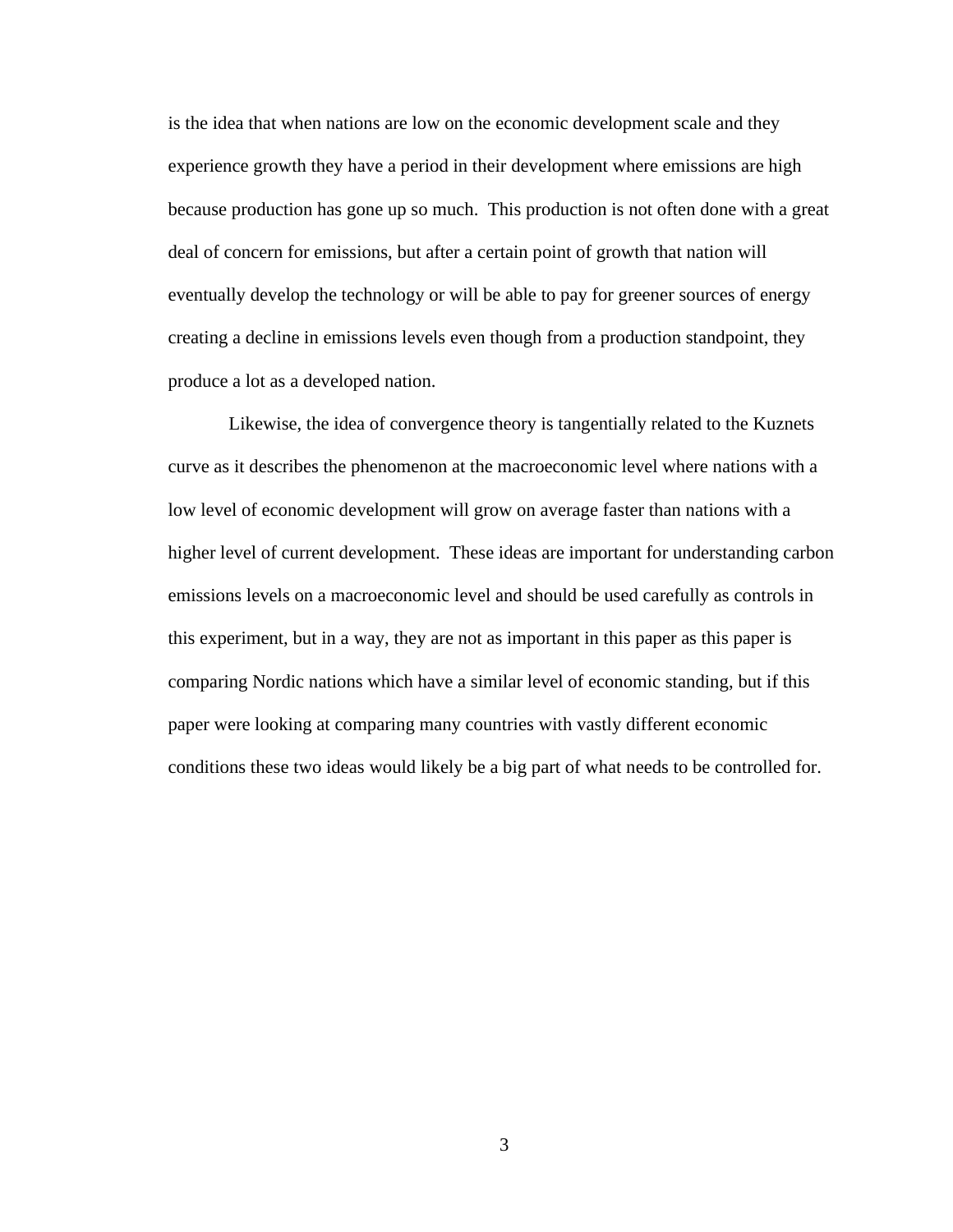is the idea that when nations are low on the economic development scale and they experience growth they have a period in their development where emissions are high because production has gone up so much.  This production is not often done with a great deal of concern for emissions, but after a certain point of growth that nation will eventually develop the technology or will be able to pay for greener sources of energy creating a decline in emissions levels even though from a production standpoint, they produce a lot as a developed nation.

Likewise, the idea of convergence theory is tangentially related to the Kuznets curve as it describes the phenomenon at the macroeconomic level where nations with a low level of economic development will grow on average faster than nations with a higher level of current development.  These ideas are important for understanding carbon emissions levels on a macroeconomic level and should be used carefully as controls in this experiment, but in a way, they are not as important in this paper as this paper is comparing Nordic nations which have a similar level of economic standing, but if this paper were looking at comparing many countries with vastly different economic conditions these two ideas would likely be a big part of what needs to be controlled for.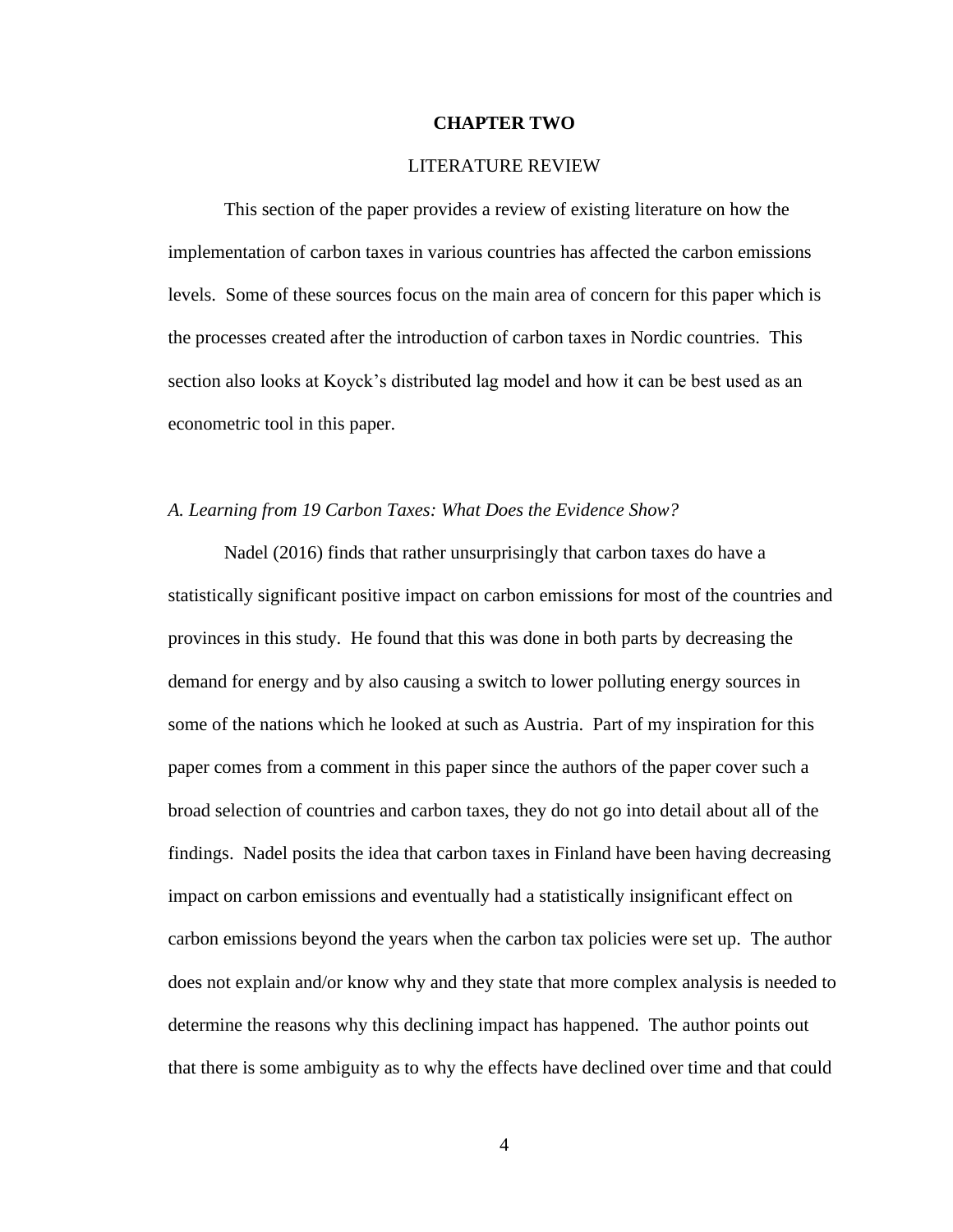# CHAPTER TWO

## LITERATURE REVIEW

This section of the paper provides a review of existing literature on how the implementation of carbon taxes in various countries has affected the carbon emissions levels. Some of these sources focus on the main area of concern for this paper which is the processes created after the introduction of carbon taxes in Nordic countries. This section also looks at Koyck's distributed lag model and how it can be best used as an econometric tool in this paper.

### *A. Learning from 19 Carbon Taxes: What Does the Evidence Show?*

Nadel (2016) finds that rather unsurprisingly that carbon taxes do have a statistically significant positive impact on carbon emissions for most of the countries and provinces in this study. He found that this was done in both parts by decreasing the demand for energy and by also causing a switch to lower polluting energy sources in some of the nations which he looked at such as Austria. Part of my inspiration for this paper comes from a comment in this paper since the authors of the paper cover such a broad selection of countries and carbon taxes, they do not go into detail about all of the findings. Nadel posits the idea that carbon taxes in Finland have been having decreasing impact on carbon emissions and eventually had a statistically insignificant effect on carbon emissions beyond the years when the carbon tax policies were set up. The author does not explain and/or know why and they state that more complex analysis is needed to determine the reasons why this declining impact has happened. The author points out that there is some ambiguity as to why the effects have declined over time and that could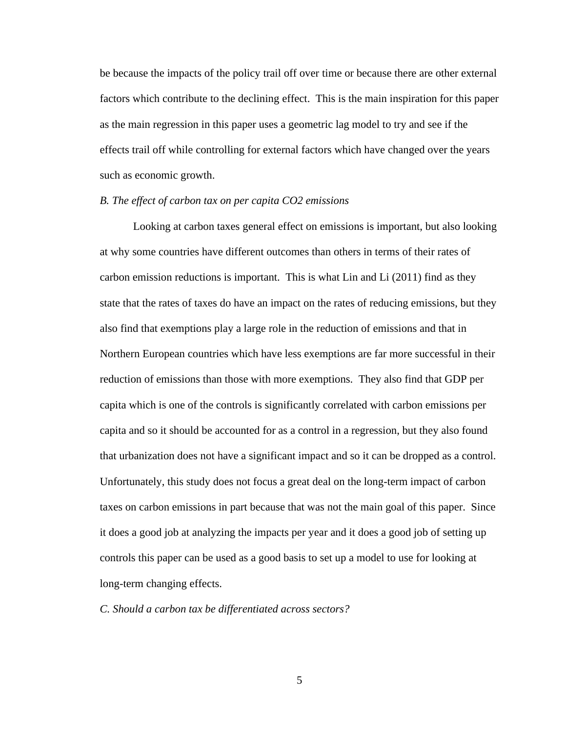be because the impacts of the policy trail off over time or because there are other external factors which contribute to the declining effect. This is the main inspiration for this paper as the main regression in this paper uses a geometric lag model to try and see if the effects trail off while controlling for external factors which have changed over the years such as economic growth.

*B. The effect of carbon tax on per capita CO2 emissions*

Looking at carbon taxes general effect on emissions is important, but also looking at why some countries have different outcomes than others in terms of their rates of carbon emission reductions is important. This is what Lin and Li (2011) find as they state that the rates of taxes do have an impact on the rates of reducing emissions, but they also find that exemptions play a large role in the reduction of emissions and that in Northern European countries which have less exemptions are far more successful in their reduction of emissions than those with more exemptions. They also find that GDP per capita which is one of the controls is significantly correlated with carbon emissions per capita and so it should be accounted for as a control in a regression, but they also found that urbanization does not have a significant impact and so it can be dropped as a control. Unfortunately, this study does not focus a great deal on the long-term impact of carbon taxes on carbon emissions in part because that was not the main goal of this paper. Since it does a good job at analyzing the impacts per year and it does a good job of setting up controls this paper can be used as a good basis to set up a model to use for looking at long-term changing effects.

*C. Should a carbon tax be differentiated across sectors?*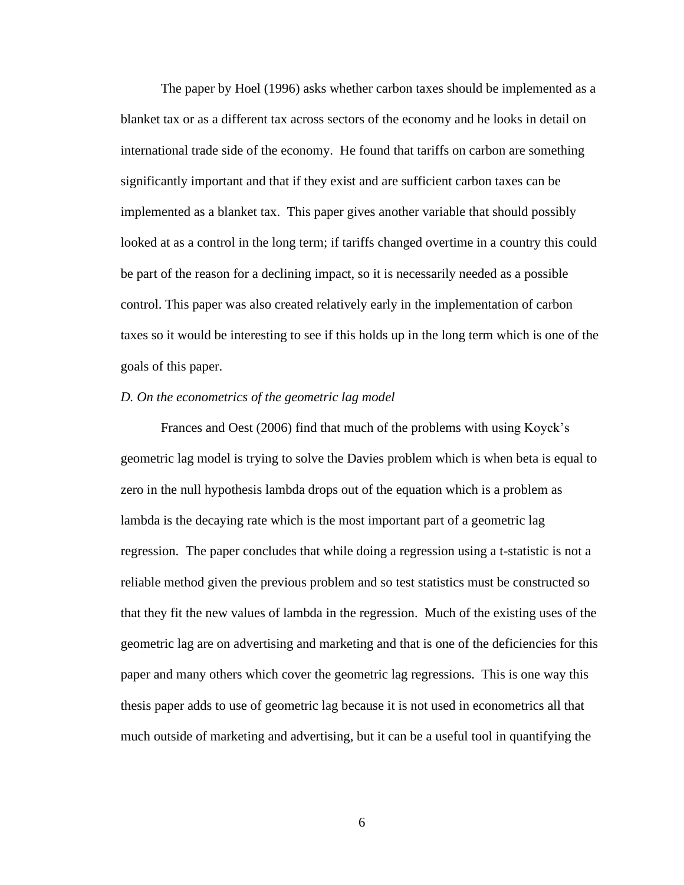The paper by Hoel (1996) asks whether carbon taxes should be implemented as a blanket tax or as a different tax across sectors of the economy and he looks in detail on international trade side of the economy. He found that tariffs on carbon are something significantly important and that if they exist and are sufficient carbon taxes can be implemented as a blanket tax. This paper gives another variable that should possibly looked at as a control in the long term; if tariffs changed overtime in a country this could be part of the reason for a declining impact, so it is necessarily needed as a possible control. This paper was also created relatively early in the implementation of carbon taxes so it would be interesting to see if this holds up in the long term which is one of the goals of this paper.

*D. On the econometrics of the geometric lag model*

Frances and Oest (2006) find that much of the problems with using Koyck's geometric lag model is trying to solve the Davies problem which is when beta is equal to zero in the null hypothesis lambda drops out of the equation which is a problem as lambda is the decaying rate which is the most important part of a geometric lag regression. The paper concludes that while doing a regression using a t-statistic is not a reliable method given the previous problem and so test statistics must be constructed so that they fit the new values of lambda in the regression. Much of the existing uses of the geometric lag are on advertising and marketing and that is one of the deficiencies for this paper and many others which cover the geometric lag regressions. This is one way this thesis paper adds to use of geometric lag because it is not used in econometrics all that much outside of marketing and advertising, but it can be a useful tool in quantifying the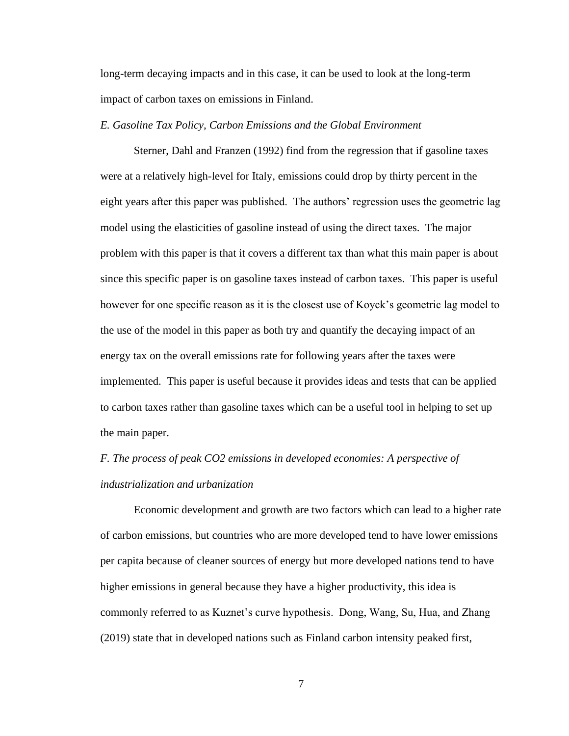long-term decaying impacts and in this case, it can be used to look at the long-term impact of carbon taxes on emissions in Finland.

### *E. Gasoline Tax Policy, Carbon Emissions and the Global Environment*

Sterner, Dahl and Franzen (1992) find from the regression that if gasoline taxes were at a relatively high-level for Italy, emissions could drop by thirty percent in the eight years after this paper was published. The authors' regression uses the geometric lag model using the elasticities of gasoline instead of using the direct taxes. The major problem with this paper is that it covers a different tax than what this main paper is about since this specific paper is on gasoline taxes instead of carbon taxes. This paper is useful however for one specific reason as it is the closest use of Koyck's geometric lag model to the use of the model in this paper as both try and quantify the decaying impact of an energy tax on the overall emissions rate for following years after the taxes were implemented. This paper is useful because it provides ideas and tests that can be applied to carbon taxes rather than gasoline taxes which can be a useful tool in helping to set up the main paper.

### *F. The process of peak CO2 emissions in developed economies: A perspective of industrialization and urbanization*

Economic development and growth are two factors which can lead to a higher rate of carbon emissions, but countries who are more developed tend to have lower emissions per capita because of cleaner sources of energy but more developed nations tend to have higher emissions in general because they have a higher productivity, this idea is commonly referred to as Kuznet's curve hypothesis. Dong, Wang, Su, Hua, and Zhang (2019) state that in developed nations such as Finland carbon intensity peaked first,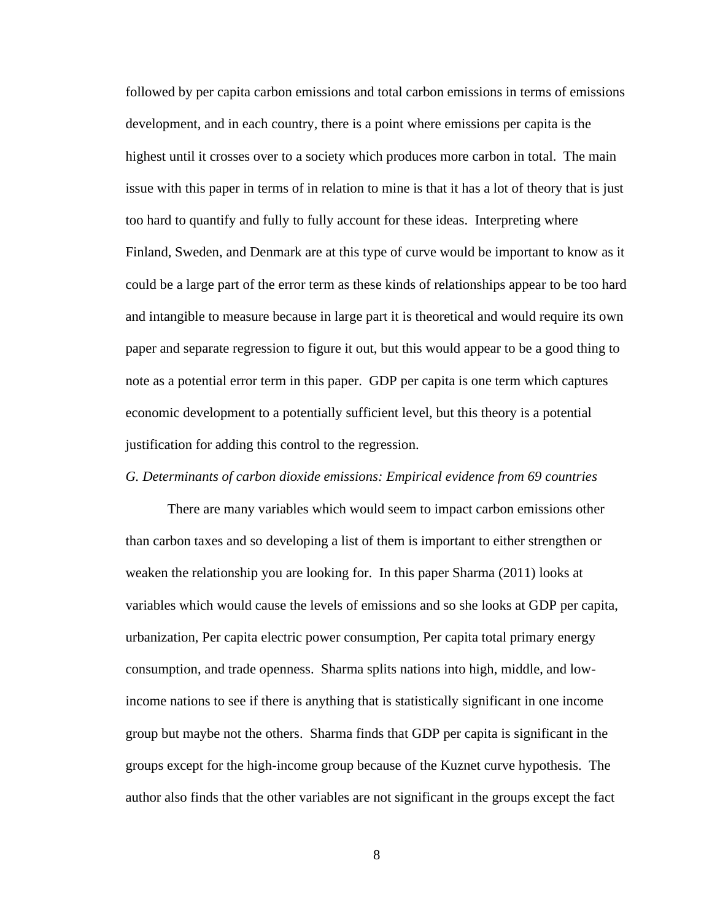followed by per capita carbon emissions and total carbon emissions in terms of emissions development, and in each country, there is a point where emissions per capita is the highest until it crosses over to a society which produces more carbon in total. The main issue with this paper in terms of in relation to mine is that it has a lot of theory that is just too hard to quantify and fully to fully account for these ideas. Interpreting where Finland, Sweden, and Denmark are at this type of curve would be important to know as it could be a large part of the error term as these kinds of relationships appear to be too hard and intangible to measure because in large part it is theoretical and would require its own paper and separate regression to figure it out, but this would appear to be a good thing to note as a potential error term in this paper. GDP per capita is one term which captures economic development to a potentially sufficient level, but this theory is a potential justification for adding this control to the regression.

*G. Determinants of carbon dioxide emissions: Empirical evidence from 69 countries*

There are many variables which would seem to impact carbon emissions other than carbon taxes and so developing a list of them is important to either strengthen or weaken the relationship you are looking for. In this paper Sharma (2011) looks at variables which would cause the levels of emissions and so she looks at GDP per capita, urbanization, Per capita electric power consumption, Per capita total primary energy consumption, and trade openness. Sharma splits nations into high, middle, and low-income nations to see if there is anything that is statistically significant in one income group but maybe not the others. Sharma finds that GDP per capita is significant in the groups except for the high-income group because of the Kuznet curve hypothesis. The author also finds that the other variables are not significant in the groups except the fact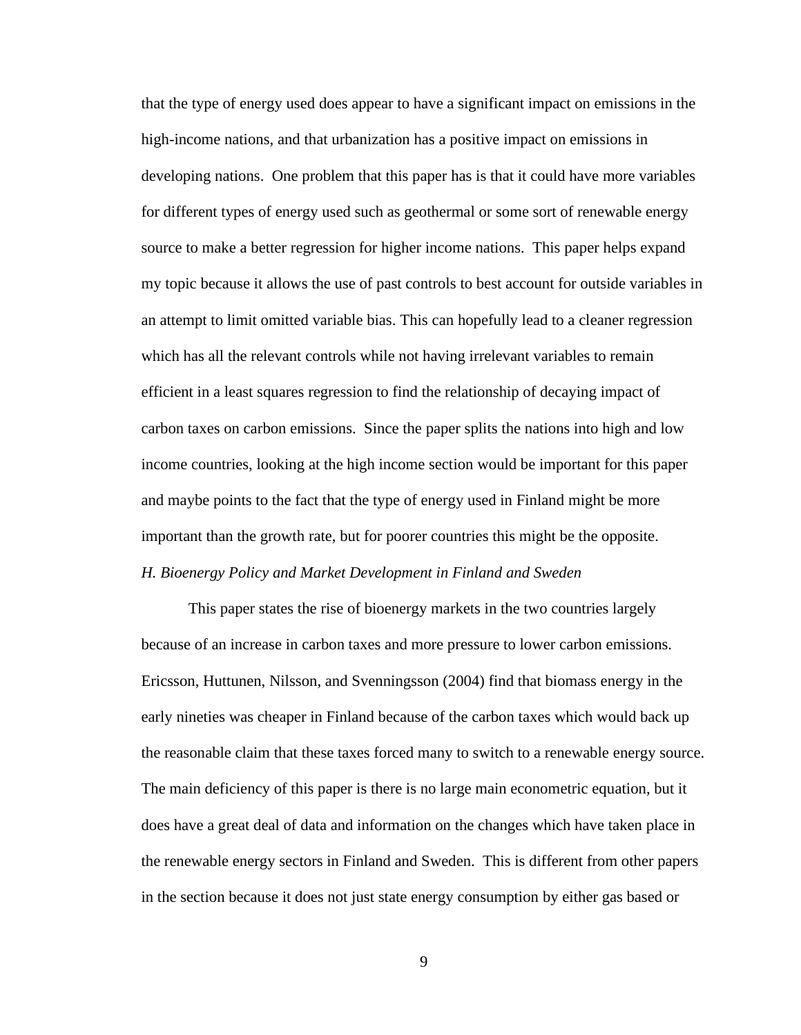that the type of energy used does appear to have a significant impact on emissions in the high-income nations, and that urbanization has a positive impact on emissions in developing nations. One problem that this paper has is that it could have more variables for different types of energy used such as geothermal or some sort of renewable energy source to make a better regression for higher income nations. This paper helps expand my topic because it allows the use of past controls to best account for outside variables in an attempt to limit omitted variable bias. This can hopefully lead to a cleaner regression which has all the relevant controls while not having irrelevant variables to remain efficient in a least squares regression to find the relationship of decaying impact of carbon taxes on carbon emissions. Since the paper splits the nations into high and low income countries, looking at the high income section would be important for this paper and maybe points to the fact that the type of energy used in Finland might be more important than the growth rate, but for poorer countries this might be the opposite.

*H. Bioenergy Policy and Market Development in Finland and Sweden*

This paper states the rise of bioenergy markets in the two countries largely because of an increase in carbon taxes and more pressure to lower carbon emissions. Ericsson, Huttunen, Nilsson, and Svenningsson (2004) find that biomass energy in the early nineties was cheaper in Finland because of the carbon taxes which would back up the reasonable claim that these taxes forced many to switch to a renewable energy source. The main deficiency of this paper is there is no large main econometric equation, but it does have a great deal of data and information on the changes which have taken place in the renewable energy sectors in Finland and Sweden. This is different from other papers in the section because it does not just state energy consumption by either gas based or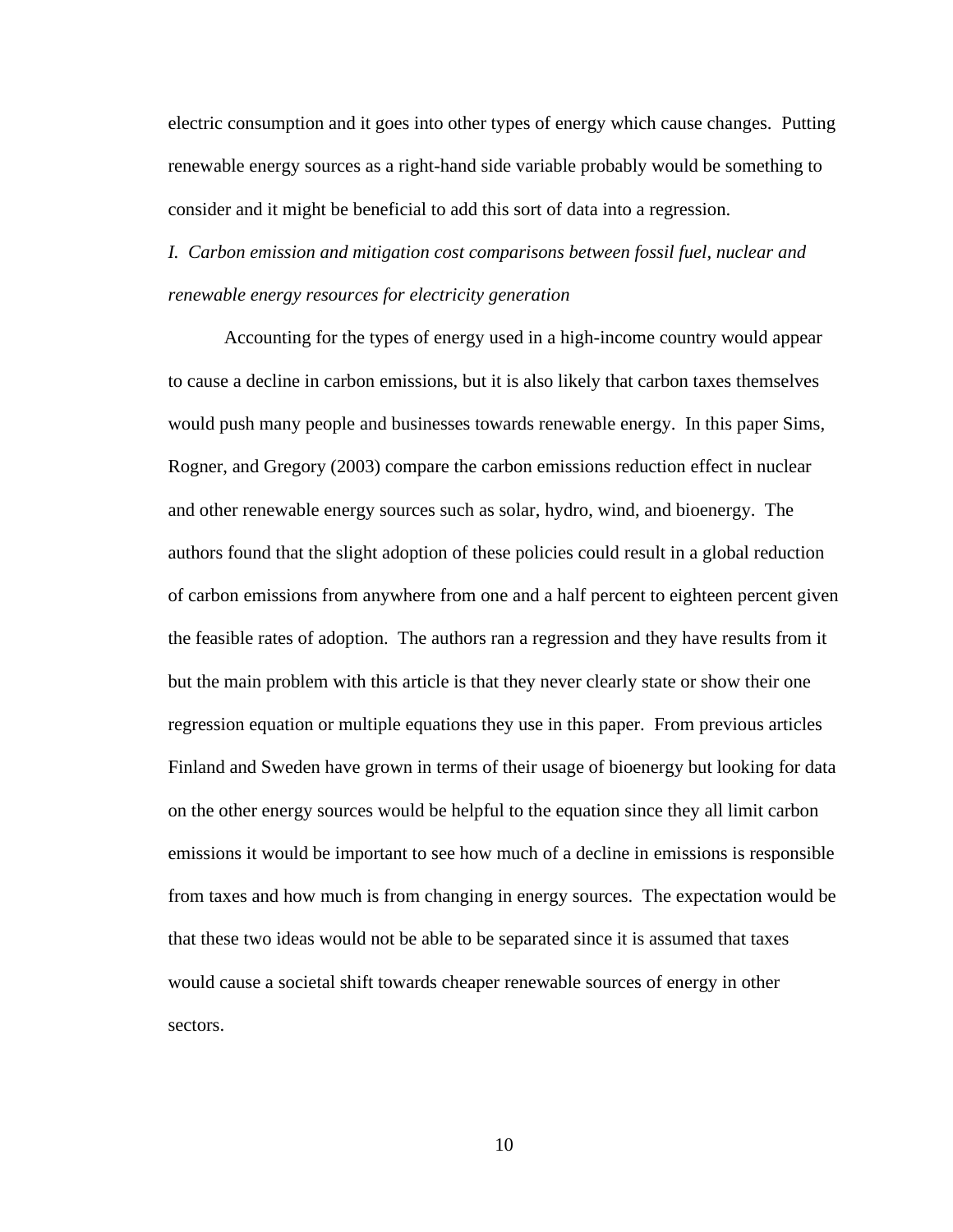electric consumption and it goes into other types of energy which cause changes. Putting renewable energy sources as a right-hand side variable probably would be something to consider and it might be beneficial to add this sort of data into a regression.

*I. Carbon emission and mitigation cost comparisons between fossil fuel, nuclear and renewable energy resources for electricity generation*

Accounting for the types of energy used in a high-income country would appear to cause a decline in carbon emissions, but it is also likely that carbon taxes themselves would push many people and businesses towards renewable energy. In this paper Sims, Rogner, and Gregory (2003) compare the carbon emissions reduction effect in nuclear and other renewable energy sources such as solar, hydro, wind, and bioenergy. The authors found that the slight adoption of these policies could result in a global reduction of carbon emissions from anywhere from one and a half percent to eighteen percent given the feasible rates of adoption. The authors ran a regression and they have results from it but the main problem with this article is that they never clearly state or show their one regression equation or multiple equations they use in this paper. From previous articles Finland and Sweden have grown in terms of their usage of bioenergy but looking for data on the other energy sources would be helpful to the equation since they all limit carbon emissions it would be important to see how much of a decline in emissions is responsible from taxes and how much is from changing in energy sources. The expectation would be that these two ideas would not be able to be separated since it is assumed that taxes would cause a societal shift towards cheaper renewable sources of energy in other sectors.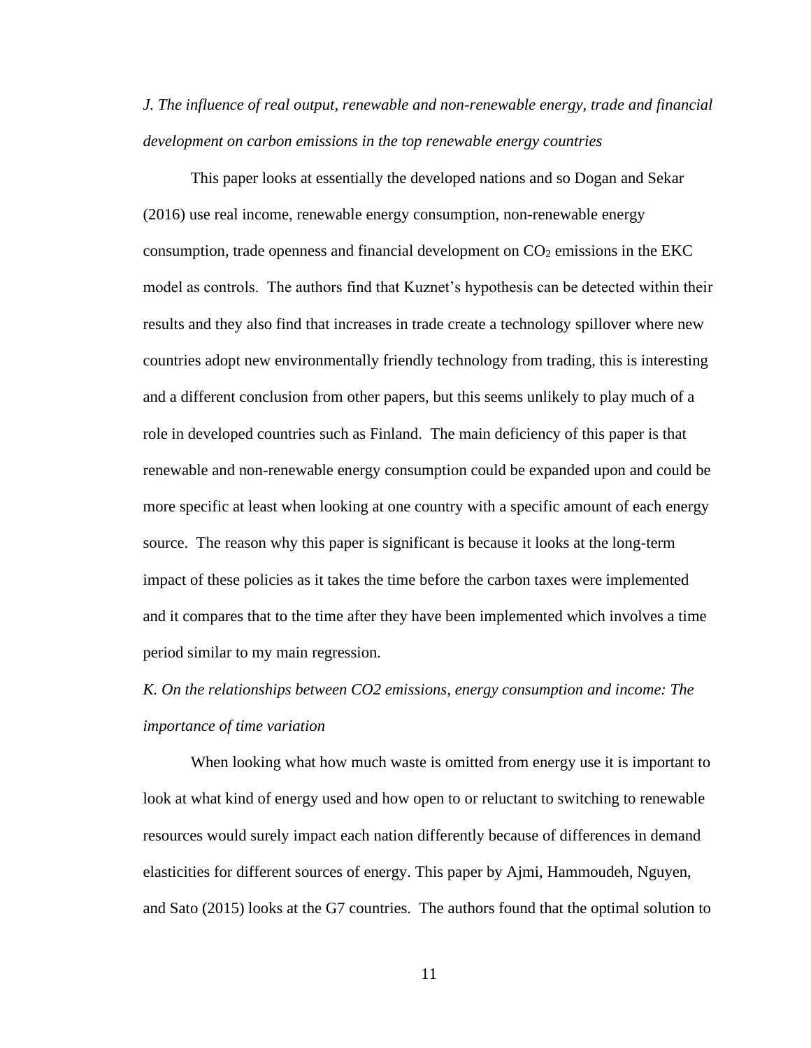*J. The influence of real output, renewable and non-renewable energy, trade and financial development on carbon emissions in the top renewable energy countries*

This paper looks at essentially the developed nations and so Dogan and Sekar (2016) use real income, renewable energy consumption, non-renewable energy consumption, trade openness and financial development on $CO_2$ emissions in the EKC model as controls. The authors find that Kuznet's hypothesis can be detected within their results and they also find that increases in trade create a technology spillover where new countries adopt new environmentally friendly technology from trading, this is interesting and a different conclusion from other papers, but this seems unlikely to play much of a role in developed countries such as Finland. The main deficiency of this paper is that renewable and non-renewable energy consumption could be expanded upon and could be more specific at least when looking at one country with a specific amount of each energy source. The reason why this paper is significant is because it looks at the long-term impact of these policies as it takes the time before the carbon taxes were implemented and it compares that to the time after they have been implemented which involves a time period similar to my main regression.

*K. On the relationships between CO2 emissions, energy consumption and income: The importance of time variation*

When looking what how much waste is omitted from energy use it is important to look at what kind of energy used and how open to or reluctant to switching to renewable resources would surely impact each nation differently because of differences in demand elasticities for different sources of energy. This paper by Ajmi, Hammoudeh, Nguyen, and Sato (2015) looks at the G7 countries. The authors found that the optimal solution to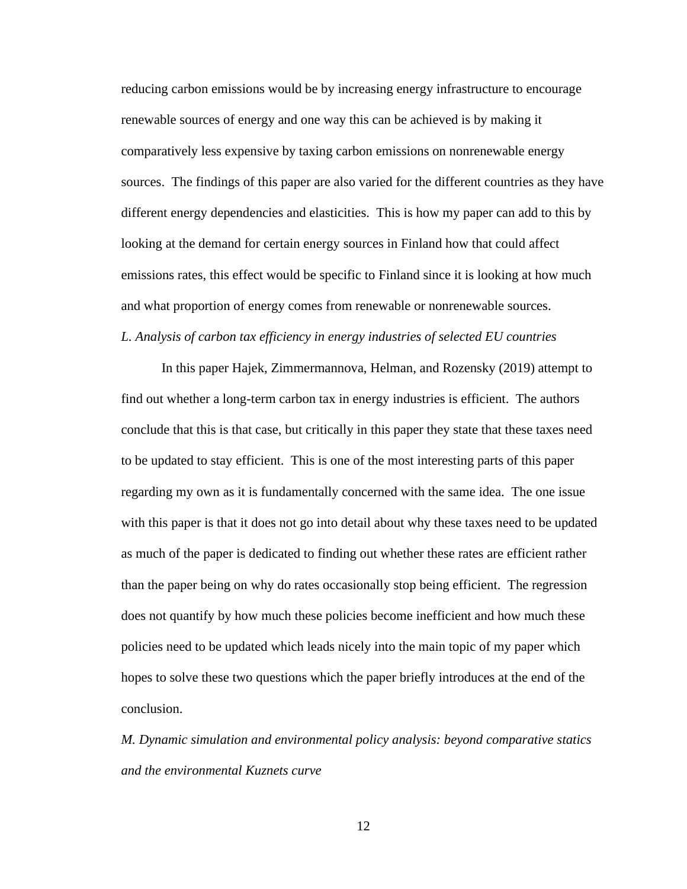reducing carbon emissions would be by increasing energy infrastructure to encourage renewable sources of energy and one way this can be achieved is by making it comparatively less expensive by taxing carbon emissions on nonrenewable energy sources. The findings of this paper are also varied for the different countries as they have different energy dependencies and elasticities. This is how my paper can add to this by looking at the demand for certain energy sources in Finland how that could affect emissions rates, this effect would be specific to Finland since it is looking at how much and what proportion of energy comes from renewable or nonrenewable sources.

*L. Analysis of carbon tax efficiency in energy industries of selected EU countries*

In this paper Hajek, Zimmermannova, Helman, and Rozensky (2019) attempt to find out whether a long-term carbon tax in energy industries is efficient. The authors conclude that this is that case, but critically in this paper they state that these taxes need to be updated to stay efficient. This is one of the most interesting parts of this paper regarding my own as it is fundamentally concerned with the same idea. The one issue with this paper is that it does not go into detail about why these taxes need to be updated as much of the paper is dedicated to finding out whether these rates are efficient rather than the paper being on why do rates occasionally stop being efficient. The regression does not quantify by how much these policies become inefficient and how much these policies need to be updated which leads nicely into the main topic of my paper which hopes to solve these two questions which the paper briefly introduces at the end of the conclusion.

*M. Dynamic simulation and environmental policy analysis: beyond comparative statics and the environmental Kuznets curve*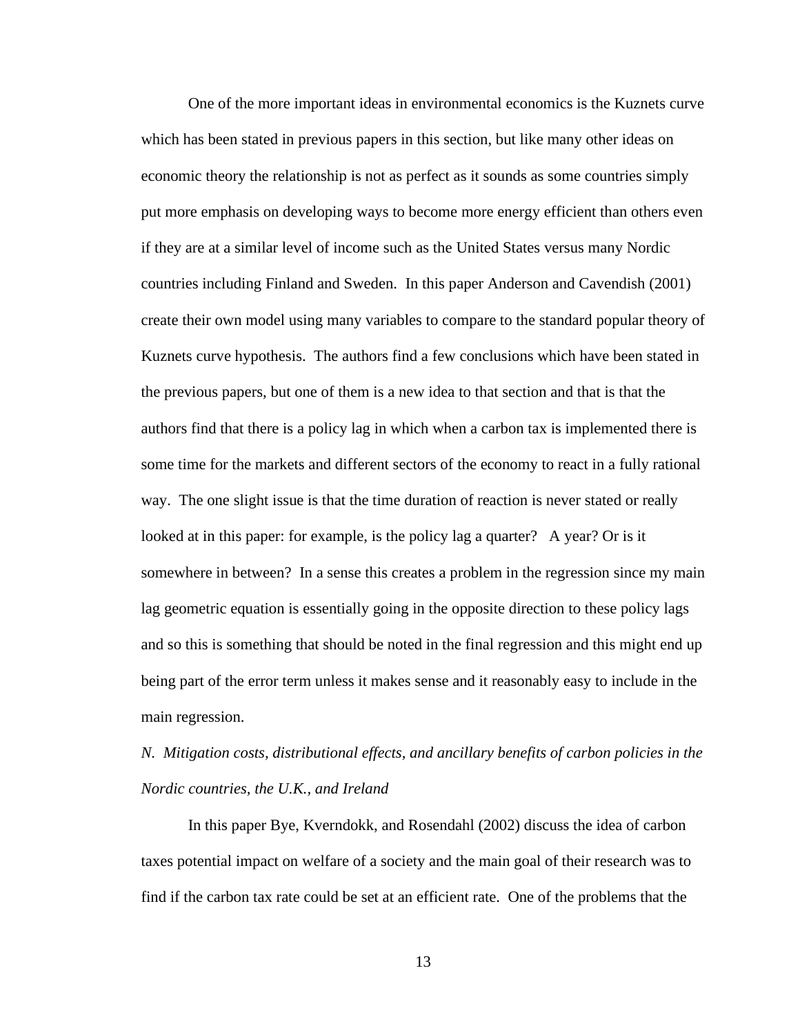One of the more important ideas in environmental economics is the Kuznets curve which has been stated in previous papers in this section, but like many other ideas on economic theory the relationship is not as perfect as it sounds as some countries simply put more emphasis on developing ways to become more energy efficient than others even if they are at a similar level of income such as the United States versus many Nordic countries including Finland and Sweden. In this paper Anderson and Cavendish (2001) create their own model using many variables to compare to the standard popular theory of Kuznets curve hypothesis. The authors find a few conclusions which have been stated in the previous papers, but one of them is a new idea to that section and that is that the authors find that there is a policy lag in which when a carbon tax is implemented there is some time for the markets and different sectors of the economy to react in a fully rational way. The one slight issue is that the time duration of reaction is never stated or really looked at in this paper: for example, is the policy lag a quarter? A year? Or is it somewhere in between? In a sense this creates a problem in the regression since my main lag geometric equation is essentially going in the opposite direction to these policy lags and so this is something that should be noted in the final regression and this might end up being part of the error term unless it makes sense and it reasonably easy to include in the main regression.

*N. Mitigation costs, distributional effects, and ancillary benefits of carbon policies in the Nordic countries, the U.K., and Ireland*

In this paper Bye, Kverndokk, and Rosendahl (2002) discuss the idea of carbon taxes potential impact on welfare of a society and the main goal of their research was to find if the carbon tax rate could be set at an efficient rate. One of the problems that the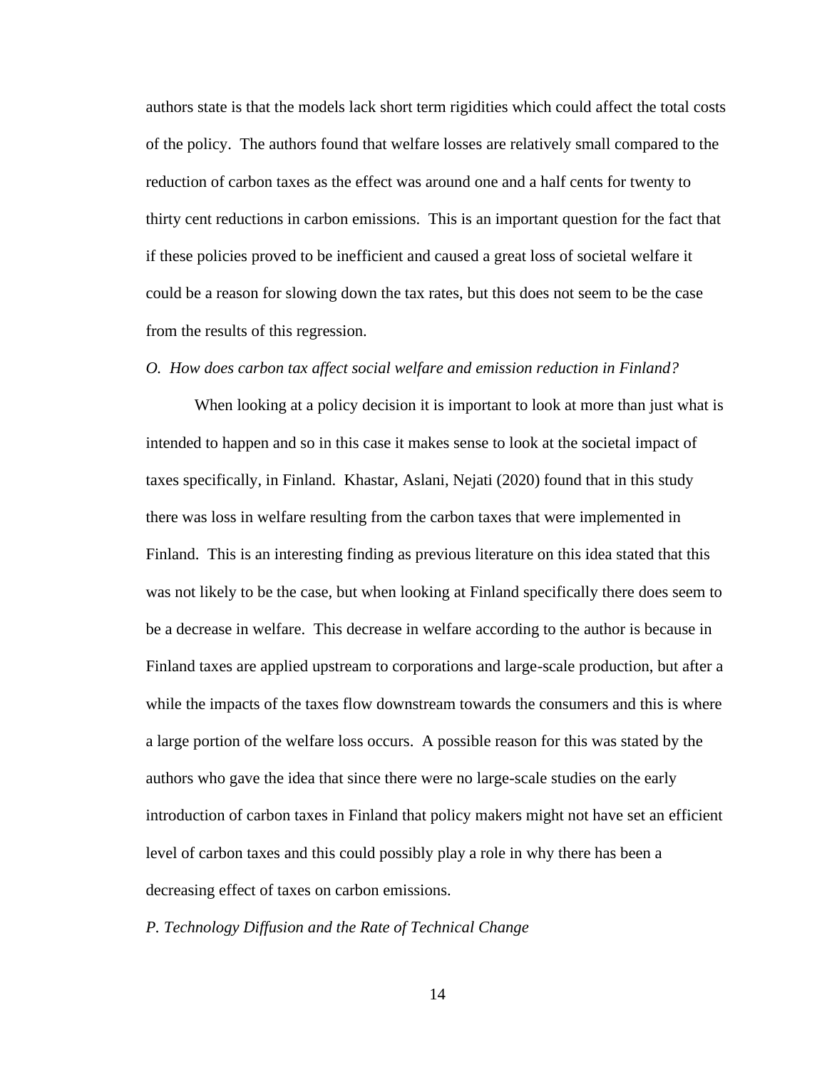authors state is that the models lack short term rigidities which could affect the total costs of the policy. The authors found that welfare losses are relatively small compared to the reduction of carbon taxes as the effect was around one and a half cents for twenty to thirty cent reductions in carbon emissions. This is an important question for the fact that if these policies proved to be inefficient and caused a great loss of societal welfare it could be a reason for slowing down the tax rates, but this does not seem to be the case from the results of this regression.

*O. How does carbon tax affect social welfare and emission reduction in Finland?*

When looking at a policy decision it is important to look at more than just what is intended to happen and so in this case it makes sense to look at the societal impact of taxes specifically, in Finland. Khastar, Aslani, Nejati (2020) found that in this study there was loss in welfare resulting from the carbon taxes that were implemented in Finland. This is an interesting finding as previous literature on this idea stated that this was not likely to be the case, but when looking at Finland specifically there does seem to be a decrease in welfare. This decrease in welfare according to the author is because in Finland taxes are applied upstream to corporations and large-scale production, but after a while the impacts of the taxes flow downstream towards the consumers and this is where a large portion of the welfare loss occurs. A possible reason for this was stated by the authors who gave the idea that since there were no large-scale studies on the early introduction of carbon taxes in Finland that policy makers might not have set an efficient level of carbon taxes and this could possibly play a role in why there has been a decreasing effect of taxes on carbon emissions.

*P. Technology Diffusion and the Rate of Technical Change*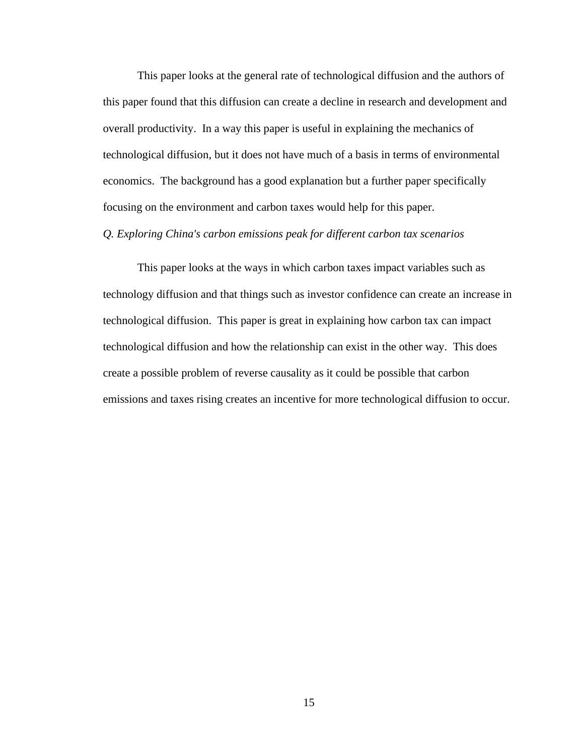This paper looks at the general rate of technological diffusion and the authors of this paper found that this diffusion can create a decline in research and development and overall productivity. In a way this paper is useful in explaining the mechanics of technological diffusion, but it does not have much of a basis in terms of environmental economics. The background has a good explanation but a further paper specifically focusing on the environment and carbon taxes would help for this paper.

*Q. Exploring China's carbon emissions peak for different carbon tax scenarios*

This paper looks at the ways in which carbon taxes impact variables such as technology diffusion and that things such as investor confidence can create an increase in technological diffusion. This paper is great in explaining how carbon tax can impact technological diffusion and how the relationship can exist in the other way. This does create a possible problem of reverse causality as it could be possible that carbon emissions and taxes rising creates an incentive for more technological diffusion to occur.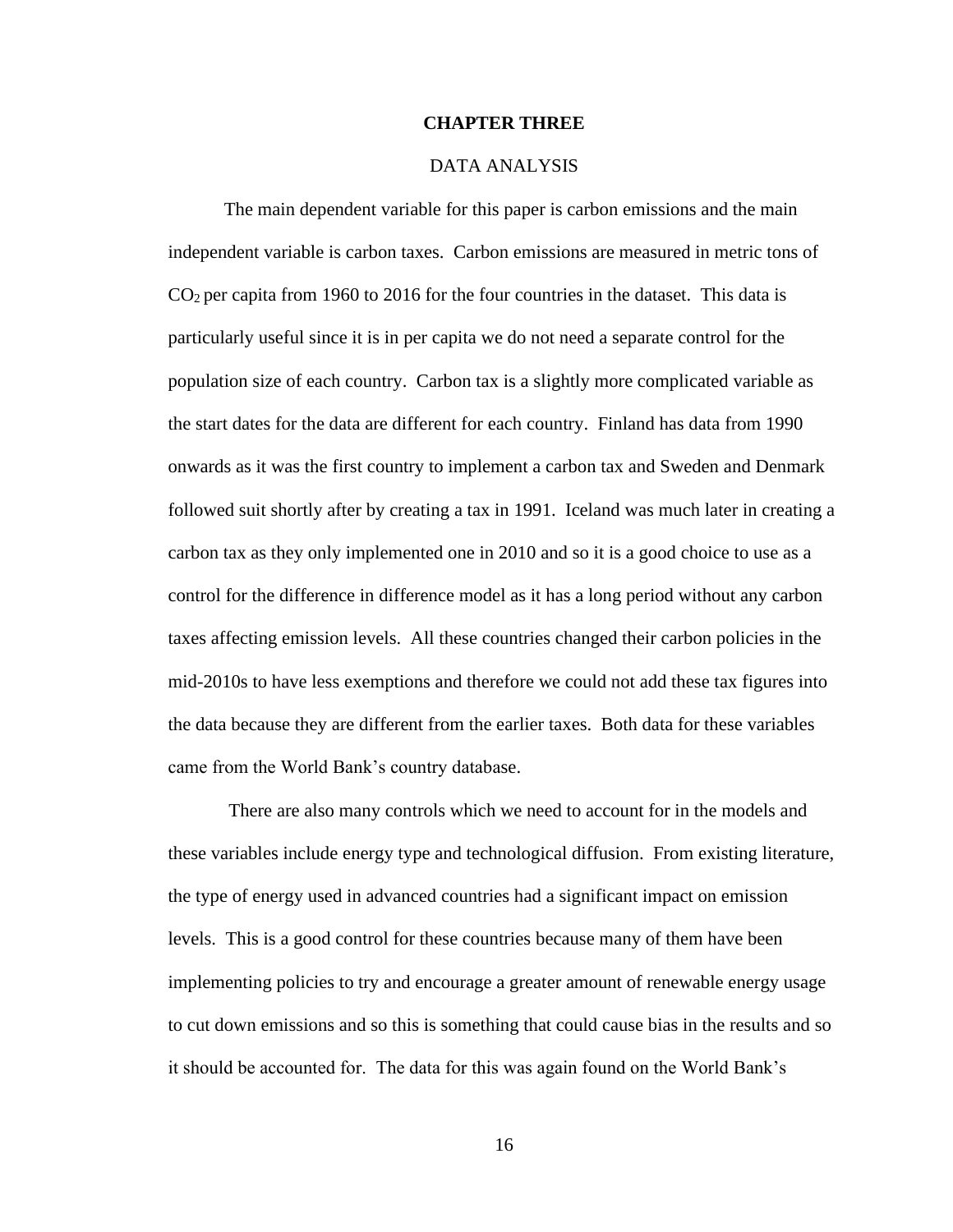# CHAPTER THREE

## DATA ANALYSIS

The main dependent variable for this paper is carbon emissions and the main independent variable is carbon taxes. Carbon emissions are measured in metric tons of $CO_2$ per capita from 1960 to 2016 for the four countries in the dataset. This data is particularly useful since it is in per capita we do not need a separate control for the population size of each country. Carbon tax is a slightly more complicated variable as the start dates for the data are different for each country. Finland has data from 1990 onwards as it was the first country to implement a carbon tax and Sweden and Denmark followed suit shortly after by creating a tax in 1991. Iceland was much later in creating a carbon tax as they only implemented one in 2010 and so it is a good choice to use as a control for the difference in difference model as it has a long period without any carbon taxes affecting emission levels. All these countries changed their carbon policies in the mid-2010s to have less exemptions and therefore we could not add these tax figures into the data because they are different from the earlier taxes. Both data for these variables came from the World Bank's country database.

There are also many controls which we need to account for in the models and these variables include energy type and technological diffusion. From existing literature, the type of energy used in advanced countries had a significant impact on emission levels. This is a good control for these countries because many of them have been implementing policies to try and encourage a greater amount of renewable energy usage to cut down emissions and so this is something that could cause bias in the results and so it should be accounted for. The data for this was again found on the World Bank's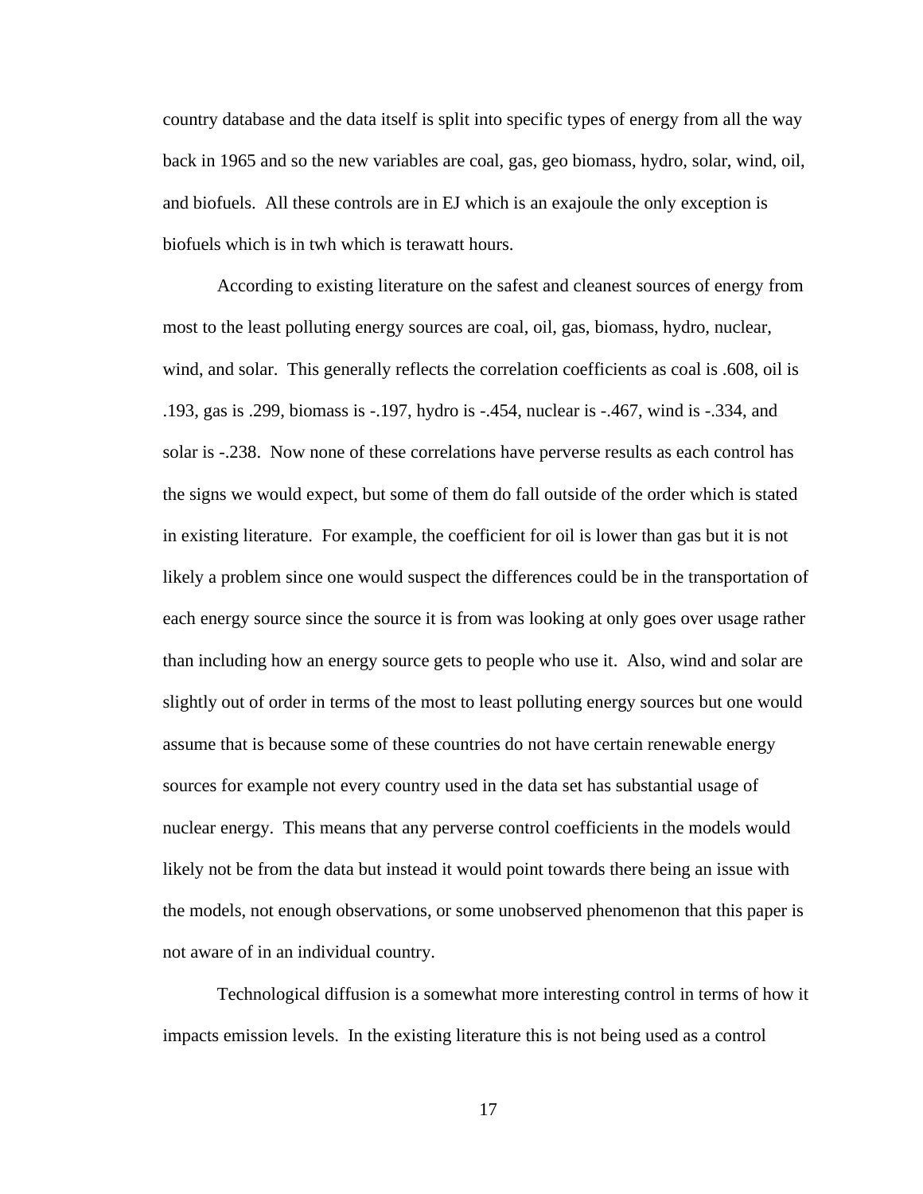country database and the data itself is split into specific types of energy from all the way back in 1965 and so the new variables are coal, gas, geo biomass, hydro, solar, wind, oil, and biofuels. All these controls are in EJ which is an exajoule the only exception is biofuels which is in twh which is terawatt hours.

According to existing literature on the safest and cleanest sources of energy from most to the least polluting energy sources are coal, oil, gas, biomass, hydro, nuclear, wind, and solar. This generally reflects the correlation coefficients as coal is .608, oil is .193, gas is .299, biomass is -.197, hydro is -.454, nuclear is -.467, wind is -.334, and solar is -.238. Now none of these correlations have perverse results as each control has the signs we would expect, but some of them do fall outside of the order which is stated in existing literature. For example, the coefficient for oil is lower than gas but it is not likely a problem since one would suspect the differences could be in the transportation of each energy source since the source it is from was looking at only goes over usage rather than including how an energy source gets to people who use it. Also, wind and solar are slightly out of order in terms of the most to least polluting energy sources but one would assume that is because some of these countries do not have certain renewable energy sources for example not every country used in the data set has substantial usage of nuclear energy. This means that any perverse control coefficients in the models would likely not be from the data but instead it would point towards there being an issue with the models, not enough observations, or some unobserved phenomenon that this paper is not aware of in an individual country.

Technological diffusion is a somewhat more interesting control in terms of how it impacts emission levels. In the existing literature this is not being used as a control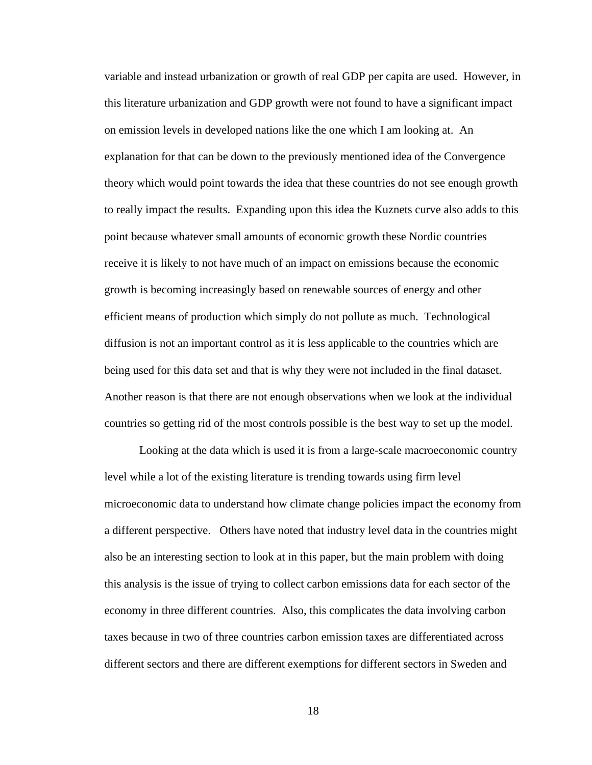variable and instead urbanization or growth of real GDP per capita are used. However, in this literature urbanization and GDP growth were not found to have a significant impact on emission levels in developed nations like the one which I am looking at. An explanation for that can be down to the previously mentioned idea of the Convergence theory which would point towards the idea that these countries do not see enough growth to really impact the results. Expanding upon this idea the Kuznets curve also adds to this point because whatever small amounts of economic growth these Nordic countries receive it is likely to not have much of an impact on emissions because the economic growth is becoming increasingly based on renewable sources of energy and other efficient means of production which simply do not pollute as much. Technological diffusion is not an important control as it is less applicable to the countries which are being used for this data set and that is why they were not included in the final dataset. Another reason is that there are not enough observations when we look at the individual countries so getting rid of the most controls possible is the best way to set up the model.

Looking at the data which is used it is from a large-scale macroeconomic country level while a lot of the existing literature is trending towards using firm level microeconomic data to understand how climate change policies impact the economy from a different perspective. Others have noted that industry level data in the countries might also be an interesting section to look at in this paper, but the main problem with doing this analysis is the issue of trying to collect carbon emissions data for each sector of the economy in three different countries. Also, this complicates the data involving carbon taxes because in two of three countries carbon emission taxes are differentiated across different sectors and there are different exemptions for different sectors in Sweden and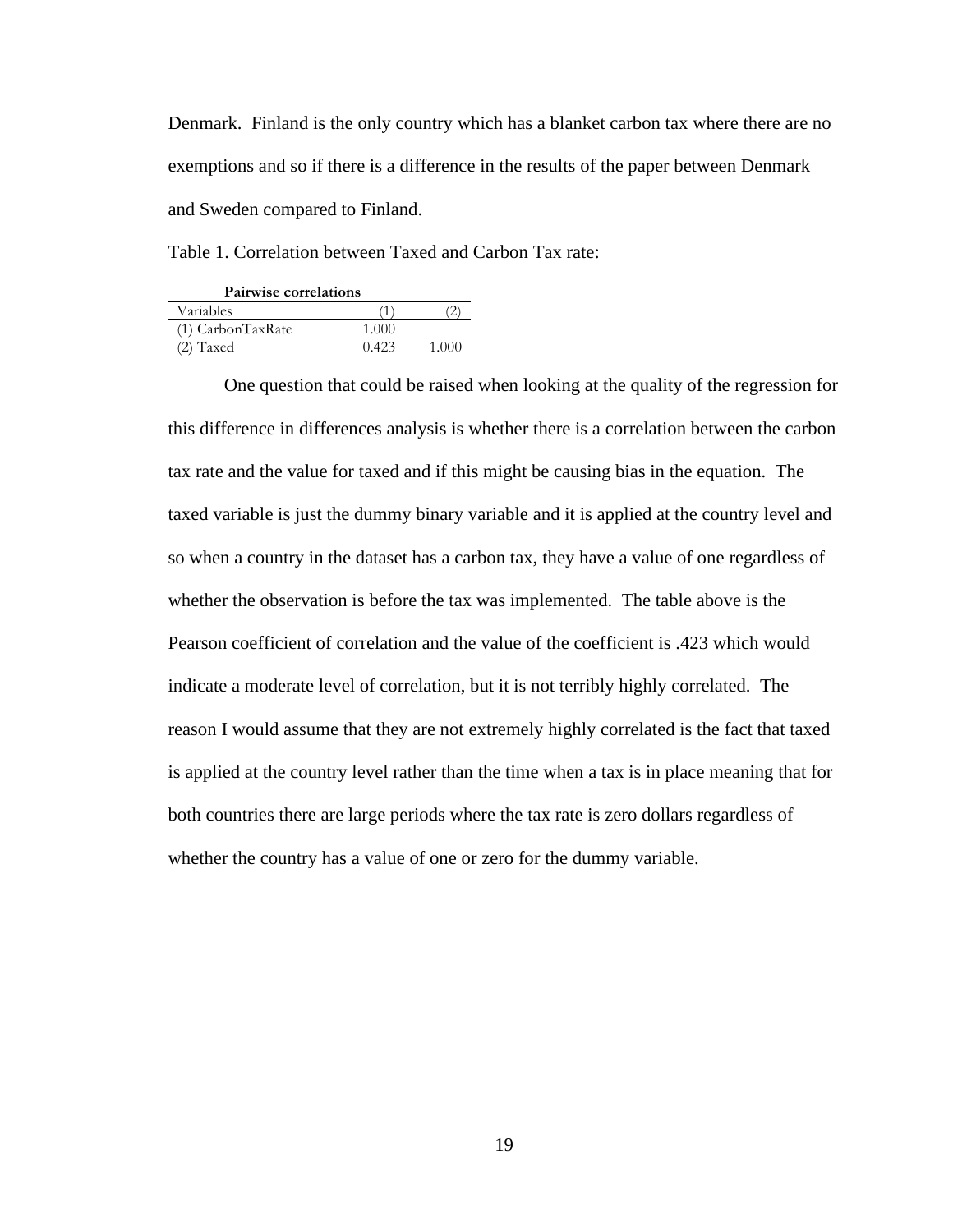Denmark. Finland is the only country which has a blanket carbon tax where there are no exemptions and so if there is a difference in the results of the paper between Denmark and Sweden compared to Finland.

Table 1. Correlation between Taxed and Carbon Tax rate:

**Pairwise correlations**

| Variables | (1) | (2) |
|---|---|---|
| (1) CarbonTaxRate | 1.000 | |
| (2) Taxed | 0.423 | 1.000 |

One question that could be raised when looking at the quality of the regression for this difference in differences analysis is whether there is a correlation between the carbon tax rate and the value for taxed and if this might be causing bias in the equation. The taxed variable is just the dummy binary variable and it is applied at the country level and so when a country in the dataset has a carbon tax, they have a value of one regardless of whether the observation is before the tax was implemented. The table above is the Pearson coefficient of correlation and the value of the coefficient is .423 which would indicate a moderate level of correlation, but it is not terribly highly correlated. The reason I would assume that they are not extremely highly correlated is the fact that taxed is applied at the country level rather than the time when a tax is in place meaning that for both countries there are large periods where the tax rate is zero dollars regardless of whether the country has a value of one or zero for the dummy variable.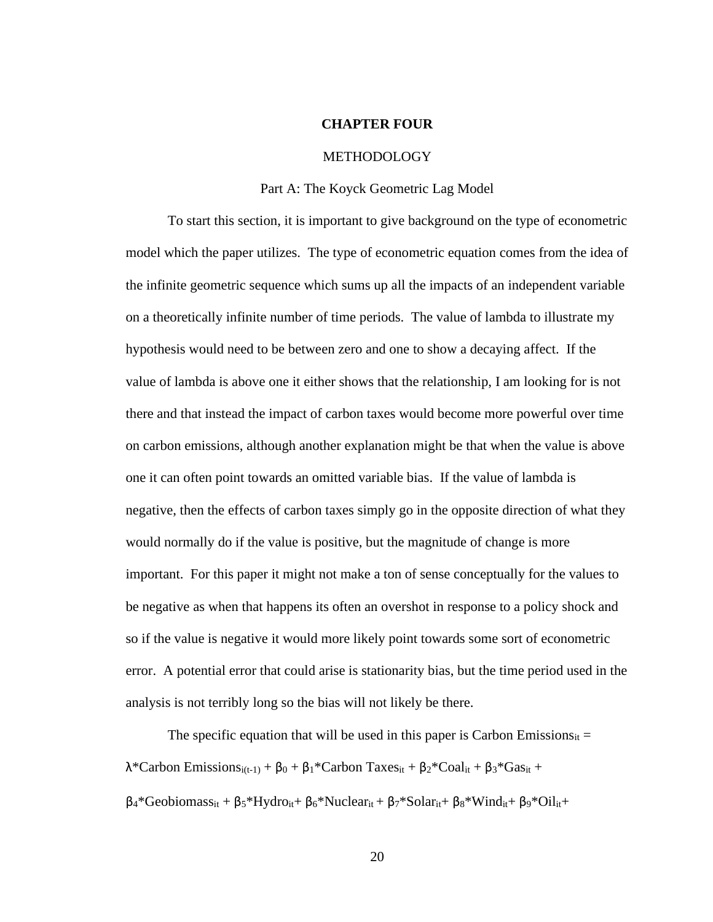# CHAPTER FOUR

## METHODOLOGY

### Part A: The Koyck Geometric Lag Model

To start this section, it is important to give background on the type of econometric model which the paper utilizes. The type of econometric equation comes from the idea of the infinite geometric sequence which sums up all the impacts of an independent variable on a theoretically infinite number of time periods. The value of lambda to illustrate my hypothesis would need to be between zero and one to show a decaying affect. If the value of lambda is above one it either shows that the relationship, I am looking for is not there and that instead the impact of carbon taxes would become more powerful over time on carbon emissions, although another explanation might be that when the value is above one it can often point towards an omitted variable bias. If the value of lambda is negative, then the effects of carbon taxes simply go in the opposite direction of what they would normally do if the value is positive, but the magnitude of change is more important. For this paper it might not make a ton of sense conceptually for the values to be negative as when that happens its often an overshot in response to a policy shock and so if the value is negative it would more likely point towards some sort of econometric error. A potential error that could arise is stationarity bias, but the time period used in the analysis is not terribly long so the bias will not likely be there.

The specific equation that will be used in this paper is Carbon $\text{Emissions}_{it}$ = $\lambda$*Carbon $\text{Emissions}_{i(t-1)}$ + $\beta_0$ + $\beta_1$*Carbon $\text{Taxes}_{it}$ + $\beta_2$*$\text{Coal}_{it}$ + $\beta_3$*$\text{Gas}_{it}$ + $\beta_4$*$\text{Geobiomass}_{it}$ + $\beta_5$*$\text{Hydro}_{it}$+ $\beta_6$*$\text{Nuclear}_{it}$ + $\beta_7$*$\text{Solar}_{it}$+ $\beta_8$*$\text{Wind}_{it}$+ $\beta_9$*$\text{Oil}_{it}$+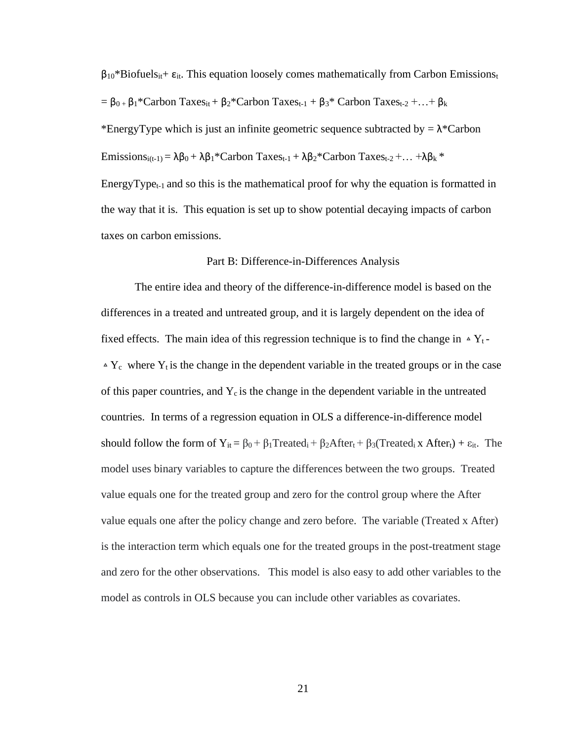$\beta_{10}$*Biofuels$_{it}$+ $\varepsilon_{it}$. This equation loosely comes mathematically from Carbon Emissions$_t$ = $\beta_0$ + $\beta_1$*Carbon Taxes$_{it}$ + $\beta_2$*Carbon Taxes$_{t-1}$ + $\beta_3$* Carbon Taxes$_{t-2}$ +…+ $\beta_k$ *EnergyType which is just an infinite geometric sequence subtracted by = $\lambda$*Carbon Emissions$_{i(t-1)}$ = $\lambda\beta_0$ + $\lambda\beta_1$*Carbon Taxes$_{t-1}$ + $\lambda\beta_2$*Carbon Taxes$_{t-2}$ +… +$\lambda\beta_k$ * EnergyType$_{t-1}$ and so this is the mathematical proof for why the equation is formatted in the way that it is. This equation is set up to show potential decaying impacts of carbon taxes on carbon emissions.

## Part B: Difference-in-Differences Analysis

The entire idea and theory of the difference-in-difference model is based on the differences in a treated and untreated group, and it is largely dependent on the idea of fixed effects. The main idea of this regression technique is to find the change in $\Delta Y_t$ - $\Delta Y_c$ where $Y_t$ is the change in the dependent variable in the treated groups or in the case of this paper countries, and $Y_c$ is the change in the dependent variable in the untreated countries. In terms of a regression equation in OLS a difference-in-difference model should follow the form of $Y_{it} = \beta_0 + \beta_1 Treated_i + \beta_2 After_t + \beta_3(Treated_i \text{ x } After_t) + \varepsilon_{it}$. The model uses binary variables to capture the differences between the two groups. Treated value equals one for the treated group and zero for the control group where the After value equals one after the policy change and zero before. The variable (Treated x After) is the interaction term which equals one for the treated groups in the post-treatment stage and zero for the other observations. This model is also easy to add other variables to the model as controls in OLS because you can include other variables as covariates.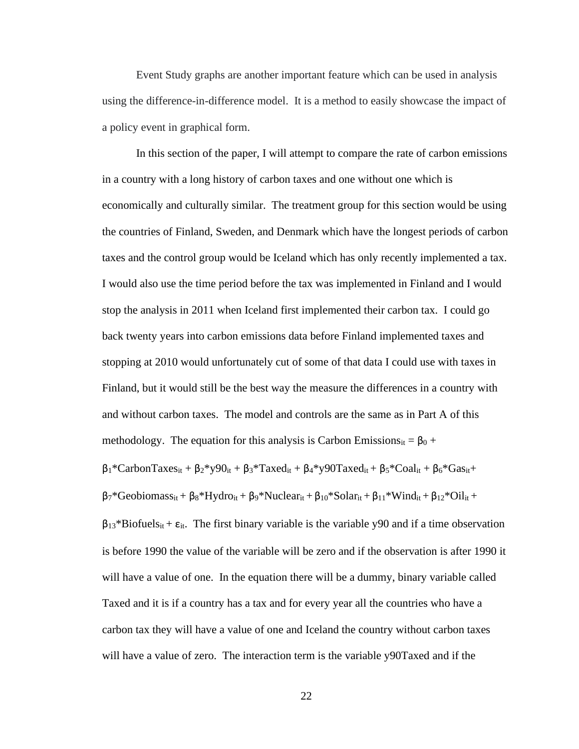Event Study graphs are another important feature which can be used in analysis using the difference-in-difference model. It is a method to easily showcase the impact of a policy event in graphical form.

In this section of the paper, I will attempt to compare the rate of carbon emissions in a country with a long history of carbon taxes and one without one which is economically and culturally similar. The treatment group for this section would be using the countries of Finland, Sweden, and Denmark which have the longest periods of carbon taxes and the control group would be Iceland which has only recently implemented a tax. I would also use the time period before the tax was implemented in Finland and I would stop the analysis in 2011 when Iceland first implemented their carbon tax. I could go back twenty years into carbon emissions data before Finland implemented taxes and stopping at 2010 would unfortunately cut of some of that data I could use with taxes in Finland, but it would still be the best way the measure the differences in a country with and without carbon taxes. The model and controls are the same as in Part A of this methodology. The equation for this analysis is $\text{Carbon Emissions}_{it} = \beta_0 + \beta_1 \text{*CarbonTaxes}_{it} + \beta_2 \text{*y90}_{it} + \beta_3 \text{*Taxed}_{it} + \beta_4 \text{*y90Taxed}_{it} + \beta_5 \text{*Coal}_{it} + \beta_6 \text{*Gas}_{it} + \beta_7 \text{*Geobiomass}_{it} + \beta_8 \text{*Hydro}_{it} + \beta_9 \text{*Nuclear}_{it} + \beta_{10} \text{*Solar}_{it} + \beta_{11} \text{*Wind}_{it} + \beta_{12} \text{*Oil}_{it} + \beta_{13} \text{*Biofuels}_{it} + \varepsilon_{it}$. The first binary variable is the variable y90 and if a time observation is before 1990 the value of the variable will be zero and if the observation is after 1990 it will have a value of one. In the equation there will be a dummy, binary variable called Taxed and it is if a country has a tax and for every year all the countries who have a carbon tax they will have a value of one and Iceland the country without carbon taxes will have a value of zero. The interaction term is the variable y90Taxed and if the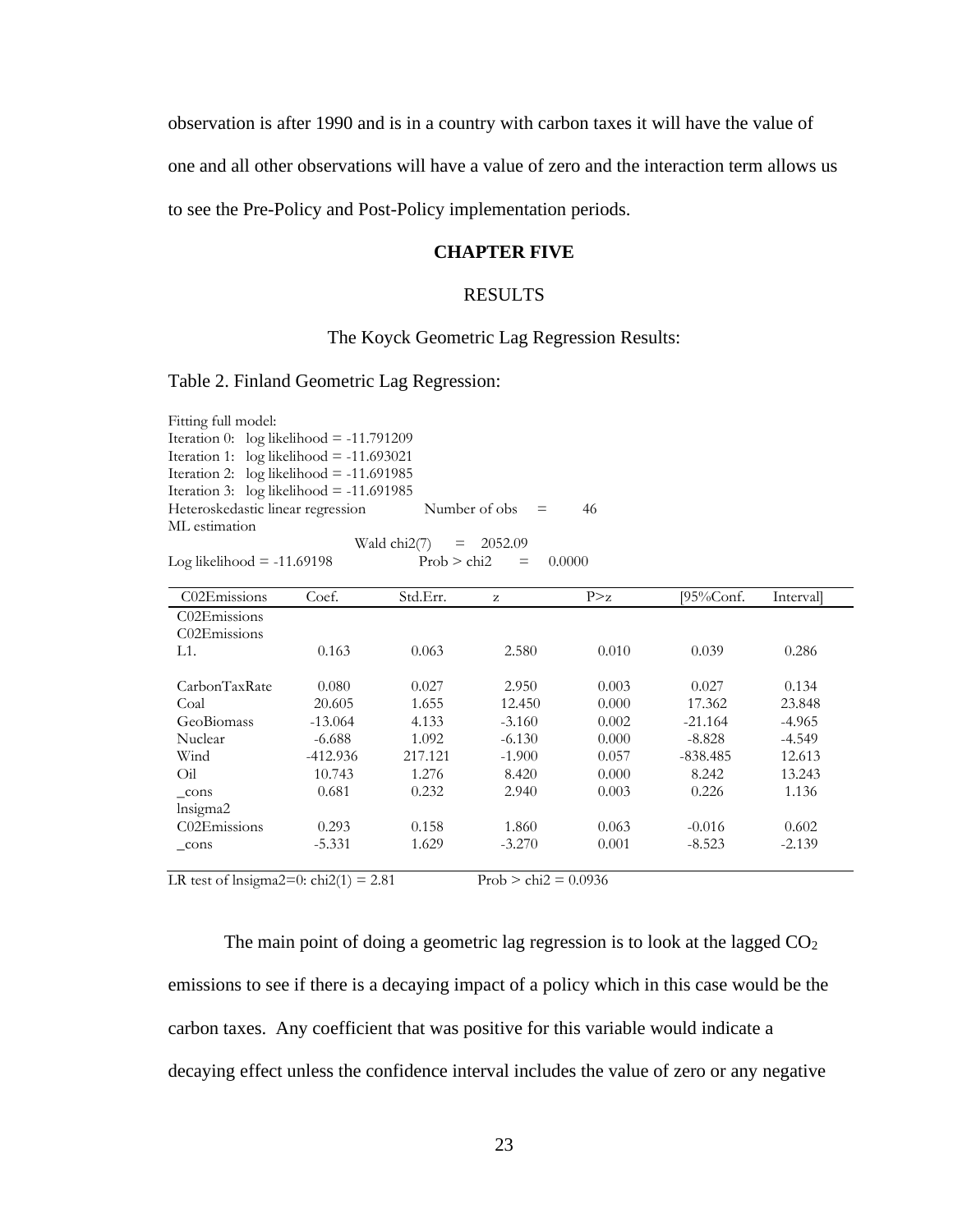observation is after 1990 and is in a country with carbon taxes it will have the value of one and all other observations will have a value of zero and the interaction term allows us to see the Pre-Policy and Post-Policy implementation periods.

# CHAPTER FIVE

## RESULTS

### The Koyck Geometric Lag Regression Results:

Table 2. Finland Geometric Lag Regression:

```
Fitting full model:
Iteration 0:   log likelihood = -11.791209
Iteration 1:   log likelihood = -11.693021
Iteration 2:   log likelihood = -11.691985
Iteration 3:   log likelihood = -11.691985
Heteroskedastic linear regression          Number of obs    =      46
ML estimation
                              Wald chi2(7)     =    2052.09
Log likelihood = -11.69198               Prob > chi2     =    0.0000
```

| C02Emissions | Coef. | Std.Err. | z | P>z | [95%Conf. | Interval] |
|---|---|---|---|---|---|---|
| C02Emissions | | | | | | |
| C02Emissions | | | | | | |
| L1. | 0.163 | 0.063 | 2.580 | 0.010 | 0.039 | 0.286 |
| CarbonTaxRate | 0.080 | 0.027 | 2.950 | 0.003 | 0.027 | 0.134 |
| Coal | 20.605 | 1.655 | 12.450 | 0.000 | 17.362 | 23.848 |
| GeoBiomass | -13.064 | 4.133 | -3.160 | 0.002 | -21.164 | -4.965 |
| Nuclear | -6.688 | 1.092 | -6.130 | 0.000 | -8.828 | -4.549 |
| Wind | -412.936 | 217.121 | -1.900 | 0.057 | -838.485 | 12.613 |
| Oil | 10.743 | 1.276 | 8.420 | 0.000 | 8.242 | 13.243 |
| _cons | 0.681 | 0.232 | 2.940 | 0.003 | 0.226 | 1.136 |
| lnsigma2 | | | | | | |
| C02Emissions | 0.293 | 0.158 | 1.860 | 0.063 | -0.016 | 0.602 |
| _cons | -5.331 | 1.629 | -3.270 | 0.001 | -8.523 | -2.139 |

LR test of lnsigma2=0: chi2(1) = 2.81   Prob > chi2 = 0.0936

The main point of doing a geometric lag regression is to look at the lagged $CO_2$ emissions to see if there is a decaying impact of a policy which in this case would be the carbon taxes. Any coefficient that was positive for this variable would indicate a decaying effect unless the confidence interval includes the value of zero or any negative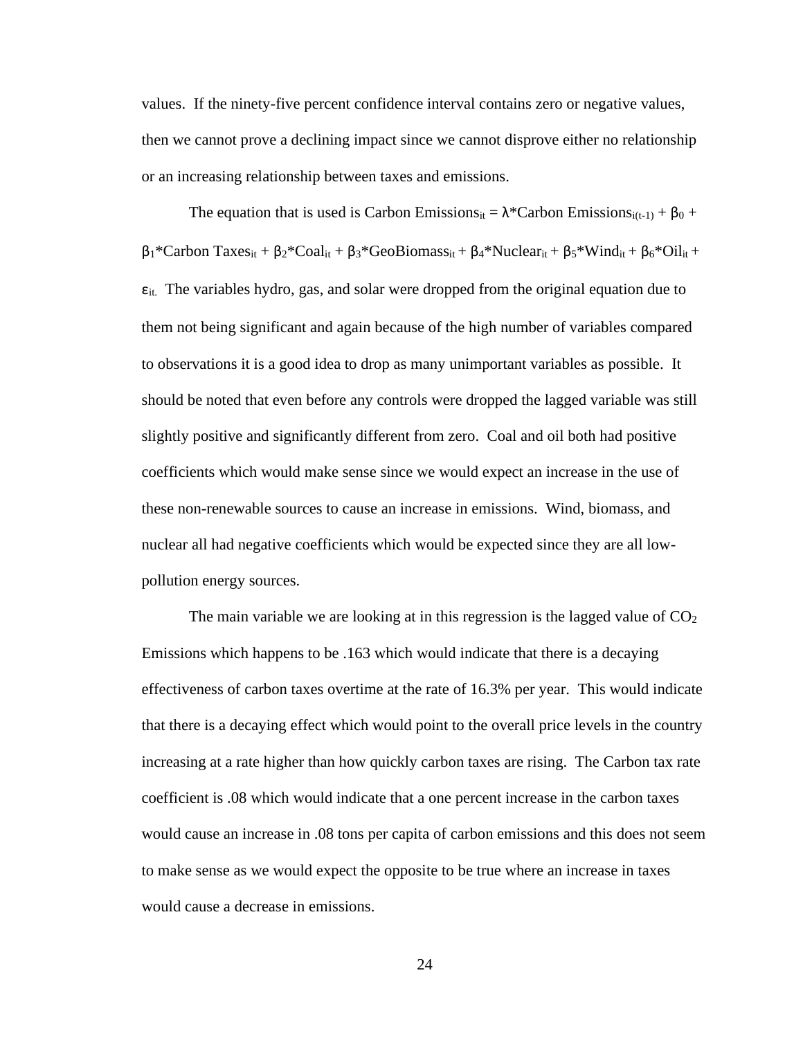values. If the ninety-five percent confidence interval contains zero or negative values, then we cannot prove a declining impact since we cannot disprove either no relationship or an increasing relationship between taxes and emissions.

The equation that is used is $\text{Carbon Emissions}_{it} = \lambda*\text{Carbon Emissions}_{i(t-1)} + \beta_0 + \beta_1*\text{Carbon Taxes}_{it} + \beta_2*\text{Coal}_{it} + \beta_3*\text{GeoBiomass}_{it} + \beta_4*\text{Nuclear}_{it} + \beta_5*\text{Wind}_{it} + \beta_6*\text{Oil}_{it} + \varepsilon_{it}$. The variables hydro, gas, and solar were dropped from the original equation due to them not being significant and again because of the high number of variables compared to observations it is a good idea to drop as many unimportant variables as possible. It should be noted that even before any controls were dropped the lagged variable was still slightly positive and significantly different from zero. Coal and oil both had positive coefficients which would make sense since we would expect an increase in the use of these non-renewable sources to cause an increase in emissions. Wind, biomass, and nuclear all had negative coefficients which would be expected since they are all low-pollution energy sources.

The main variable we are looking at in this regression is the lagged value of $CO_2$ Emissions which happens to be .163 which would indicate that there is a decaying effectiveness of carbon taxes overtime at the rate of 16.3% per year. This would indicate that there is a decaying effect which would point to the overall price levels in the country increasing at a rate higher than how quickly carbon taxes are rising. The Carbon tax rate coefficient is .08 which would indicate that a one percent increase in the carbon taxes would cause an increase in .08 tons per capita of carbon emissions and this does not seem to make sense as we would expect the opposite to be true where an increase in taxes would cause a decrease in emissions.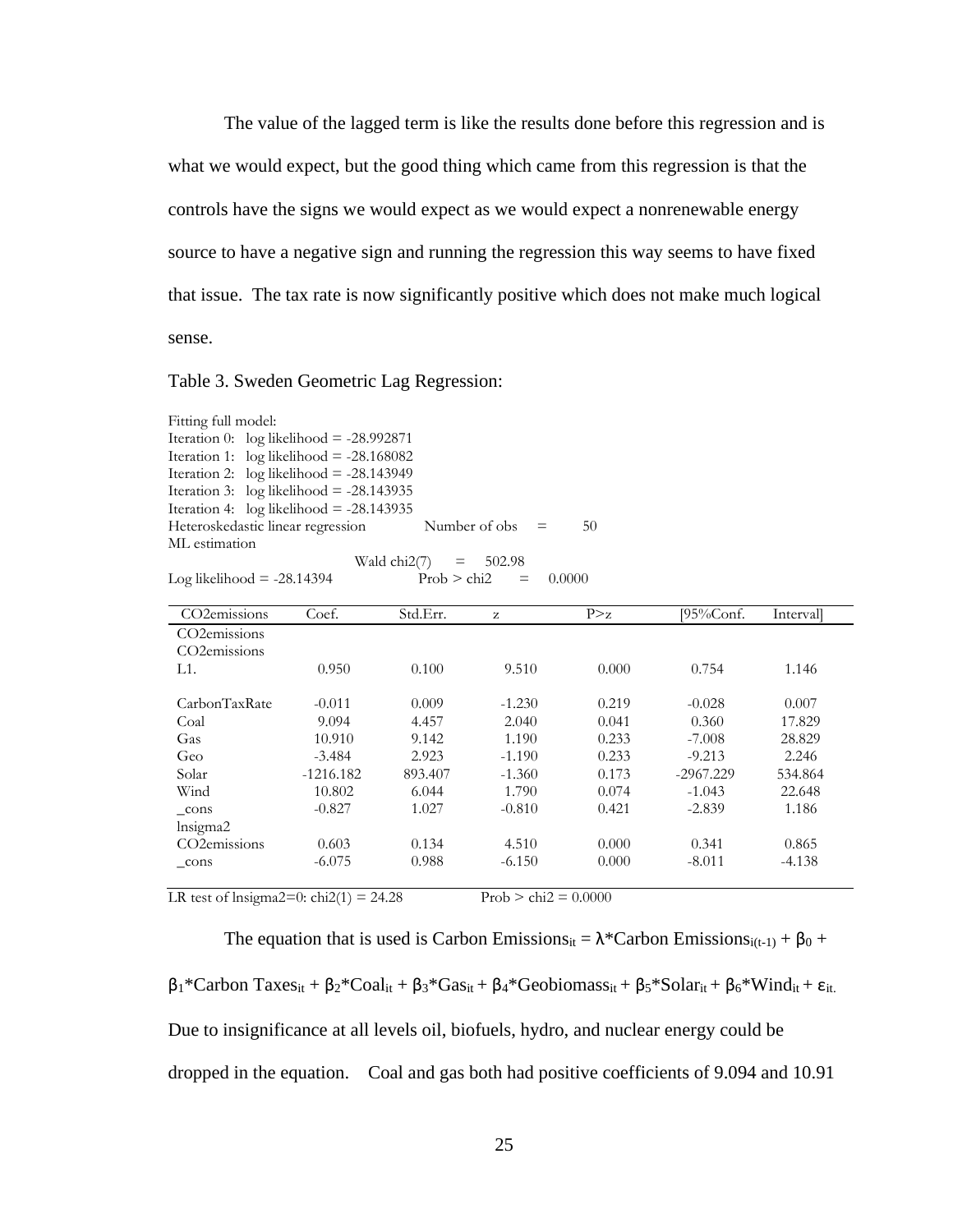The value of the lagged term is like the results done before this regression and is what we would expect, but the good thing which came from this regression is that the controls have the signs we would expect as we would expect a nonrenewable energy source to have a negative sign and running the regression this way seems to have fixed that issue. The tax rate is now significantly positive which does not make much logical sense.

Table 3. Sweden Geometric Lag Regression:

```
Fitting full model:
Iteration 0:   log likelihood = -28.992871
Iteration 1:   log likelihood = -28.168082
Iteration 2:   log likelihood = -28.143949
Iteration 3:   log likelihood = -28.143935
Iteration 4:   log likelihood = -28.143935
Heteroskedastic linear regression          Number of obs    =       50
ML estimation
                               Wald chi2(7)     =     502.98
Log likelihood = -28.14394             Prob > chi2      =     0.0000
```

| CO2emissions | Coef. | Std.Err. | z | P>z | [95%Conf. | Interval] |
|---|---|---|---|---|---|---|
| CO2emissions | | | | | | |
| CO2emissions | | | | | | |
| L1. | 0.950 | 0.100 | 9.510 | 0.000 | 0.754 | 1.146 |
| | | | | | | |
| CarbonTaxRate | -0.011 | 0.009 | -1.230 | 0.219 | -0.028 | 0.007 |
| Coal | 9.094 | 4.457 | 2.040 | 0.041 | 0.360 | 17.829 |
| Gas | 10.910 | 9.142 | 1.190 | 0.233 | -7.008 | 28.829 |
| Geo | -3.484 | 2.923 | -1.190 | 0.233 | -9.213 | 2.246 |
| Solar | -1216.182 | 893.407 | -1.360 | 0.173 | -2967.229 | 534.864 |
| Wind | 10.802 | 6.044 | 1.790 | 0.074 | -1.043 | 22.648 |
| _cons | -0.827 | 1.027 | -0.810 | 0.421 | -2.839 | 1.186 |
| lnsigma2 | | | | | | |
| CO2emissions | 0.603 | 0.134 | 4.510 | 0.000 | 0.341 | 0.865 |
| _cons | -6.075 | 0.988 | -6.150 | 0.000 | -8.011 | -4.138 |

LR test of lnsigma2=0: chi2(1) = 24.28 Prob > chi2 = 0.0000

The equation that is used is Carbon $\text{Emissions}_{it} = \lambda*\text{Carbon Emissions}_{i(t-1)} + \beta_0 + \beta_1*\text{Carbon Taxes}_{it} + \beta_2*\text{Coal}_{it} + \beta_3*\text{Gas}_{it} + \beta_4*\text{Geobiomass}_{it} + \beta_5*\text{Solar}_{it} + \beta_6*\text{Wind}_{it} + \varepsilon_{it}$. Due to insignificance at all levels oil, biofuels, hydro, and nuclear energy could be dropped in the equation. Coal and gas both had positive coefficients of 9.094 and 10.91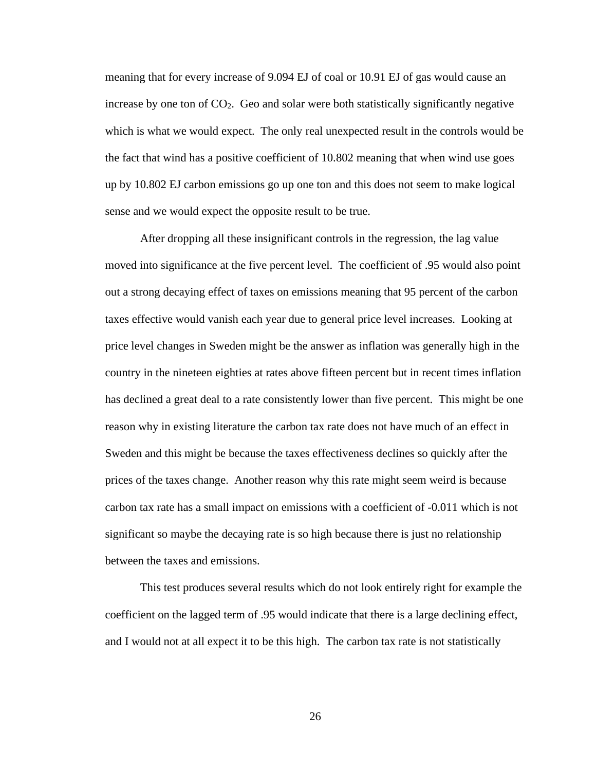meaning that for every increase of 9.094 EJ of coal or 10.91 EJ of gas would cause an increase by one ton of $CO_2$. Geo and solar were both statistically significantly negative which is what we would expect. The only real unexpected result in the controls would be the fact that wind has a positive coefficient of 10.802 meaning that when wind use goes up by 10.802 EJ carbon emissions go up one ton and this does not seem to make logical sense and we would expect the opposite result to be true.

After dropping all these insignificant controls in the regression, the lag value moved into significance at the five percent level. The coefficient of .95 would also point out a strong decaying effect of taxes on emissions meaning that 95 percent of the carbon taxes effective would vanish each year due to general price level increases. Looking at price level changes in Sweden might be the answer as inflation was generally high in the country in the nineteen eighties at rates above fifteen percent but in recent times inflation has declined a great deal to a rate consistently lower than five percent. This might be one reason why in existing literature the carbon tax rate does not have much of an effect in Sweden and this might be because the taxes effectiveness declines so quickly after the prices of the taxes change. Another reason why this rate might seem weird is because carbon tax rate has a small impact on emissions with a coefficient of -0.011 which is not significant so maybe the decaying rate is so high because there is just no relationship between the taxes and emissions.

This test produces several results which do not look entirely right for example the coefficient on the lagged term of .95 would indicate that there is a large declining effect, and I would not at all expect it to be this high. The carbon tax rate is not statistically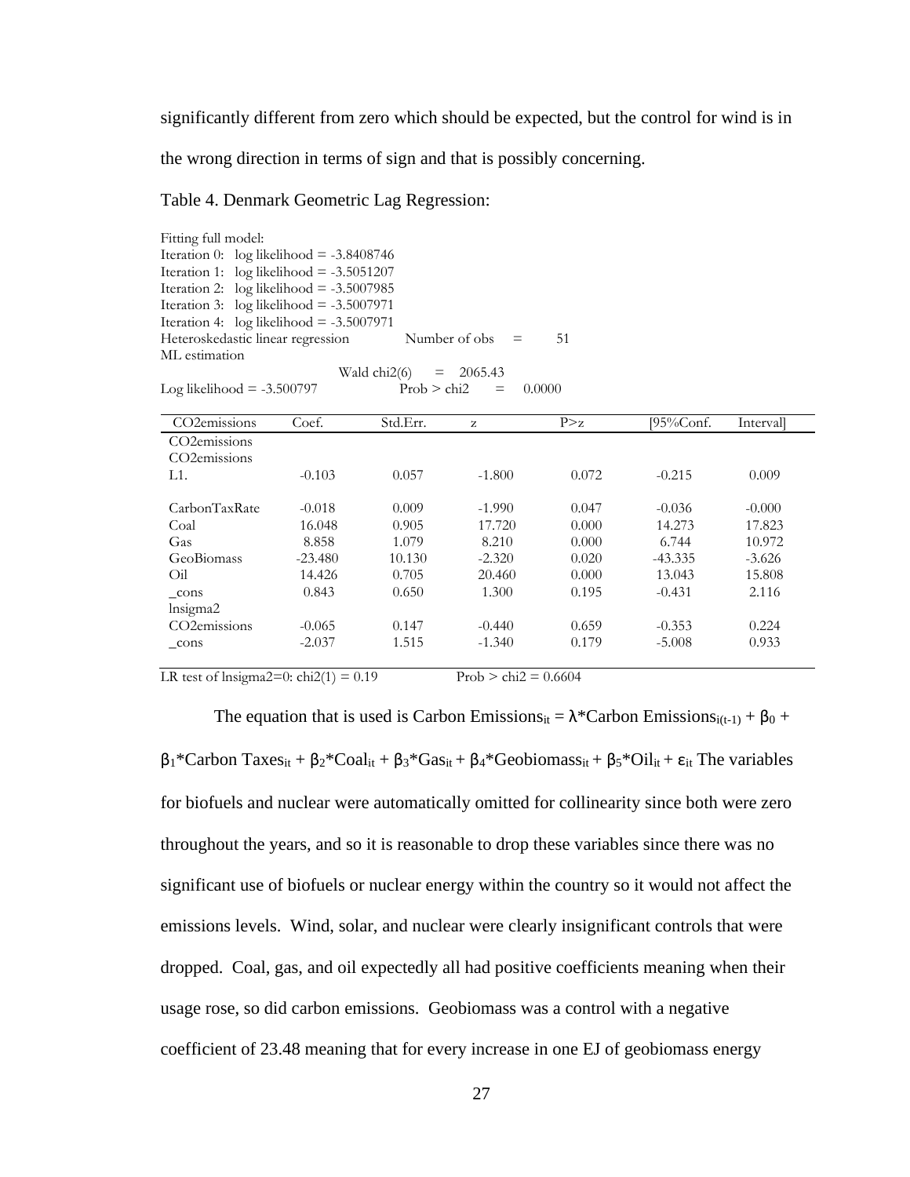significantly different from zero which should be expected, but the control for wind is in the wrong direction in terms of sign and that is possibly concerning.

Table 4. Denmark Geometric Lag Regression:

```
Fitting full model:
Iteration 0:   log likelihood = -3.8408746
Iteration 1:   log likelihood = -3.5051207
Iteration 2:   log likelihood = -3.5007985
Iteration 3:   log likelihood = -3.5007971
Iteration 4:   log likelihood = -3.5007971
Heteroskedastic linear regression          Number of obs    =        51
ML estimation
                              Wald chi2(6)     =   2065.43
Log likelihood = -3.500797             Prob > chi2      =    0.0000
```

| CO2emissions | Coef. | Std.Err. | z | P>z | [95%Conf. | Interval] |
|---|---|---|---|---|---|---|
| CO2emissions | | | | | | |
| CO2emissions | | | | | | |
| L1. | -0.103 | 0.057 | -1.800 | 0.072 | -0.215 | 0.009 |
| | | | | | | |
| CarbonTaxRate | -0.018 | 0.009 | -1.990 | 0.047 | -0.036 | -0.000 |
| Coal | 16.048 | 0.905 | 17.720 | 0.000 | 14.273 | 17.823 |
| Gas | 8.858 | 1.079 | 8.210 | 0.000 | 6.744 | 10.972 |
| GeoBiomass | -23.480 | 10.130 | -2.320 | 0.020 | -43.335 | -3.626 |
| Oil | 14.426 | 0.705 | 20.460 | 0.000 | 13.043 | 15.808 |
| _cons | 0.843 | 0.650 | 1.300 | 0.195 | -0.431 | 2.116 |
| lnsigma2 | | | | | | |
| CO2emissions | -0.065 | 0.147 | -0.440 | 0.659 | -0.353 | 0.224 |
| _cons | -2.037 | 1.515 | -1.340 | 0.179 | -5.008 | 0.933 |

LR test of lnsigma2=0: chi2(1) = 0.19 Prob > chi2 = 0.6604

The equation that is used is Carbon Emissions$_{it}$ = $\lambda$*Carbon Emissions$_{i(t-1)}$ + $\beta_0$ + $\beta_1$*Carbon Taxes$_{it}$ + $\beta_2$*Coal$_{it}$ + $\beta_3$*Gas$_{it}$ + $\beta_4$*Geobiomass$_{it}$ + $\beta_5$*Oil$_{it}$ + $\varepsilon_{it}$ The variables for biofuels and nuclear were automatically omitted for collinearity since both were zero throughout the years, and so it is reasonable to drop these variables since there was no significant use of biofuels or nuclear energy within the country so it would not affect the emissions levels. Wind, solar, and nuclear were clearly insignificant controls that were dropped. Coal, gas, and oil expectedly all had positive coefficients meaning when their usage rose, so did carbon emissions. Geobiomass was a control with a negative coefficient of 23.48 meaning that for every increase in one EJ of geobiomass energy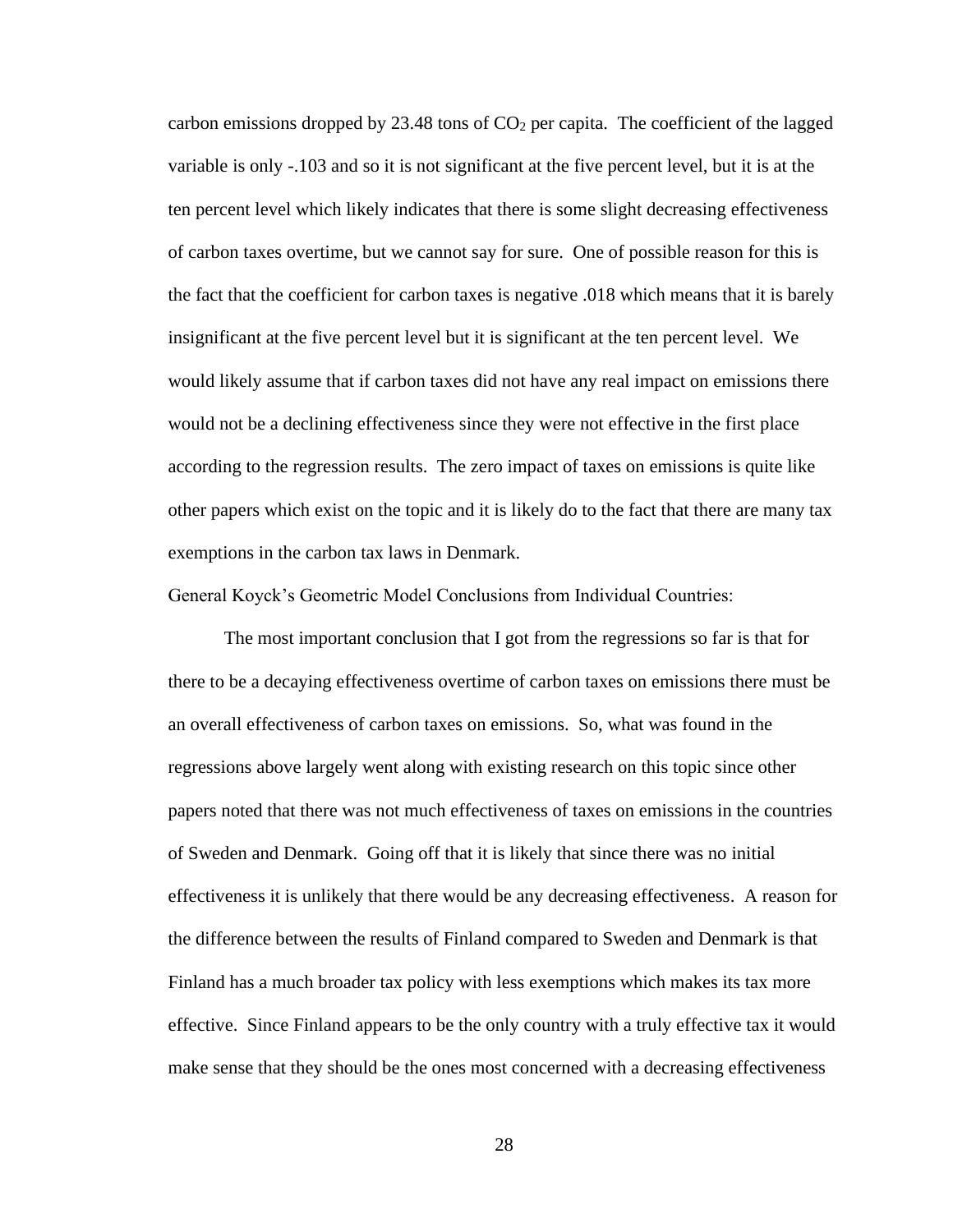carbon emissions dropped by 23.48 tons of $CO_2$ per capita. The coefficient of the lagged variable is only -.103 and so it is not significant at the five percent level, but it is at the ten percent level which likely indicates that there is some slight decreasing effectiveness of carbon taxes overtime, but we cannot say for sure. One of possible reason for this is the fact that the coefficient for carbon taxes is negative .018 which means that it is barely insignificant at the five percent level but it is significant at the ten percent level. We would likely assume that if carbon taxes did not have any real impact on emissions there would not be a declining effectiveness since they were not effective in the first place according to the regression results. The zero impact of taxes on emissions is quite like other papers which exist on the topic and it is likely do to the fact that there are many tax exemptions in the carbon tax laws in Denmark.

General Koyck's Geometric Model Conclusions from Individual Countries:

The most important conclusion that I got from the regressions so far is that for there to be a decaying effectiveness overtime of carbon taxes on emissions there must be an overall effectiveness of carbon taxes on emissions. So, what was found in the regressions above largely went along with existing research on this topic since other papers noted that there was not much effectiveness of taxes on emissions in the countries of Sweden and Denmark. Going off that it is likely that since there was no initial effectiveness it is unlikely that there would be any decreasing effectiveness. A reason for the difference between the results of Finland compared to Sweden and Denmark is that Finland has a much broader tax policy with less exemptions which makes its tax more effective. Since Finland appears to be the only country with a truly effective tax it would make sense that they should be the ones most concerned with a decreasing effectiveness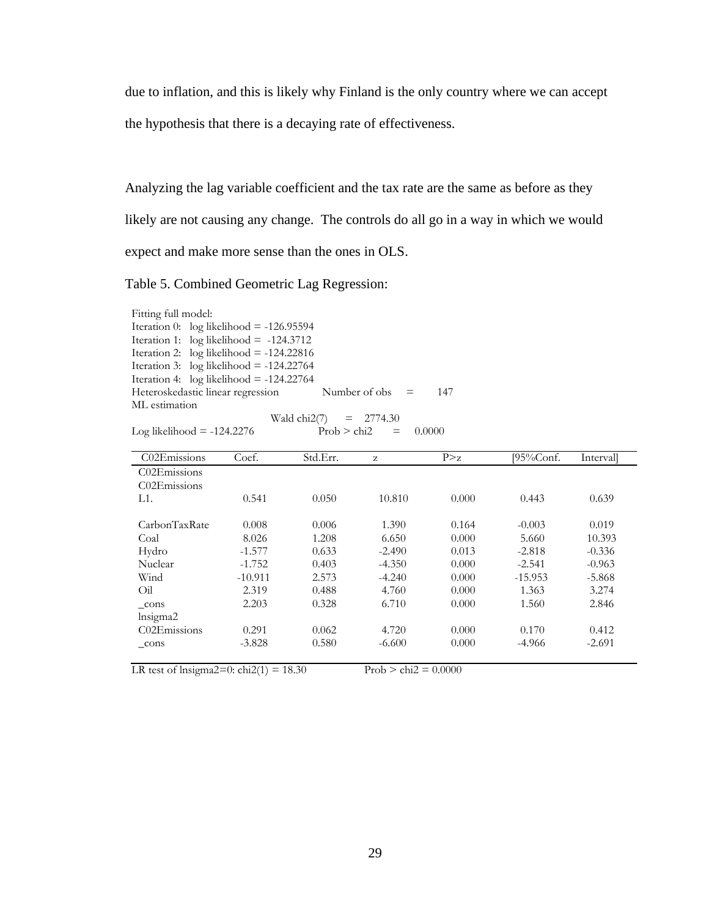due to inflation, and this is likely why Finland is the only country where we can accept the hypothesis that there is a decaying rate of effectiveness.

Analyzing the lag variable coefficient and the tax rate are the same as before as they likely are not causing any change. The controls do all go in a way in which we would expect and make more sense than the ones in OLS.

Table 5. Combined Geometric Lag Regression:

```
Fitting full model:
Iteration 0:   log likelihood = -126.95594
Iteration 1:   log likelihood =  -124.3712
Iteration 2:   log likelihood = -124.22816
Iteration 3:   log likelihood = -124.22764
Iteration 4:   log likelihood = -124.22764
Heteroskedastic linear regression          Number of obs    =      147
ML estimation
                               Wald chi2(7)     =    2774.30
Log likelihood = -124.2276            Prob > chi2      =    0.0000
```

| C02Emissions | Coef. | Std.Err. | z | P>z | [95%Conf. | Interval] |
|---|---|---|---|---|---|---|
| C02Emissions | | | | | | |
| C02Emissions | | | | | | |
| L1. | 0.541 | 0.050 | 10.810 | 0.000 | 0.443 | 0.639 |
| | | | | | | |
| CarbonTaxRate | 0.008 | 0.006 | 1.390 | 0.164 | -0.003 | 0.019 |
| Coal | 8.026 | 1.208 | 6.650 | 0.000 | 5.660 | 10.393 |
| Hydro | -1.577 | 0.633 | -2.490 | 0.013 | -2.818 | -0.336 |
| Nuclear | -1.752 | 0.403 | -4.350 | 0.000 | -2.541 | -0.963 |
| Wind | -10.911 | 2.573 | -4.240 | 0.000 | -15.953 | -5.868 |
| Oil | 2.319 | 0.488 | 4.760 | 0.000 | 1.363 | 3.274 |
| _cons | 2.203 | 0.328 | 6.710 | 0.000 | 1.560 | 2.846 |
| lnsigma2 | | | | | | |
| C02Emissions | 0.291 | 0.062 | 4.720 | 0.000 | 0.170 | 0.412 |
| _cons | -3.828 | 0.580 | -6.600 | 0.000 | -4.966 | -2.691 |

LR test of lnsigma2=0: chi2(1) = 18.30          Prob > chi2 = 0.0000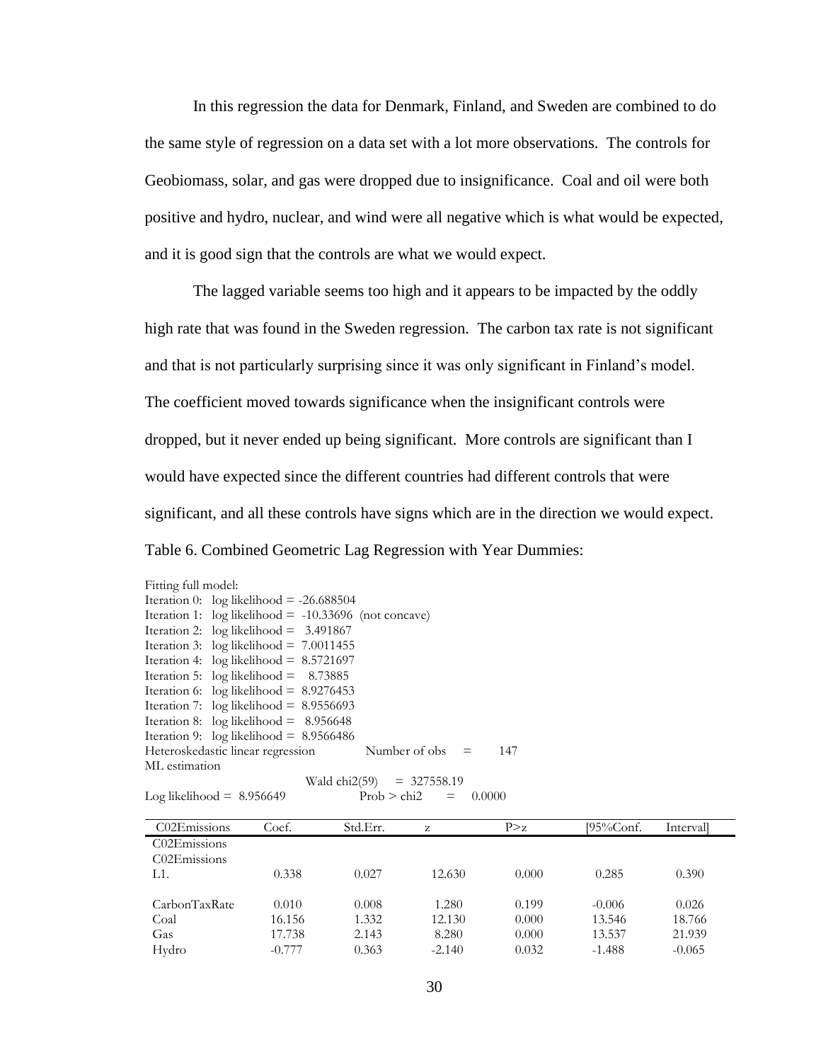In this regression the data for Denmark, Finland, and Sweden are combined to do the same style of regression on a data set with a lot more observations. The controls for Geobiomass, solar, and gas were dropped due to insignificance. Coal and oil were both positive and hydro, nuclear, and wind were all negative which is what would be expected, and it is good sign that the controls are what we would expect.

The lagged variable seems too high and it appears to be impacted by the oddly high rate that was found in the Sweden regression. The carbon tax rate is not significant and that is not particularly surprising since it was only significant in Finland's model. The coefficient moved towards significance when the insignificant controls were dropped, but it never ended up being significant. More controls are significant than I would have expected since the different countries had different controls that were significant, and all these controls have signs which are in the direction we would expect.

Table 6. Combined Geometric Lag Regression with Year Dummies:

```
Fitting full model:
Iteration 0:   log likelihood = -26.688504
Iteration 1:   log likelihood =  -10.33696  (not concave)
Iteration 2:   log likelihood =   3.491867
Iteration 3:   log likelihood =  7.0011455
Iteration 4:   log likelihood =  8.5721697
Iteration 5:   log likelihood =    8.73885
Iteration 6:   log likelihood =  8.9276453
Iteration 7:   log likelihood =  8.9556693
Iteration 8:   log likelihood =   8.956648
Iteration 9:   log likelihood =  8.9566486
Heteroskedastic linear regression          Number of obs    =       147
ML estimation
                                   Wald chi2(59)    =  327558.19
Log likelihood =  8.956649                 Prob > chi2      =    0.0000
```

| C02Emissions | Coef. | Std.Err. | z | P>z | [95%Conf. | Interval] |
|---|---|---|---|---|---|---|
| C02Emissions | | | | | | |
| C02Emissions L1. | 0.338 | 0.027 | 12.630 | 0.000 | 0.285 | 0.390 |
| CarbonTaxRate | 0.010 | 0.008 | 1.280 | 0.199 | -0.006 | 0.026 |
| Coal | 16.156 | 1.332 | 12.130 | 0.000 | 13.546 | 18.766 |
| Gas | 17.738 | 2.143 | 8.280 | 0.000 | 13.537 | 21.939 |
| Hydro | -0.777 | 0.363 | -2.140 | 0.032 | -1.488 | -0.065 |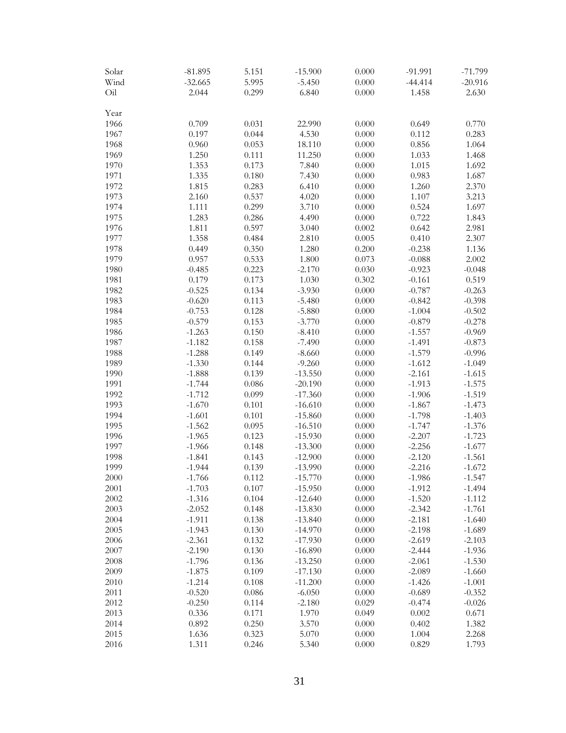| | | | | | | |
|---|---|---|---|---|---|---|
| Solar | -81.895 | 5.151 | -15.900 | 0.000 | -91.991 | -71.799 |
| Wind | -32.665 | 5.995 | -5.450 | 0.000 | -44.414 | -20.916 |
| Oil | 2.044 | 0.299 | 6.840 | 0.000 | 1.458 | 2.630 |
| | | | | | | |
| Year | | | | | | |
| 1966 | 0.709 | 0.031 | 22.990 | 0.000 | 0.649 | 0.770 |
| 1967 | 0.197 | 0.044 | 4.530 | 0.000 | 0.112 | 0.283 |
| 1968 | 0.960 | 0.053 | 18.110 | 0.000 | 0.856 | 1.064 |
| 1969 | 1.250 | 0.111 | 11.250 | 0.000 | 1.033 | 1.468 |
| 1970 | 1.353 | 0.173 | 7.840 | 0.000 | 1.015 | 1.692 |
| 1971 | 1.335 | 0.180 | 7.430 | 0.000 | 0.983 | 1.687 |
| 1972 | 1.815 | 0.283 | 6.410 | 0.000 | 1.260 | 2.370 |
| 1973 | 2.160 | 0.537 | 4.020 | 0.000 | 1.107 | 3.213 |
| 1974 | 1.111 | 0.299 | 3.710 | 0.000 | 0.524 | 1.697 |
| 1975 | 1.283 | 0.286 | 4.490 | 0.000 | 0.722 | 1.843 |
| 1976 | 1.811 | 0.597 | 3.040 | 0.002 | 0.642 | 2.981 |
| 1977 | 1.358 | 0.484 | 2.810 | 0.005 | 0.410 | 2.307 |
| 1978 | 0.449 | 0.350 | 1.280 | 0.200 | -0.238 | 1.136 |
| 1979 | 0.957 | 0.533 | 1.800 | 0.073 | -0.088 | 2.002 |
| 1980 | -0.485 | 0.223 | -2.170 | 0.030 | -0.923 | -0.048 |
| 1981 | 0.179 | 0.173 | 1.030 | 0.302 | -0.161 | 0.519 |
| 1982 | -0.525 | 0.134 | -3.930 | 0.000 | -0.787 | -0.263 |
| 1983 | -0.620 | 0.113 | -5.480 | 0.000 | -0.842 | -0.398 |
| 1984 | -0.753 | 0.128 | -5.880 | 0.000 | -1.004 | -0.502 |
| 1985 | -0.579 | 0.153 | -3.770 | 0.000 | -0.879 | -0.278 |
| 1986 | -1.263 | 0.150 | -8.410 | 0.000 | -1.557 | -0.969 |
| 1987 | -1.182 | 0.158 | -7.490 | 0.000 | -1.491 | -0.873 |
| 1988 | -1.288 | 0.149 | -8.660 | 0.000 | -1.579 | -0.996 |
| 1989 | -1.330 | 0.144 | -9.260 | 0.000 | -1.612 | -1.049 |
| 1990 | -1.888 | 0.139 | -13.550 | 0.000 | -2.161 | -1.615 |
| 1991 | -1.744 | 0.086 | -20.190 | 0.000 | -1.913 | -1.575 |
| 1992 | -1.712 | 0.099 | -17.360 | 0.000 | -1.906 | -1.519 |
| 1993 | -1.670 | 0.101 | -16.610 | 0.000 | -1.867 | -1.473 |
| 1994 | -1.601 | 0.101 | -15.860 | 0.000 | -1.798 | -1.403 |
| 1995 | -1.562 | 0.095 | -16.510 | 0.000 | -1.747 | -1.376 |
| 1996 | -1.965 | 0.123 | -15.930 | 0.000 | -2.207 | -1.723 |
| 1997 | -1.966 | 0.148 | -13.300 | 0.000 | -2.256 | -1.677 |
| 1998 | -1.841 | 0.143 | -12.900 | 0.000 | -2.120 | -1.561 |
| 1999 | -1.944 | 0.139 | -13.990 | 0.000 | -2.216 | -1.672 |
| 2000 | -1.766 | 0.112 | -15.770 | 0.000 | -1.986 | -1.547 |
| 2001 | -1.703 | 0.107 | -15.950 | 0.000 | -1.912 | -1.494 |
| 2002 | -1.316 | 0.104 | -12.640 | 0.000 | -1.520 | -1.112 |
| 2003 | -2.052 | 0.148 | -13.830 | 0.000 | -2.342 | -1.761 |
| 2004 | -1.911 | 0.138 | -13.840 | 0.000 | -2.181 | -1.640 |
| 2005 | -1.943 | 0.130 | -14.970 | 0.000 | -2.198 | -1.689 |
| 2006 | -2.361 | 0.132 | -17.930 | 0.000 | -2.619 | -2.103 |
| 2007 | -2.190 | 0.130 | -16.890 | 0.000 | -2.444 | -1.936 |
| 2008 | -1.796 | 0.136 | -13.250 | 0.000 | -2.061 | -1.530 |
| 2009 | -1.875 | 0.109 | -17.130 | 0.000 | -2.089 | -1.660 |
| 2010 | -1.214 | 0.108 | -11.200 | 0.000 | -1.426 | -1.001 |
| 2011 | -0.520 | 0.086 | -6.050 | 0.000 | -0.689 | -0.352 |
| 2012 | -0.250 | 0.114 | -2.180 | 0.029 | -0.474 | -0.026 |
| 2013 | 0.336 | 0.171 | 1.970 | 0.049 | 0.002 | 0.671 |
| 2014 | 0.892 | 0.250 | 3.570 | 0.000 | 0.402 | 1.382 |
| 2015 | 1.636 | 0.323 | 5.070 | 0.000 | 1.004 | 2.268 |
| 2016 | 1.311 | 0.246 | 5.340 | 0.000 | 0.829 | 1.793 |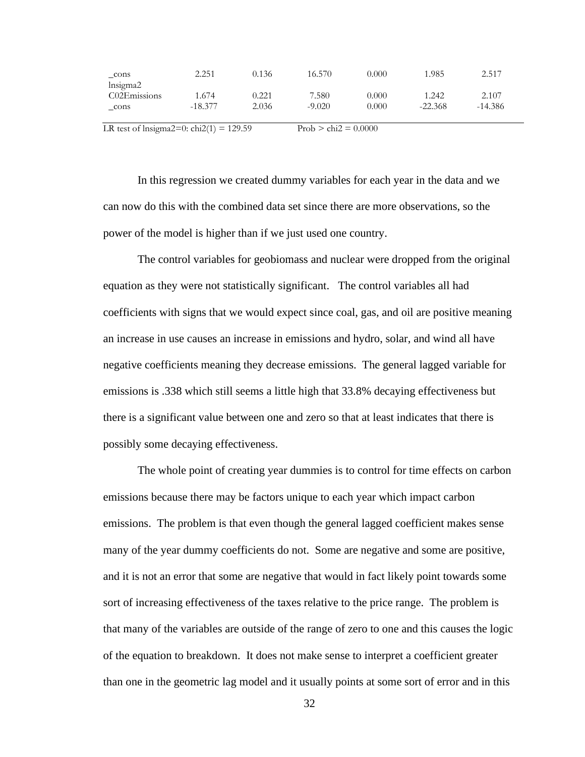| | | | | | | |
|---|---|---|---|---|---|---|
| _cons | 2.251 | 0.136 | 16.570 | 0.000 | 1.985 | 2.517 |
| lnsigma2 | | | | | | |
| C02Emissions | 1.674 | 0.221 | 7.580 | 0.000 | 1.242 | 2.107 |
| _cons | -18.377 | 2.036 | -9.020 | 0.000 | -22.368 | -14.386 |

LR test of lnsigma2=0: chi2(1) = 129.59 Prob > chi2 = 0.0000

In this regression we created dummy variables for each year in the data and we can now do this with the combined data set since there are more observations, so the power of the model is higher than if we just used one country.

The control variables for geobiomass and nuclear were dropped from the original equation as they were not statistically significant. The control variables all had coefficients with signs that we would expect since coal, gas, and oil are positive meaning an increase in use causes an increase in emissions and hydro, solar, and wind all have negative coefficients meaning they decrease emissions. The general lagged variable for emissions is .338 which still seems a little high that 33.8% decaying effectiveness but there is a significant value between one and zero so that at least indicates that there is possibly some decaying effectiveness.

The whole point of creating year dummies is to control for time effects on carbon emissions because there may be factors unique to each year which impact carbon emissions. The problem is that even though the general lagged coefficient makes sense many of the year dummy coefficients do not. Some are negative and some are positive, and it is not an error that some are negative that would in fact likely point towards some sort of increasing effectiveness of the taxes relative to the price range. The problem is that many of the variables are outside of the range of zero to one and this causes the logic of the equation to breakdown. It does not make sense to interpret a coefficient greater than one in the geometric lag model and it usually points at some sort of error and in this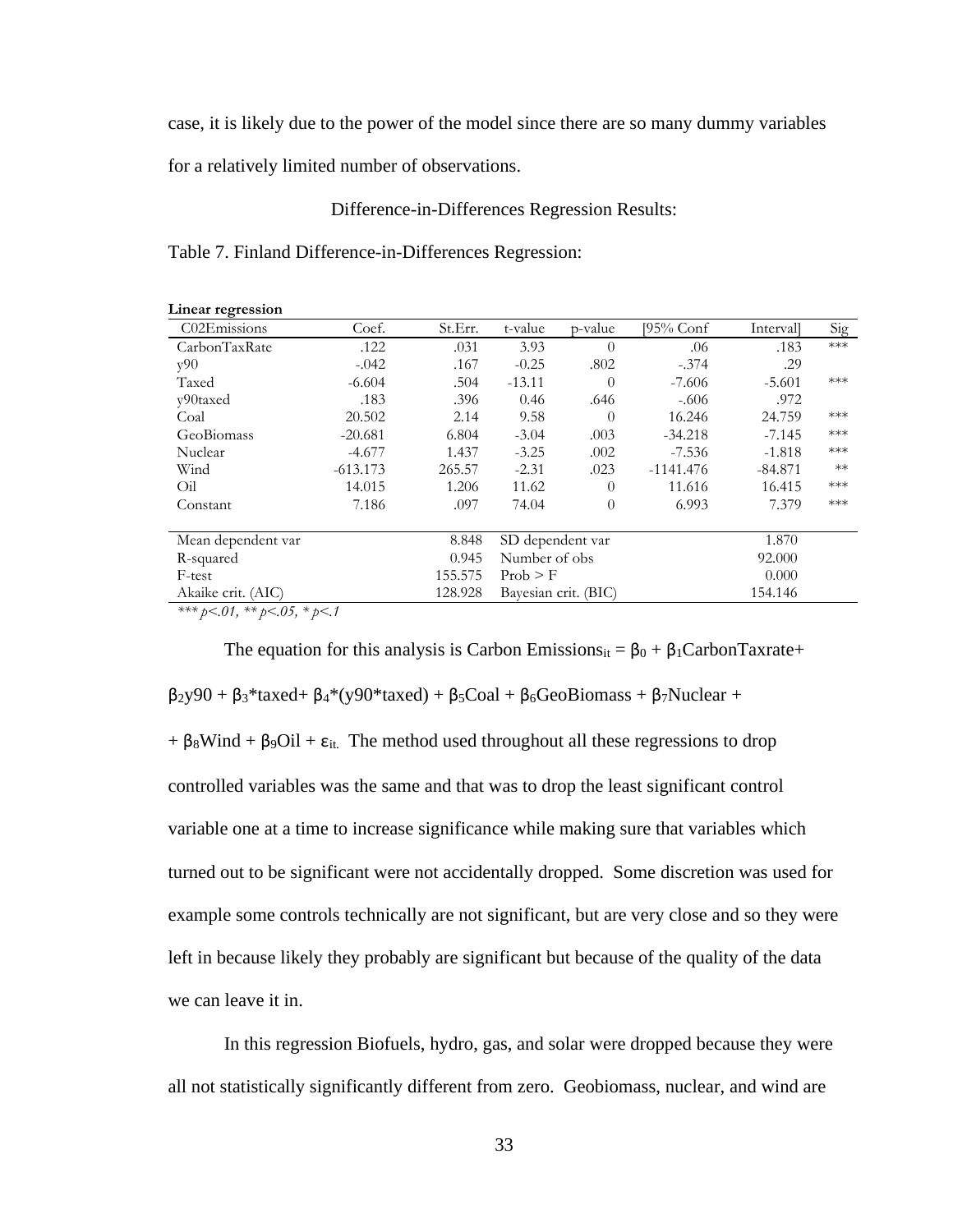case, it is likely due to the power of the model since there are so many dummy variables for a relatively limited number of observations.

Difference-in-Differences Regression Results:

Table 7. Finland Difference-in-Differences Regression:

**Linear regression**

| C02Emissions | Coef. | St.Err. | t-value | p-value | [95% Conf | Interval] | Sig |
|---|---|---|---|---|---|---|---|
| CarbonTaxRate | .122 | .031 | 3.93 | 0 | .06 | .183 | *** |
| y90 | -.042 | .167 | -0.25 | .802 | -.374 | .29 | |
| Taxed | -6.604 | .504 | -13.11 | 0 | -7.606 | -5.601 | *** |
| y90taxed | .183 | .396 | 0.46 | .646 | -.606 | .972 | |
| Coal | 20.502 | 2.14 | 9.58 | 0 | 16.246 | 24.759 | *** |
| GeoBiomass | -20.681 | 6.804 | -3.04 | .003 | -34.218 | -7.145 | *** |
| Nuclear | -4.677 | 1.437 | -3.25 | .002 | -7.536 | -1.818 | *** |
| Wind | -613.173 | 265.57 | -2.31 | .023 | -1141.476 | -84.871 | ** |
| Oil | 14.015 | 1.206 | 11.62 | 0 | 11.616 | 16.415 | *** |
| Constant | 7.186 | .097 | 74.04 | 0 | 6.993 | 7.379 | *** |
| | | | | | | | |
| Mean dependent var | | 8.848 | SD dependent var | | | 1.870 | |
| R-squared | | 0.945 | Number of obs | | | 92.000 | |
| F-test | | 155.575 | Prob > F | | | 0.000 | |
| Akaike crit. (AIC) | | 128.928 | Bayesian crit. (BIC) | | | 154.146 | |

*\*\*\* p<.01, \*\* p<.05, \* p<.1*

The equation for this analysis is Carbon Emissions$_{it}$ = $\beta_0 + \beta_1$CarbonTaxrate+ $\beta_2$y90 + $\beta_3$\*taxed+ $\beta_4$\*(y90\*taxed) + $\beta_5$Coal + $\beta_6$GeoBiomass + $\beta_7$Nuclear + + $\beta_8$Wind + $\beta_9$Oil + $\varepsilon_{it.}$ The method used throughout all these regressions to drop controlled variables was the same and that was to drop the least significant control variable one at a time to increase significance while making sure that variables which turned out to be significant were not accidentally dropped. Some discretion was used for example some controls technically are not significant, but are very close and so they were left in because likely they probably are significant but because of the quality of the data we can leave it in.

In this regression Biofuels, hydro, gas, and solar were dropped because they were all not statistically significantly different from zero. Geobiomass, nuclear, and wind are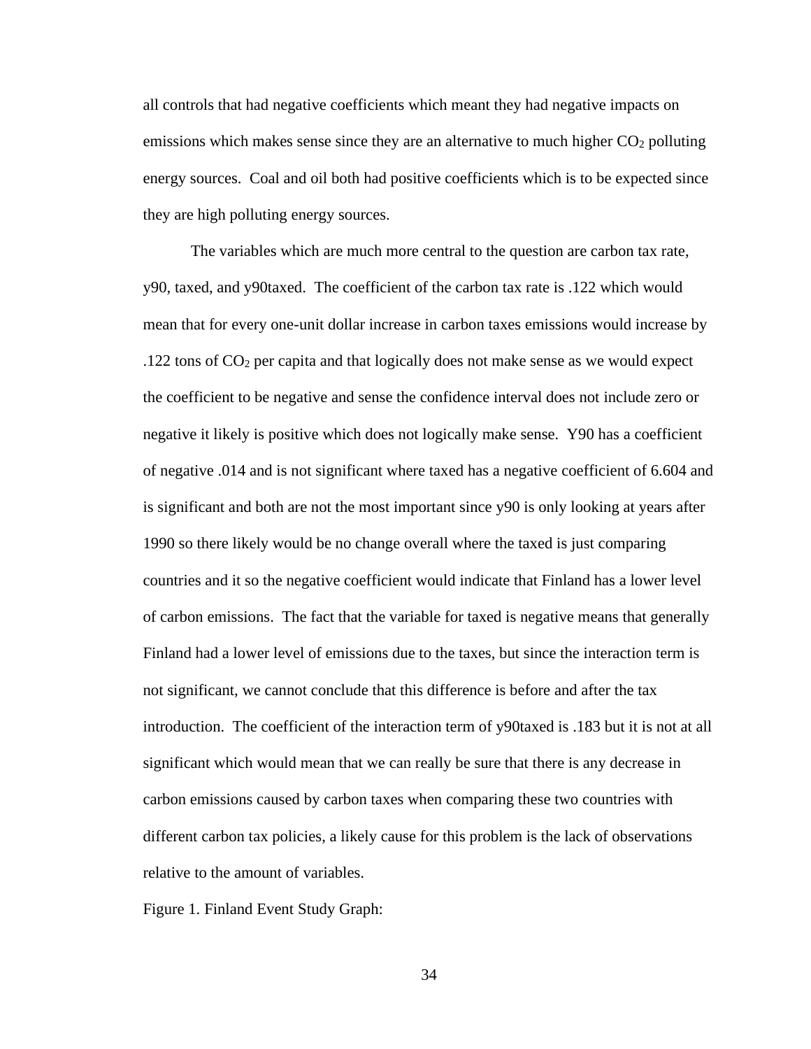all controls that had negative coefficients which meant they had negative impacts on emissions which makes sense since they are an alternative to much higher $CO_2$ polluting energy sources. Coal and oil both had positive coefficients which is to be expected since they are high polluting energy sources.

The variables which are much more central to the question are carbon tax rate, y90, taxed, and y90taxed. The coefficient of the carbon tax rate is .122 which would mean that for every one-unit dollar increase in carbon taxes emissions would increase by .122 tons of $CO_2$ per capita and that logically does not make sense as we would expect the coefficient to be negative and sense the confidence interval does not include zero or negative it likely is positive which does not logically make sense. Y90 has a coefficient of negative .014 and is not significant where taxed has a negative coefficient of 6.604 and is significant and both are not the most important since y90 is only looking at years after 1990 so there likely would be no change overall where the taxed is just comparing countries and it so the negative coefficient would indicate that Finland has a lower level of carbon emissions. The fact that the variable for taxed is negative means that generally Finland had a lower level of emissions due to the taxes, but since the interaction term is not significant, we cannot conclude that this difference is before and after the tax introduction. The coefficient of the interaction term of y90taxed is .183 but it is not at all significant which would mean that we can really be sure that there is any decrease in carbon emissions caused by carbon taxes when comparing these two countries with different carbon tax policies, a likely cause for this problem is the lack of observations relative to the amount of variables.

Figure 1. Finland Event Study Graph: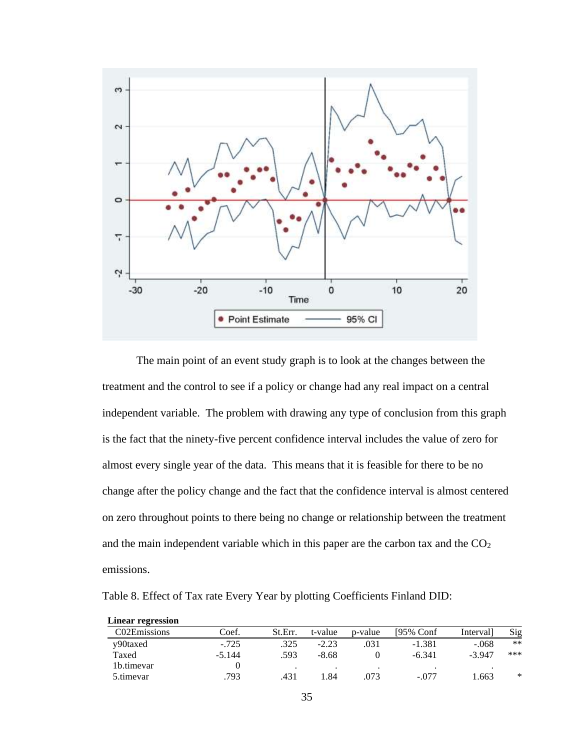The main point of an event study graph is to look at the changes between the treatment and the control to see if a policy or change had any real impact on a central independent variable. The problem with drawing any type of conclusion from this graph is the fact that the ninety-five percent confidence interval includes the value of zero for almost every single year of the data. This means that it is feasible for there to be no change after the policy change and the fact that the confidence interval is almost centered on zero throughout points to there being no change or relationship between the treatment and the main independent variable which in this paper are the carbon tax and the $CO_2$ emissions.

Table 8. Effect of Tax rate Every Year by plotting Coefficients Finland DID:

**Linear regression**

| C02Emissions | Coef. | St.Err. | t-value | p-value | [95% Conf | Interval] | Sig |
|---|---|---|---|---|---|---|---|
| y90taxed | -.725 | .325 | -2.23 | .031 | -1.381 | -.068 | ** |
| Taxed | -5.144 | .593 | -8.68 | 0 | -6.341 | -3.947 | *** |
| 1b.timevar | 0 | . | . | . | . | . | |
| 5.timevar | .793 | .431 | 1.84 | .073 | -.077 | 1.663 | * |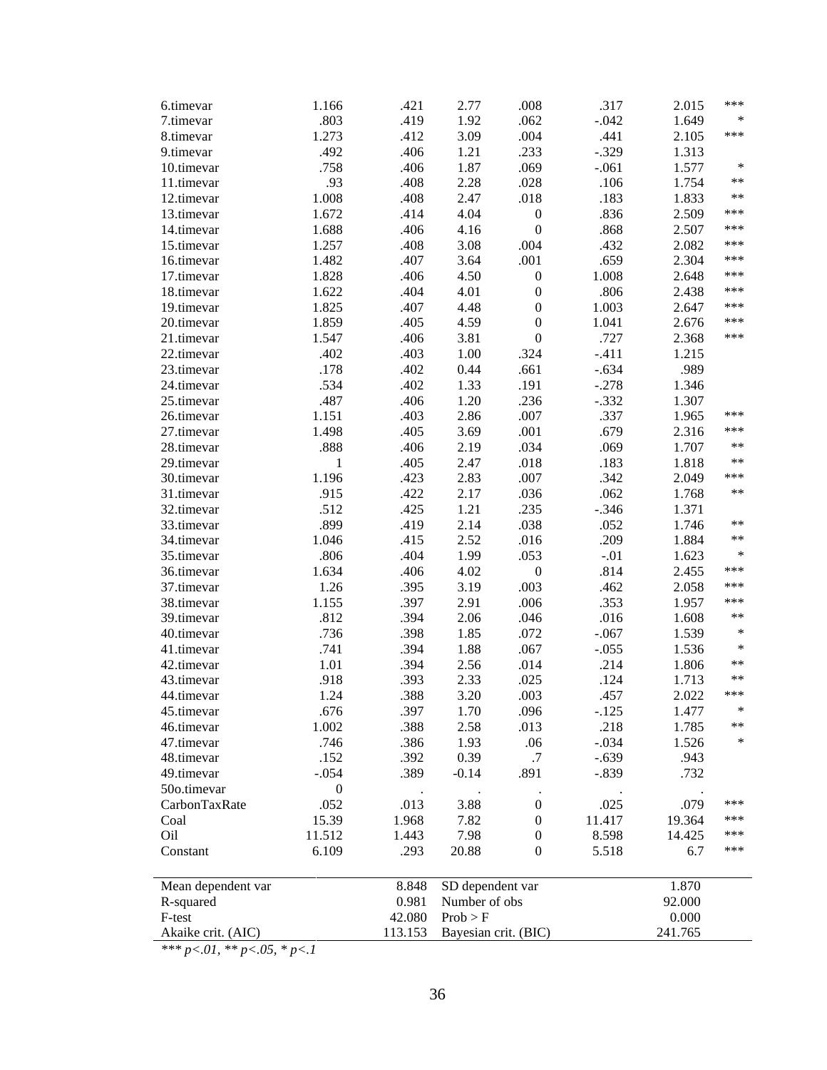| | | | | | | | |
|---|---|---|---|---|---|---|---|
| 6.timevar | 1.166 | .421 | 2.77 | .008 | .317 | 2.015 | *** |
| 7.timevar | .803 | .419 | 1.92 | .062 | -.042 | 1.649 | * |
| 8.timevar | 1.273 | .412 | 3.09 | .004 | .441 | 2.105 | *** |
| 9.timevar | .492 | .406 | 1.21 | .233 | -.329 | 1.313 | |
| 10.timevar | .758 | .406 | 1.87 | .069 | -.061 | 1.577 | * |
| 11.timevar | .93 | .408 | 2.28 | .028 | .106 | 1.754 | ** |
| 12.timevar | 1.008 | .408 | 2.47 | .018 | .183 | 1.833 | ** |
| 13.timevar | 1.672 | .414 | 4.04 | 0 | .836 | 2.509 | *** |
| 14.timevar | 1.688 | .406 | 4.16 | 0 | .868 | 2.507 | *** |
| 15.timevar | 1.257 | .408 | 3.08 | .004 | .432 | 2.082 | *** |
| 16.timevar | 1.482 | .407 | 3.64 | .001 | .659 | 2.304 | *** |
| 17.timevar | 1.828 | .406 | 4.50 | 0 | 1.008 | 2.648 | *** |
| 18.timevar | 1.622 | .404 | 4.01 | 0 | .806 | 2.438 | *** |
| 19.timevar | 1.825 | .407 | 4.48 | 0 | 1.003 | 2.647 | *** |
| 20.timevar | 1.859 | .405 | 4.59 | 0 | 1.041 | 2.676 | *** |
| 21.timevar | 1.547 | .406 | 3.81 | 0 | .727 | 2.368 | *** |
| 22.timevar | .402 | .403 | 1.00 | .324 | -.411 | 1.215 | |
| 23.timevar | .178 | .402 | 0.44 | .661 | -.634 | .989 | |
| 24.timevar | .534 | .402 | 1.33 | .191 | -.278 | 1.346 | |
| 25.timevar | .487 | .406 | 1.20 | .236 | -.332 | 1.307 | |
| 26.timevar | 1.151 | .403 | 2.86 | .007 | .337 | 1.965 | *** |
| 27.timevar | 1.498 | .405 | 3.69 | .001 | .679 | 2.316 | *** |
| 28.timevar | .888 | .406 | 2.19 | .034 | .069 | 1.707 | ** |
| 29.timevar | 1 | .405 | 2.47 | .018 | .183 | 1.818 | ** |
| 30.timevar | 1.196 | .423 | 2.83 | .007 | .342 | 2.049 | *** |
| 31.timevar | .915 | .422 | 2.17 | .036 | .062 | 1.768 | ** |
| 32.timevar | .512 | .425 | 1.21 | .235 | -.346 | 1.371 | |
| 33.timevar | .899 | .419 | 2.14 | .038 | .052 | 1.746 | ** |
| 34.timevar | 1.046 | .415 | 2.52 | .016 | .209 | 1.884 | ** |
| 35.timevar | .806 | .404 | 1.99 | .053 | -.01 | 1.623 | * |
| 36.timevar | 1.634 | .406 | 4.02 | 0 | .814 | 2.455 | *** |
| 37.timevar | 1.26 | .395 | 3.19 | .003 | .462 | 2.058 | *** |
| 38.timevar | 1.155 | .397 | 2.91 | .006 | .353 | 1.957 | *** |
| 39.timevar | .812 | .394 | 2.06 | .046 | .016 | 1.608 | ** |
| 40.timevar | .736 | .398 | 1.85 | .072 | -.067 | 1.539 | * |
| 41.timevar | .741 | .394 | 1.88 | .067 | -.055 | 1.536 | * |
| 42.timevar | 1.01 | .394 | 2.56 | .014 | .214 | 1.806 | ** |
| 43.timevar | .918 | .393 | 2.33 | .025 | .124 | 1.713 | ** |
| 44.timevar | 1.24 | .388 | 3.20 | .003 | .457 | 2.022 | *** |
| 45.timevar | .676 | .397 | 1.70 | .096 | -.125 | 1.477 | * |
| 46.timevar | 1.002 | .388 | 2.58 | .013 | .218 | 1.785 | ** |
| 47.timevar | .746 | .386 | 1.93 | .06 | -.034 | 1.526 | * |
| 48.timevar | .152 | .392 | 0.39 | .7 | -.639 | .943 | |
| 49.timevar | -.054 | .389 | -0.14 | .891 | -.839 | .732 | |
| 50o.timevar | 0 | . | . | . | . | . | |
| CarbonTaxRate | .052 | .013 | 3.88 | 0 | .025 | .079 | *** |
| Coal | 15.39 | 1.968 | 7.82 | 0 | 11.417 | 19.364 | *** |
| Oil | 11.512 | 1.443 | 7.98 | 0 | 8.598 | 14.425 | *** |
| Constant | 6.109 | .293 | 20.88 | 0 | 5.518 | 6.7 | *** |

| | | | |
|---|---|---|---|
| Mean dependent var | 8.848 | SD dependent var | 1.870 |
| R-squared | 0.981 | Number of obs | 92.000 |
| F-test | 42.080 | Prob > F | 0.000 |
| Akaike crit. (AIC) | 113.153 | Bayesian crit. (BIC) | 241.765 |

*** $p<.01$, ** $p<.05$, * $p<.1$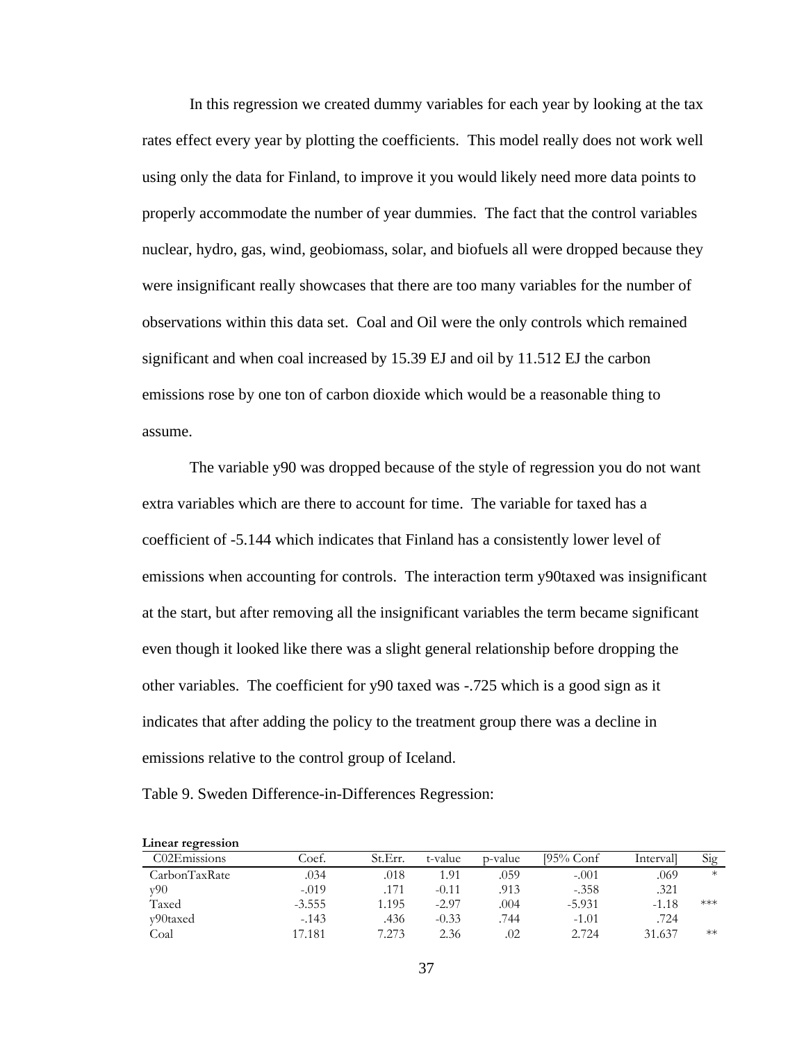In this regression we created dummy variables for each year by looking at the tax rates effect every year by plotting the coefficients. This model really does not work well using only the data for Finland, to improve it you would likely need more data points to properly accommodate the number of year dummies. The fact that the control variables nuclear, hydro, gas, wind, geobiomass, solar, and biofuels all were dropped because they were insignificant really showcases that there are too many variables for the number of observations within this data set. Coal and Oil were the only controls which remained significant and when coal increased by 15.39 EJ and oil by 11.512 EJ the carbon emissions rose by one ton of carbon dioxide which would be a reasonable thing to assume.

The variable y90 was dropped because of the style of regression you do not want extra variables which are there to account for time. The variable for taxed has a coefficient of -5.144 which indicates that Finland has a consistently lower level of emissions when accounting for controls. The interaction term y90taxed was insignificant at the start, but after removing all the insignificant variables the term became significant even though it looked like there was a slight general relationship before dropping the other variables. The coefficient for y90 taxed was -.725 which is a good sign as it indicates that after adding the policy to the treatment group there was a decline in emissions relative to the control group of Iceland.

Table 9. Sweden Difference-in-Differences Regression:

**Linear regression**

| C02Emissions | Coef. | St.Err. | t-value | p-value | [95% Conf | Interval] | Sig |
|---|---|---|---|---|---|---|---|
| CarbonTaxRate | .034 | .018 | 1.91 | .059 | -.001 | .069 | * |
| y90 | -.019 | .171 | -0.11 | .913 | -.358 | .321 | |
| Taxed | -3.555 | 1.195 | -2.97 | .004 | -5.931 | -1.18 | *** |
| y90taxed | -.143 | .436 | -0.33 | .744 | -1.01 | .724 | |
| Coal | 17.181 | 7.273 | 2.36 | .02 | 2.724 | 31.637 | ** |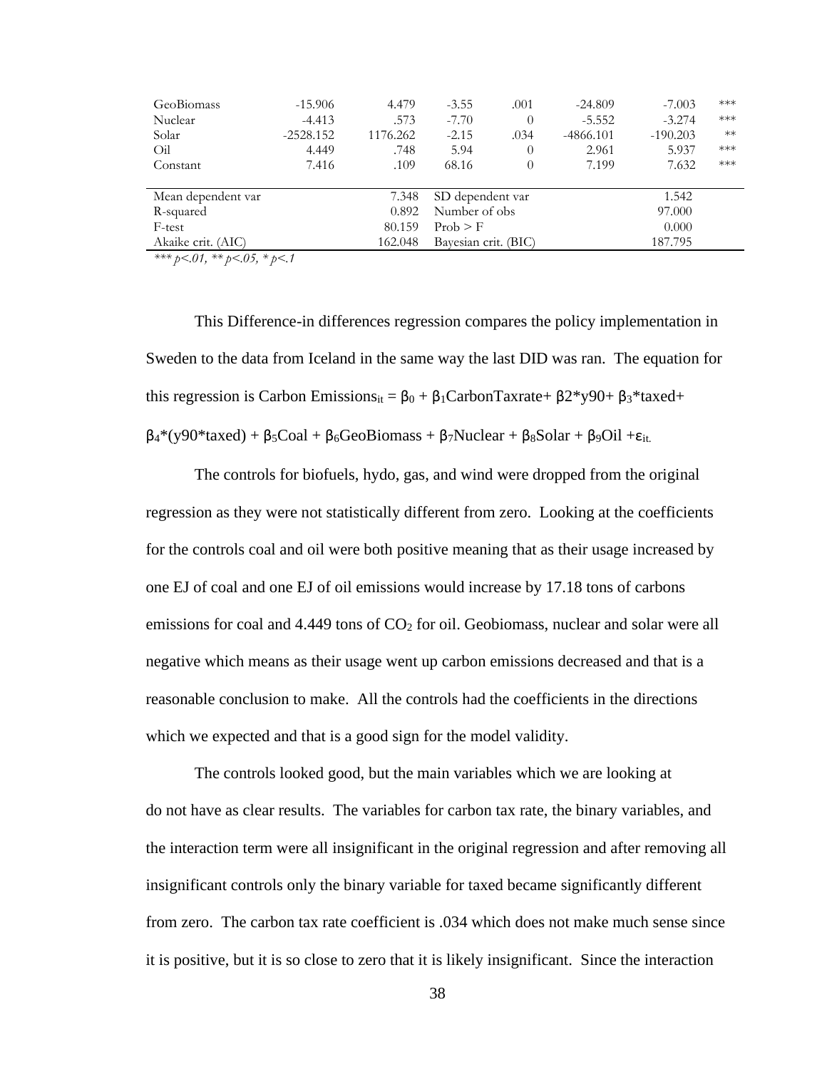| | | | | | | | |
|---|---|---|---|---|---|---|---|
| GeoBiomass | -15.906 | 4.479 | -3.55 | .001 | -24.809 | -7.003 | *** |
| Nuclear | -4.413 | .573 | -7.70 | 0 | -5.552 | -3.274 | *** |
| Solar | -2528.152 | 1176.262 | -2.15 | .034 | -4866.101 | -190.203 | ** |
| Oil | 4.449 | .748 | 5.94 | 0 | 2.961 | 5.937 | *** |
| Constant | 7.416 | .109 | 68.16 | 0 | 7.199 | 7.632 | *** |

| | | | |
|---|---|---|---|
| Mean dependent var | 7.348 | SD dependent var | 1.542 |
| R-squared | 0.892 | Number of obs | 97.000 |
| F-test | 80.159 | Prob > F | 0.000 |
| Akaike crit. (AIC) | 162.048 | Bayesian crit. (BIC) | 187.795 |

*\*\*\* p<.01, \*\* p<.05, \* p<.1*

This Difference-in differences regression compares the policy implementation in Sweden to the data from Iceland in the same way the last DID was ran. The equation for this regression is Carbon Emissions$_{it}$ = $\beta_0$ + $\beta_1$CarbonTaxrate+ $\beta_2$\*y90+ $\beta_3$\*taxed+ $\beta_4$\*(y90\*taxed) + $\beta_5$Coal + $\beta_6$GeoBiomass + $\beta_7$Nuclear + $\beta_8$Solar + $\beta_9$Oil +$\varepsilon_{it.}$

The controls for biofuels, hydo, gas, and wind were dropped from the original regression as they were not statistically different from zero. Looking at the coefficients for the controls coal and oil were both positive meaning that as their usage increased by one EJ of coal and one EJ of oil emissions would increase by 17.18 tons of carbons emissions for coal and 4.449 tons of $CO_2$ for oil. Geobiomass, nuclear and solar were all negative which means as their usage went up carbon emissions decreased and that is a reasonable conclusion to make. All the controls had the coefficients in the directions which we expected and that is a good sign for the model validity.

The controls looked good, but the main variables which we are looking at do not have as clear results. The variables for carbon tax rate, the binary variables, and the interaction term were all insignificant in the original regression and after removing all insignificant controls only the binary variable for taxed became significantly different from zero. The carbon tax rate coefficient is .034 which does not make much sense since it is positive, but it is so close to zero that it is likely insignificant. Since the interaction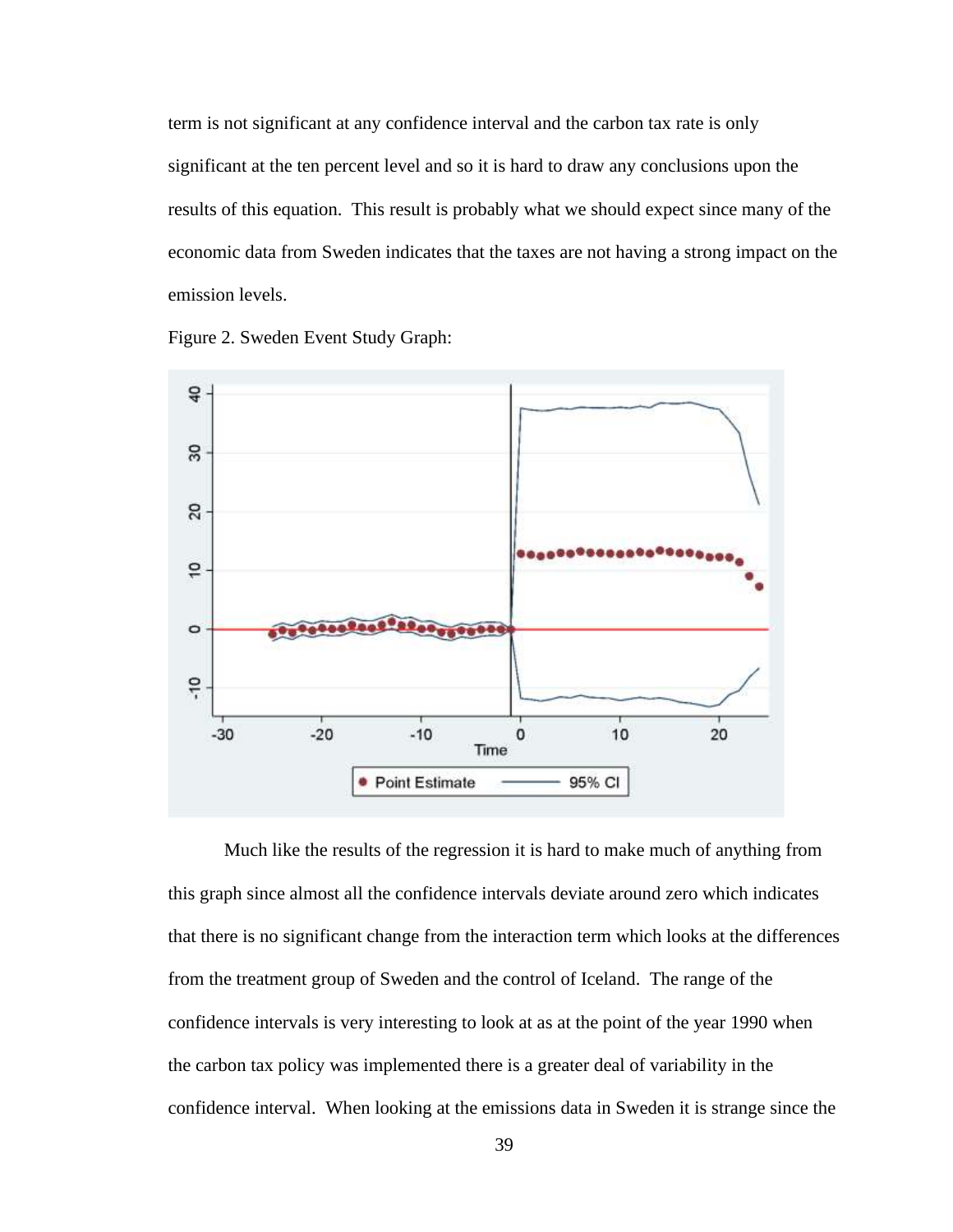term is not significant at any confidence interval and the carbon tax rate is only significant at the ten percent level and so it is hard to draw any conclusions upon the results of this equation. This result is probably what we should expect since many of the economic data from Sweden indicates that the taxes are not having a strong impact on the emission levels.

Figure 2. Sweden Event Study Graph:

Much like the results of the regression it is hard to make much of anything from this graph since almost all the confidence intervals deviate around zero which indicates that there is no significant change from the interaction term which looks at the differences from the treatment group of Sweden and the control of Iceland. The range of the confidence intervals is very interesting to look at as at the point of the year 1990 when the carbon tax policy was implemented there is a greater deal of variability in the confidence interval. When looking at the emissions data in Sweden it is strange since the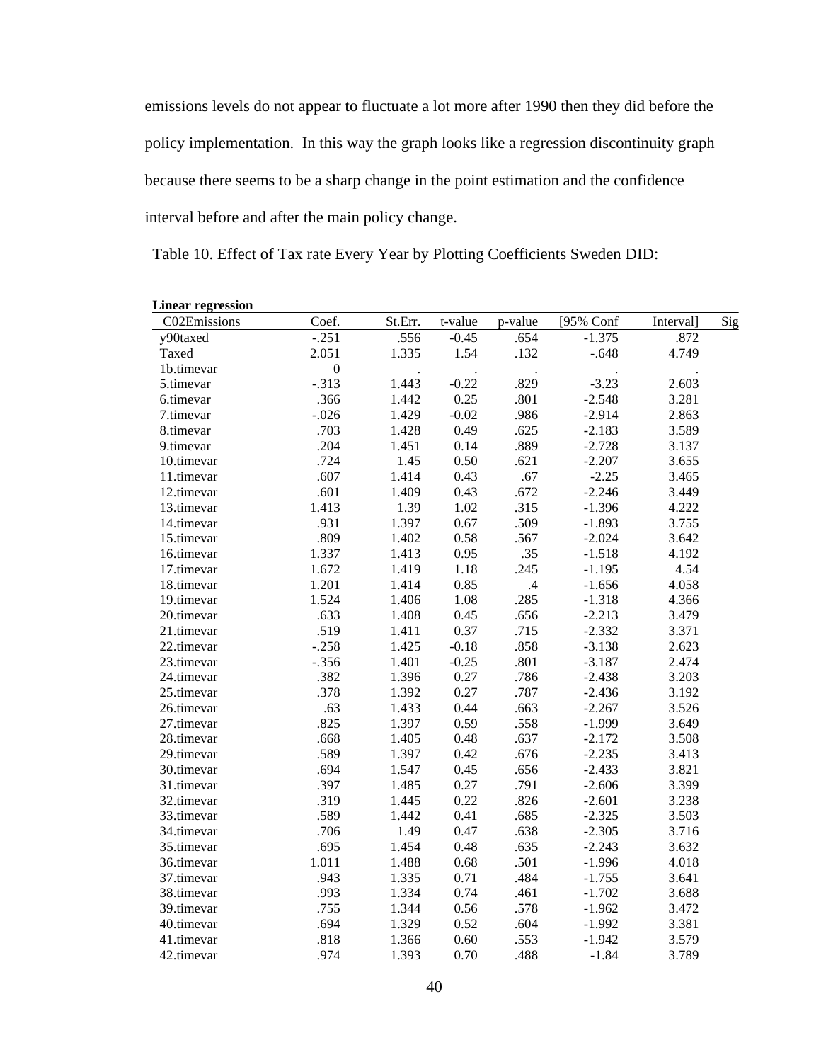emissions levels do not appear to fluctuate a lot more after 1990 then they did before the policy implementation. In this way the graph looks like a regression discontinuity graph because there seems to be a sharp change in the point estimation and the confidence interval before and after the main policy change.

Table 10. Effect of Tax rate Every Year by Plotting Coefficients Sweden DID:

**Linear regression**

| C02Emissions | Coef. | St.Err. | t-value | p-value | [95% Conf | Interval] | Sig |
|---|---|---|---|---|---|---|---|
| y90taxed | -.251 | .556 | -0.45 | .654 | -1.375 | .872 | |
| Taxed | 2.051 | 1.335 | 1.54 | .132 | -.648 | 4.749 | |
| 1b.timevar | 0 | . | . | . | . | . | |
| 5.timevar | -.313 | 1.443 | -0.22 | .829 | -3.23 | 2.603 | |
| 6.timevar | .366 | 1.442 | 0.25 | .801 | -2.548 | 3.281 | |
| 7.timevar | -.026 | 1.429 | -0.02 | .986 | -2.914 | 2.863 | |
| 8.timevar | .703 | 1.428 | 0.49 | .625 | -2.183 | 3.589 | |
| 9.timevar | .204 | 1.451 | 0.14 | .889 | -2.728 | 3.137 | |
| 10.timevar | .724 | 1.45 | 0.50 | .621 | -2.207 | 3.655 | |
| 11.timevar | .607 | 1.414 | 0.43 | .67 | -2.25 | 3.465 | |
| 12.timevar | .601 | 1.409 | 0.43 | .672 | -2.246 | 3.449 | |
| 13.timevar | 1.413 | 1.39 | 1.02 | .315 | -1.396 | 4.222 | |
| 14.timevar | .931 | 1.397 | 0.67 | .509 | -1.893 | 3.755 | |
| 15.timevar | .809 | 1.402 | 0.58 | .567 | -2.024 | 3.642 | |
| 16.timevar | 1.337 | 1.413 | 0.95 | .35 | -1.518 | 4.192 | |
| 17.timevar | 1.672 | 1.419 | 1.18 | .245 | -1.195 | 4.54 | |
| 18.timevar | 1.201 | 1.414 | 0.85 | .4 | -1.656 | 4.058 | |
| 19.timevar | 1.524 | 1.406 | 1.08 | .285 | -1.318 | 4.366 | |
| 20.timevar | .633 | 1.408 | 0.45 | .656 | -2.213 | 3.479 | |
| 21.timevar | .519 | 1.411 | 0.37 | .715 | -2.332 | 3.371 | |
| 22.timevar | -.258 | 1.425 | -0.18 | .858 | -3.138 | 2.623 | |
| 23.timevar | -.356 | 1.401 | -0.25 | .801 | -3.187 | 2.474 | |
| 24.timevar | .382 | 1.396 | 0.27 | .786 | -2.438 | 3.203 | |
| 25.timevar | .378 | 1.392 | 0.27 | .787 | -2.436 | 3.192 | |
| 26.timevar | .63 | 1.433 | 0.44 | .663 | -2.267 | 3.526 | |
| 27.timevar | .825 | 1.397 | 0.59 | .558 | -1.999 | 3.649 | |
| 28.timevar | .668 | 1.405 | 0.48 | .637 | -2.172 | 3.508 | |
| 29.timevar | .589 | 1.397 | 0.42 | .676 | -2.235 | 3.413 | |
| 30.timevar | .694 | 1.547 | 0.45 | .656 | -2.433 | 3.821 | |
| 31.timevar | .397 | 1.485 | 0.27 | .791 | -2.606 | 3.399 | |
| 32.timevar | .319 | 1.445 | 0.22 | .826 | -2.601 | 3.238 | |
| 33.timevar | .589 | 1.442 | 0.41 | .685 | -2.325 | 3.503 | |
| 34.timevar | .706 | 1.49 | 0.47 | .638 | -2.305 | 3.716 | |
| 35.timevar | .695 | 1.454 | 0.48 | .635 | -2.243 | 3.632 | |
| 36.timevar | 1.011 | 1.488 | 0.68 | .501 | -1.996 | 4.018 | |
| 37.timevar | .943 | 1.335 | 0.71 | .484 | -1.755 | 3.641 | |
| 38.timevar | .993 | 1.334 | 0.74 | .461 | -1.702 | 3.688 | |
| 39.timevar | .755 | 1.344 | 0.56 | .578 | -1.962 | 3.472 | |
| 40.timevar | .694 | 1.329 | 0.52 | .604 | -1.992 | 3.381 | |
| 41.timevar | .818 | 1.366 | 0.60 | .553 | -1.942 | 3.579 | |
| 42.timevar | .974 | 1.393 | 0.70 | .488 | -1.84 | 3.789 | |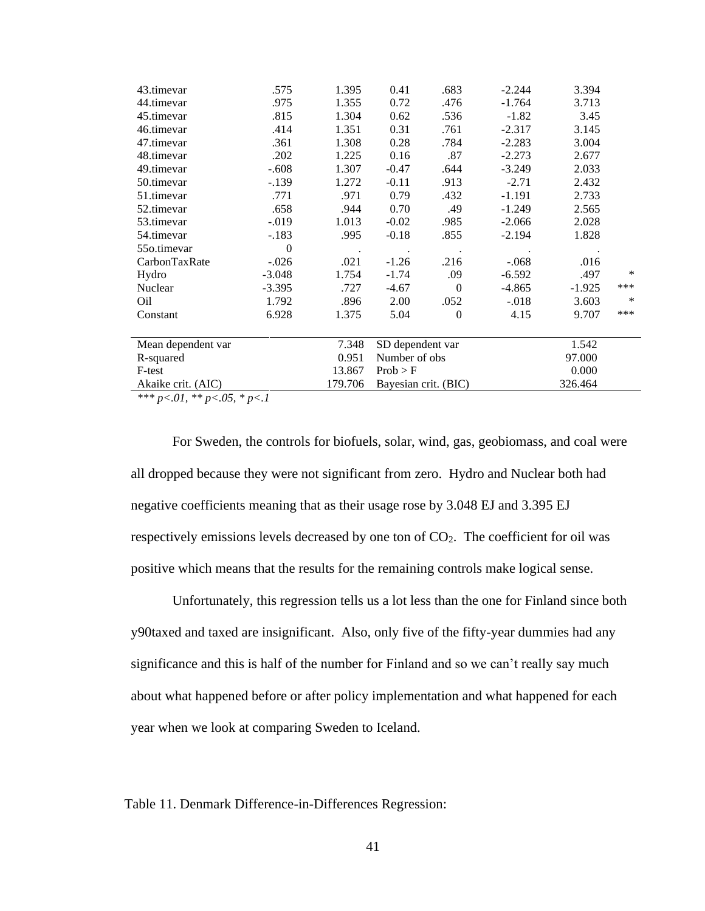| | | | | | | | |
|---|---|---|---|---|---|---|---|
| 43.timevar | .575 | 1.395 | 0.41 | .683 | -2.244 | 3.394 | |
| 44.timevar | .975 | 1.355 | 0.72 | .476 | -1.764 | 3.713 | |
| 45.timevar | .815 | 1.304 | 0.62 | .536 | -1.82 | 3.45 | |
| 46.timevar | .414 | 1.351 | 0.31 | .761 | -2.317 | 3.145 | |
| 47.timevar | .361 | 1.308 | 0.28 | .784 | -2.283 | 3.004 | |
| 48.timevar | .202 | 1.225 | 0.16 | .87 | -2.273 | 2.677 | |
| 49.timevar | -.608 | 1.307 | -0.47 | .644 | -3.249 | 2.033 | |
| 50.timevar | -.139 | 1.272 | -0.11 | .913 | -2.71 | 2.432 | |
| 51.timevar | .771 | .971 | 0.79 | .432 | -1.191 | 2.733 | |
| 52.timevar | .658 | .944 | 0.70 | .49 | -1.249 | 2.565 | |
| 53.timevar | -.019 | 1.013 | -0.02 | .985 | -2.066 | 2.028 | |
| 54.timevar | -.183 | .995 | -0.18 | .855 | -2.194 | 1.828 | |
| 55o.timevar | 0 | . | . | . | . | . | |
| CarbonTaxRate | -.026 | .021 | -1.26 | .216 | -.068 | .016 | |
| Hydro | -3.048 | 1.754 | -1.74 | .09 | -6.592 | .497 | * |
| Nuclear | -3.395 | .727 | -4.67 | 0 | -4.865 | -1.925 | *** |
| Oil | 1.792 | .896 | 2.00 | .052 | -.018 | 3.603 | * |
| Constant | 6.928 | 1.375 | 5.04 | 0 | 4.15 | 9.707 | *** |

| | | | |
|---|---|---|---|
| Mean dependent var | 7.348 | SD dependent var | 1.542 |
| R-squared | 0.951 | Number of obs | 97.000 |
| F-test | 13.867 | Prob > F | 0.000 |
| Akaike crit. (AIC) | 179.706 | Bayesian crit. (BIC) | 326.464 |

*\*\*\* p<.01, \*\* p<.05, \* p<.1*

For Sweden, the controls for biofuels, solar, wind, gas, geobiomass, and coal were all dropped because they were not significant from zero. Hydro and Nuclear both had negative coefficients meaning that as their usage rose by 3.048 EJ and 3.395 EJ respectively emissions levels decreased by one ton of $CO_2$. The coefficient for oil was positive which means that the results for the remaining controls make logical sense.

Unfortunately, this regression tells us a lot less than the one for Finland since both y90taxed and taxed are insignificant. Also, only five of the fifty-year dummies had any significance and this is half of the number for Finland and so we can't really say much about what happened before or after policy implementation and what happened for each year when we look at comparing Sweden to Iceland.

Table 11. Denmark Difference-in-Differences Regression: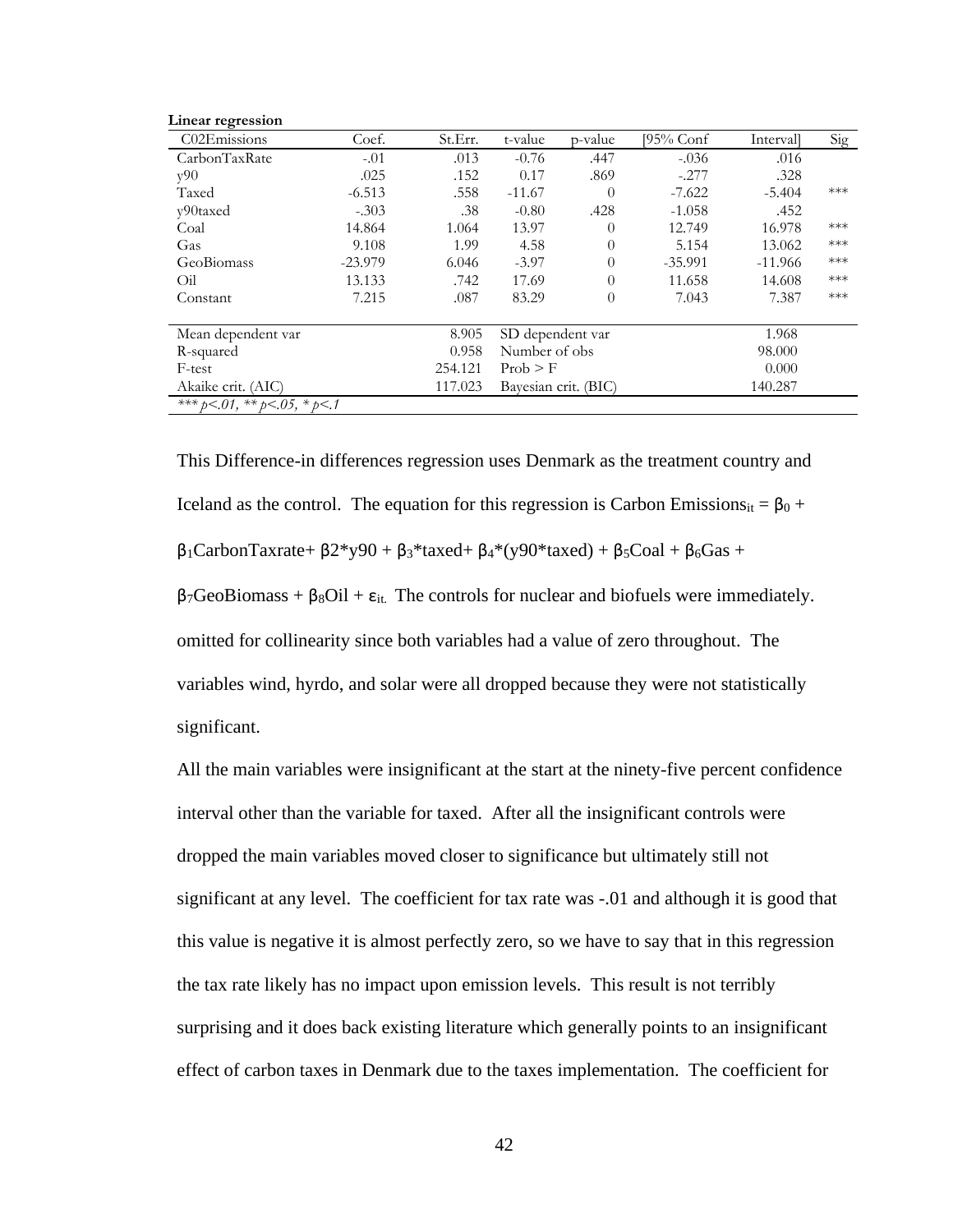**Linear regression**

| C02Emissions | Coef. | St.Err. | t-value | p-value | [95% Conf | Interval] | Sig |
|---|---|---|---|---|---|---|---|
| CarbonTaxRate | -.01 | .013 | -0.76 | .447 | -.036 | .016 | |
| y90 | .025 | .152 | 0.17 | .869 | -.277 | .328 | |
| Taxed | -6.513 | .558 | -11.67 | 0 | -7.622 | -5.404 | *** |
| y90taxed | -.303 | .38 | -0.80 | .428 | -1.058 | .452 | |
| Coal | 14.864 | 1.064 | 13.97 | 0 | 12.749 | 16.978 | *** |
| Gas | 9.108 | 1.99 | 4.58 | 0 | 5.154 | 13.062 | *** |
| GeoBiomass | -23.979 | 6.046 | -3.97 | 0 | -35.991 | -11.966 | *** |
| Oil | 13.133 | .742 | 17.69 | 0 | 11.658 | 14.608 | *** |
| Constant | 7.215 | .087 | 83.29 | 0 | 7.043 | 7.387 | *** |
| | | | | | | | |
| Mean dependent var | | 8.905 | SD dependent var | | | 1.968 | |
| R-squared | | 0.958 | Number of obs | | | 98.000 | |
| F-test | | 254.121 | Prob > F | | | 0.000 | |
| Akaike crit. (AIC) | | 117.023 | Bayesian crit. (BIC) | | | 140.287 | |

*\*\*\* p<.01, \*\* p<.05, \* p<.1*

This Difference-in differences regression uses Denmark as the treatment country and Iceland as the control. The equation for this regression is Carbon Emissions$_{it}$ = $\beta_0$ + $\beta_1$CarbonTaxrate+ $\beta 2$\*y90 + $\beta_3$\*taxed+ $\beta_4$\*(y90\*taxed) + $\beta_5$Coal + $\beta_6$Gas + $\beta_7$GeoBiomass + $\beta_8$Oil + $\varepsilon_{it.}$ The controls for nuclear and biofuels were immediately. omitted for collinearity since both variables had a value of zero throughout. The variables wind, hyrdo, and solar were all dropped because they were not statistically significant.

All the main variables were insignificant at the start at the ninety-five percent confidence interval other than the variable for taxed. After all the insignificant controls were dropped the main variables moved closer to significance but ultimately still not significant at any level. The coefficient for tax rate was -.01 and although it is good that this value is negative it is almost perfectly zero, so we have to say that in this regression the tax rate likely has no impact upon emission levels. This result is not terribly surprising and it does back existing literature which generally points to an insignificant effect of carbon taxes in Denmark due to the taxes implementation. The coefficient for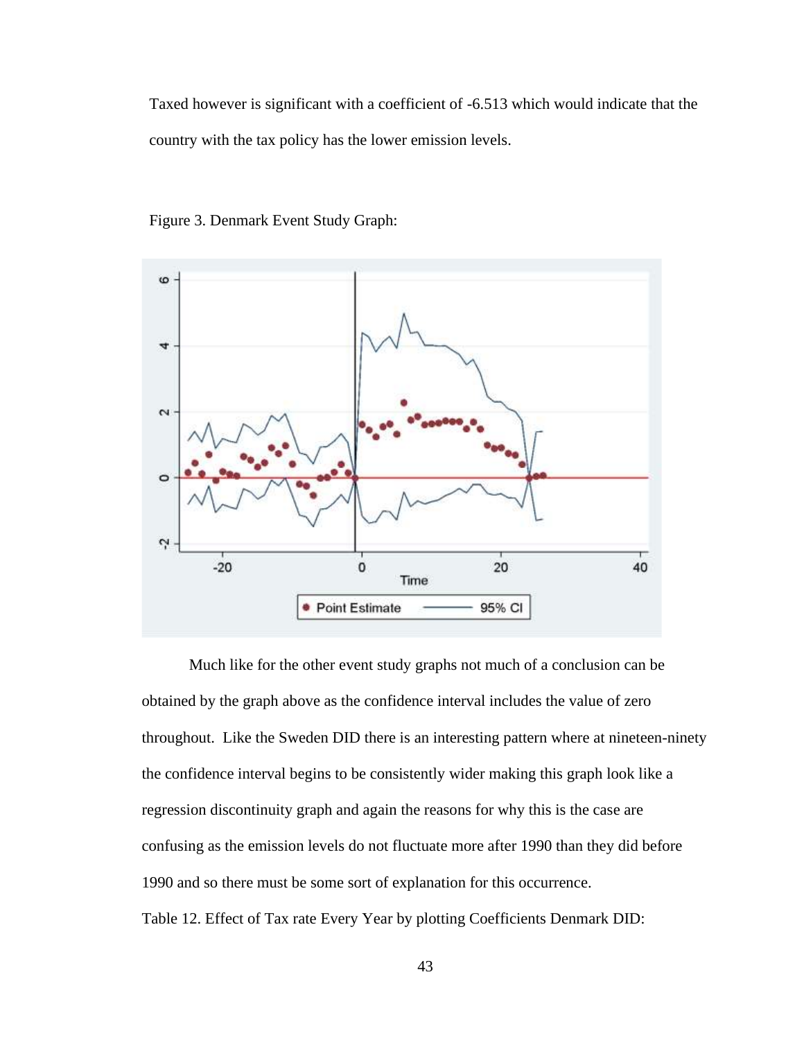Taxed however is significant with a coefficient of -6.513 which would indicate that the country with the tax policy has the lower emission levels.

Figure 3. Denmark Event Study Graph:

Much like for the other event study graphs not much of a conclusion can be obtained by the graph above as the confidence interval includes the value of zero throughout. Like the Sweden DID there is an interesting pattern where at nineteen-ninety the confidence interval begins to be consistently wider making this graph look like a regression discontinuity graph and again the reasons for why this is the case are confusing as the emission levels do not fluctuate more after 1990 than they did before 1990 and so there must be some sort of explanation for this occurrence.

Table 12. Effect of Tax rate Every Year by plotting Coefficients Denmark DID: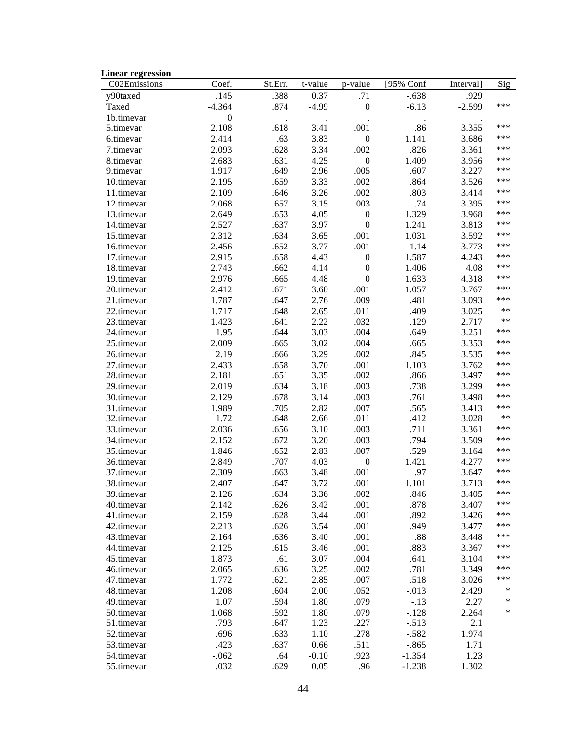**Linear regression**

| C02Emissions | Coef. | St.Err. | t-value | p-value | [95% Conf | Interval] | Sig |
|---|---|---|---|---|---|---|---|
| y90taxed | .145 | .388 | 0.37 | .71 | -.638 | .929 | |
| Taxed | -4.364 | .874 | -4.99 | 0 | -6.13 | -2.599 | *** |
| 1b.timevar | 0 | . | . | . | . | . | |
| 5.timevar | 2.108 | .618 | 3.41 | .001 | .86 | 3.355 | *** |
| 6.timevar | 2.414 | .63 | 3.83 | 0 | 1.141 | 3.686 | *** |
| 7.timevar | 2.093 | .628 | 3.34 | .002 | .826 | 3.361 | *** |
| 8.timevar | 2.683 | .631 | 4.25 | 0 | 1.409 | 3.956 | *** |
| 9.timevar | 1.917 | .649 | 2.96 | .005 | .607 | 3.227 | *** |
| 10.timevar | 2.195 | .659 | 3.33 | .002 | .864 | 3.526 | *** |
| 11.timevar | 2.109 | .646 | 3.26 | .002 | .803 | 3.414 | *** |
| 12.timevar | 2.068 | .657 | 3.15 | .003 | .74 | 3.395 | *** |
| 13.timevar | 2.649 | .653 | 4.05 | 0 | 1.329 | 3.968 | *** |
| 14.timevar | 2.527 | .637 | 3.97 | 0 | 1.241 | 3.813 | *** |
| 15.timevar | 2.312 | .634 | 3.65 | .001 | 1.031 | 3.592 | *** |
| 16.timevar | 2.456 | .652 | 3.77 | .001 | 1.14 | 3.773 | *** |
| 17.timevar | 2.915 | .658 | 4.43 | 0 | 1.587 | 4.243 | *** |
| 18.timevar | 2.743 | .662 | 4.14 | 0 | 1.406 | 4.08 | *** |
| 19.timevar | 2.976 | .665 | 4.48 | 0 | 1.633 | 4.318 | *** |
| 20.timevar | 2.412 | .671 | 3.60 | .001 | 1.057 | 3.767 | *** |
| 21.timevar | 1.787 | .647 | 2.76 | .009 | .481 | 3.093 | *** |
| 22.timevar | 1.717 | .648 | 2.65 | .011 | .409 | 3.025 | ** |
| 23.timevar | 1.423 | .641 | 2.22 | .032 | .129 | 2.717 | ** |
| 24.timevar | 1.95 | .644 | 3.03 | .004 | .649 | 3.251 | *** |
| 25.timevar | 2.009 | .665 | 3.02 | .004 | .665 | 3.353 | *** |
| 26.timevar | 2.19 | .666 | 3.29 | .002 | .845 | 3.535 | *** |
| 27.timevar | 2.433 | .658 | 3.70 | .001 | 1.103 | 3.762 | *** |
| 28.timevar | 2.181 | .651 | 3.35 | .002 | .866 | 3.497 | *** |
| 29.timevar | 2.019 | .634 | 3.18 | .003 | .738 | 3.299 | *** |
| 30.timevar | 2.129 | .678 | 3.14 | .003 | .761 | 3.498 | *** |
| 31.timevar | 1.989 | .705 | 2.82 | .007 | .565 | 3.413 | *** |
| 32.timevar | 1.72 | .648 | 2.66 | .011 | .412 | 3.028 | ** |
| 33.timevar | 2.036 | .656 | 3.10 | .003 | .711 | 3.361 | *** |
| 34.timevar | 2.152 | .672 | 3.20 | .003 | .794 | 3.509 | *** |
| 35.timevar | 1.846 | .652 | 2.83 | .007 | .529 | 3.164 | *** |
| 36.timevar | 2.849 | .707 | 4.03 | 0 | 1.421 | 4.277 | *** |
| 37.timevar | 2.309 | .663 | 3.48 | .001 | .97 | 3.647 | *** |
| 38.timevar | 2.407 | .647 | 3.72 | .001 | 1.101 | 3.713 | *** |
| 39.timevar | 2.126 | .634 | 3.36 | .002 | .846 | 3.405 | *** |
| 40.timevar | 2.142 | .626 | 3.42 | .001 | .878 | 3.407 | *** |
| 41.timevar | 2.159 | .628 | 3.44 | .001 | .892 | 3.426 | *** |
| 42.timevar | 2.213 | .626 | 3.54 | .001 | .949 | 3.477 | *** |
| 43.timevar | 2.164 | .636 | 3.40 | .001 | .88 | 3.448 | *** |
| 44.timevar | 2.125 | .615 | 3.46 | .001 | .883 | 3.367 | *** |
| 45.timevar | 1.873 | .61 | 3.07 | .004 | .641 | 3.104 | *** |
| 46.timevar | 2.065 | .636 | 3.25 | .002 | .781 | 3.349 | *** |
| 47.timevar | 1.772 | .621 | 2.85 | .007 | .518 | 3.026 | *** |
| 48.timevar | 1.208 | .604 | 2.00 | .052 | -.013 | 2.429 | * |
| 49.timevar | 1.07 | .594 | 1.80 | .079 | -.13 | 2.27 | * |
| 50.timevar | 1.068 | .592 | 1.80 | .079 | -.128 | 2.264 | * |
| 51.timevar | .793 | .647 | 1.23 | .227 | -.513 | 2.1 | |
| 52.timevar | .696 | .633 | 1.10 | .278 | -.582 | 1.974 | |
| 53.timevar | .423 | .637 | 0.66 | .511 | -.865 | 1.71 | |
| 54.timevar | -.062 | .64 | -0.10 | .923 | -1.354 | 1.23 | |
| 55.timevar | .032 | .629 | 0.05 | .96 | -1.238 | 1.302 | |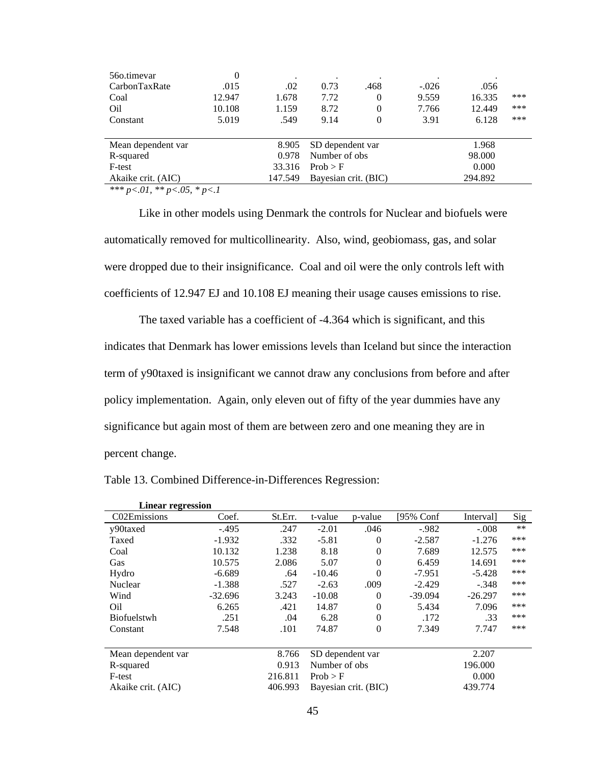| | | | | | | | |
|---|---|---|---|---|---|---|---|
| 56o.timevar | 0 | . | . | . | . | . | |
| CarbonTaxRate | .015 | .02 | 0.73 | .468 | -.026 | .056 | |
| Coal | 12.947 | 1.678 | 7.72 | 0 | 9.559 | 16.335 | *** |
| Oil | 10.108 | 1.159 | 8.72 | 0 | 7.766 | 12.449 | *** |
| Constant | 5.019 | .549 | 9.14 | 0 | 3.91 | 6.128 | *** |

| | | | |
|---|---|---|---|
| Mean dependent var | 8.905 | SD dependent var | 1.968 |
| R-squared | 0.978 | Number of obs | 98.000 |
| F-test | 33.316 | Prob > F | 0.000 |
| Akaike crit. (AIC) | 147.549 | Bayesian crit. (BIC) | 294.892 |

*\*\*\* p<.01, \*\* p<.05, \* p<.1*

Like in other models using Denmark the controls for Nuclear and biofuels were automatically removed for multicollinearity. Also, wind, geobiomass, gas, and solar were dropped due to their insignificance. Coal and oil were the only controls left with coefficients of 12.947 EJ and 10.108 EJ meaning their usage causes emissions to rise.

The taxed variable has a coefficient of -4.364 which is significant, and this indicates that Denmark has lower emissions levels than Iceland but since the interaction term of y90taxed is insignificant we cannot draw any conclusions from before and after policy implementation. Again, only eleven out of fifty of the year dummies have any significance but again most of them are between zero and one meaning they are in percent change.

Table 13. Combined Difference-in-Differences Regression:

**Linear regression**

| C02Emissions | Coef. | St.Err. | t-value | p-value | [95% Conf | Interval] | Sig |
|---|---|---|---|---|---|---|---|
| y90taxed | -.495 | .247 | -2.01 | .046 | -.982 | -.008 | ** |
| Taxed | -1.932 | .332 | -5.81 | 0 | -2.587 | -1.276 | *** |
| Coal | 10.132 | 1.238 | 8.18 | 0 | 7.689 | 12.575 | *** |
| Gas | 10.575 | 2.086 | 5.07 | 0 | 6.459 | 14.691 | *** |
| Hydro | -6.689 | .64 | -10.46 | 0 | -7.951 | -5.428 | *** |
| Nuclear | -1.388 | .527 | -2.63 | .009 | -2.429 | -.348 | *** |
| Wind | -32.696 | 3.243 | -10.08 | 0 | -39.094 | -26.297 | *** |
| Oil | 6.265 | .421 | 14.87 | 0 | 5.434 | 7.096 | *** |
| Biofuelstwh | .251 | .04 | 6.28 | 0 | .172 | .33 | *** |
| Constant | 7.548 | .101 | 74.87 | 0 | 7.349 | 7.747 | *** |

| | | | |
|---|---|---|---|
| Mean dependent var | 8.766 | SD dependent var | 2.207 |
| R-squared | 0.913 | Number of obs | 196.000 |
| F-test | 216.811 | Prob > F | 0.000 |
| Akaike crit. (AIC) | 406.993 | Bayesian crit. (BIC) | 439.774 |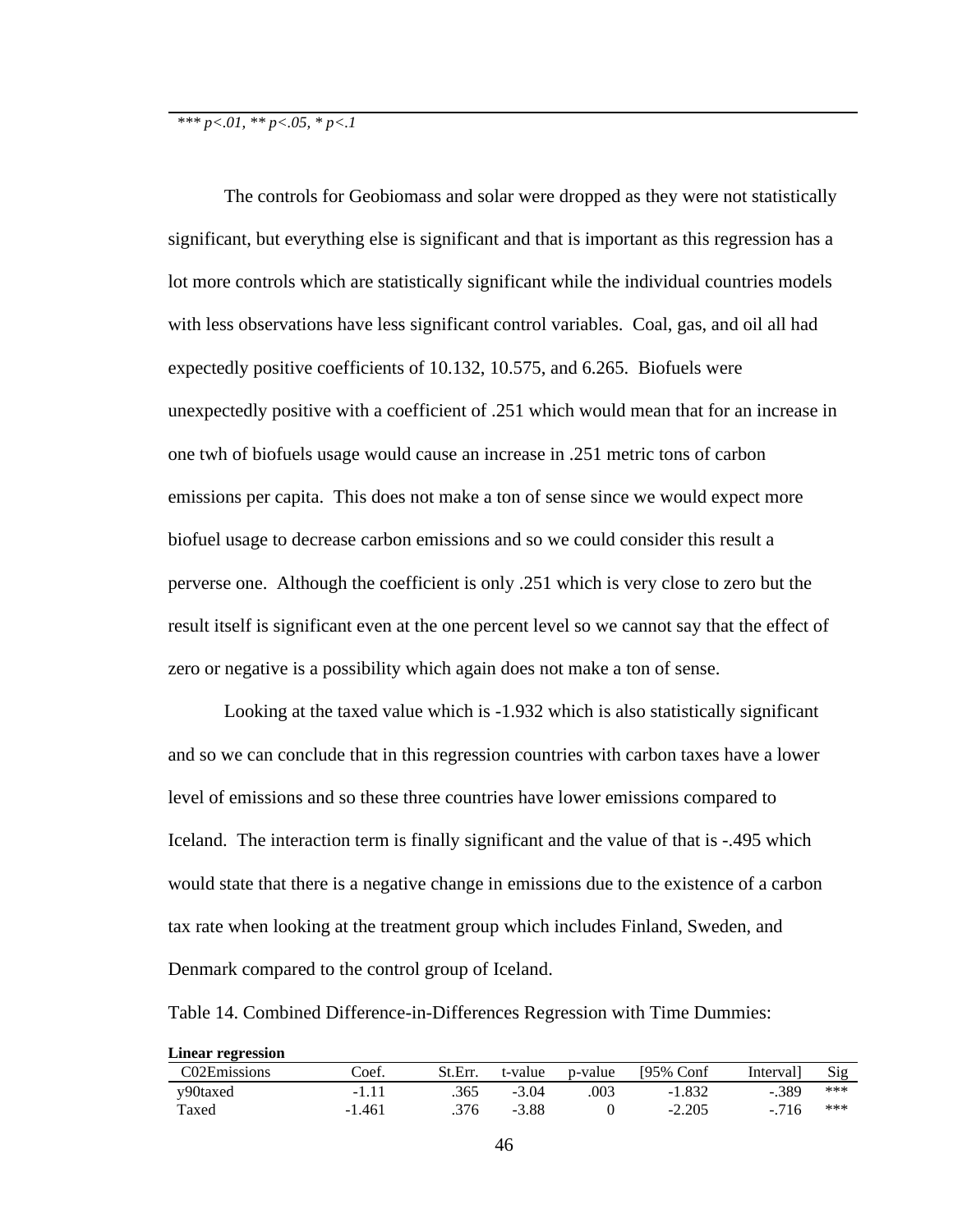*** *p<.01, ** p<.05, * p<.1*

The controls for Geobiomass and solar were dropped as they were not statistically significant, but everything else is significant and that is important as this regression has a lot more controls which are statistically significant while the individual countries models with less observations have less significant control variables. Coal, gas, and oil all had expectedly positive coefficients of 10.132, 10.575, and 6.265. Biofuels were unexpectedly positive with a coefficient of .251 which would mean that for an increase in one twh of biofuels usage would cause an increase in .251 metric tons of carbon emissions per capita. This does not make a ton of sense since we would expect more biofuel usage to decrease carbon emissions and so we could consider this result a perverse one. Although the coefficient is only .251 which is very close to zero but the result itself is significant even at the one percent level so we cannot say that the effect of zero or negative is a possibility which again does not make a ton of sense.

Looking at the taxed value which is -1.932 which is also statistically significant and so we can conclude that in this regression countries with carbon taxes have a lower level of emissions and so these three countries have lower emissions compared to Iceland. The interaction term is finally significant and the value of that is -.495 which would state that there is a negative change in emissions due to the existence of a carbon tax rate when looking at the treatment group which includes Finland, Sweden, and Denmark compared to the control group of Iceland.

Table 14. Combined Difference-in-Differences Regression with Time Dummies:

**Linear regression**

| C02Emissions | Coef. | St.Err. | t-value | p-value | [95% Conf | Interval] | Sig |
|---|---|---|---|---|---|---|---|
| y90taxed | -1.11 | .365 | -3.04 | .003 | -1.832 | -.389 | *** |
| Taxed | -1.461 | .376 | -3.88 | 0 | -2.205 | -.716 | *** |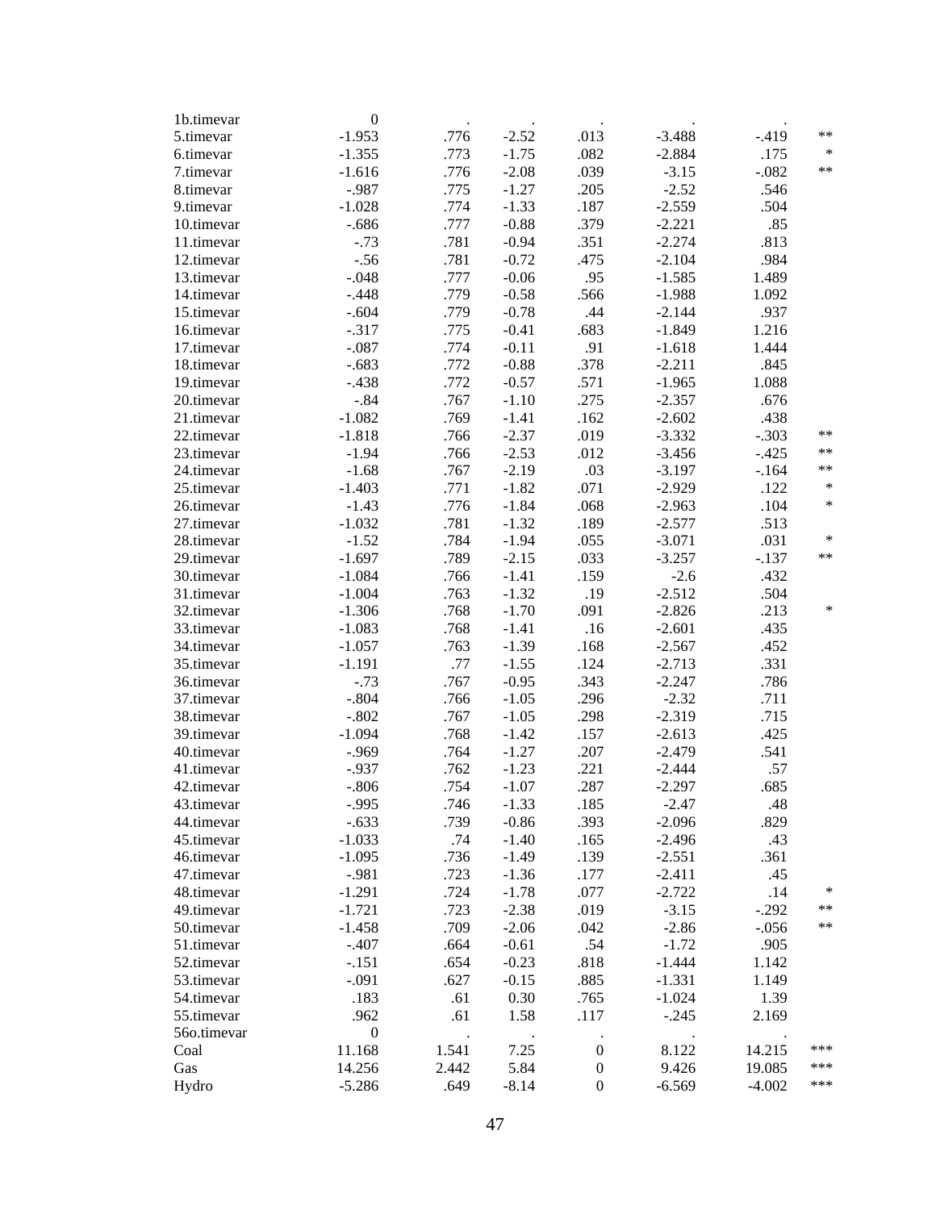| | | | | | | | |
|---|---|---|---|---|---|---|---|
| 1b.timevar | 0 | . | . | . | . | . | |
| 5.timevar | -1.953 | .776 | -2.52 | .013 | -3.488 | -.419 | ** |
| 6.timevar | -1.355 | .773 | -1.75 | .082 | -2.884 | .175 | * |
| 7.timevar | -1.616 | .776 | -2.08 | .039 | -3.15 | -.082 | ** |
| 8.timevar | -.987 | .775 | -1.27 | .205 | -2.52 | .546 | |
| 9.timevar | -1.028 | .774 | -1.33 | .187 | -2.559 | .504 | |
| 10.timevar | -.686 | .777 | -0.88 | .379 | -2.221 | .85 | |
| 11.timevar | -.73 | .781 | -0.94 | .351 | -2.274 | .813 | |
| 12.timevar | -.56 | .781 | -0.72 | .475 | -2.104 | .984 | |
| 13.timevar | -.048 | .777 | -0.06 | .95 | -1.585 | 1.489 | |
| 14.timevar | -.448 | .779 | -0.58 | .566 | -1.988 | 1.092 | |
| 15.timevar | -.604 | .779 | -0.78 | .44 | -2.144 | .937 | |
| 16.timevar | -.317 | .775 | -0.41 | .683 | -1.849 | 1.216 | |
| 17.timevar | -.087 | .774 | -0.11 | .91 | -1.618 | 1.444 | |
| 18.timevar | -.683 | .772 | -0.88 | .378 | -2.211 | .845 | |
| 19.timevar | -.438 | .772 | -0.57 | .571 | -1.965 | 1.088 | |
| 20.timevar | -.84 | .767 | -1.10 | .275 | -2.357 | .676 | |
| 21.timevar | -1.082 | .769 | -1.41 | .162 | -2.602 | .438 | |
| 22.timevar | -1.818 | .766 | -2.37 | .019 | -3.332 | -.303 | ** |
| 23.timevar | -1.94 | .766 | -2.53 | .012 | -3.456 | -.425 | ** |
| 24.timevar | -1.68 | .767 | -2.19 | .03 | -3.197 | -.164 | ** |
| 25.timevar | -1.403 | .771 | -1.82 | .071 | -2.929 | .122 | * |
| 26.timevar | -1.43 | .776 | -1.84 | .068 | -2.963 | .104 | * |
| 27.timevar | -1.032 | .781 | -1.32 | .189 | -2.577 | .513 | |
| 28.timevar | -1.52 | .784 | -1.94 | .055 | -3.071 | .031 | * |
| 29.timevar | -1.697 | .789 | -2.15 | .033 | -3.257 | -.137 | ** |
| 30.timevar | -1.084 | .766 | -1.41 | .159 | -2.6 | .432 | |
| 31.timevar | -1.004 | .763 | -1.32 | .19 | -2.512 | .504 | |
| 32.timevar | -1.306 | .768 | -1.70 | .091 | -2.826 | .213 | * |
| 33.timevar | -1.083 | .768 | -1.41 | .16 | -2.601 | .435 | |
| 34.timevar | -1.057 | .763 | -1.39 | .168 | -2.567 | .452 | |
| 35.timevar | -1.191 | .77 | -1.55 | .124 | -2.713 | .331 | |
| 36.timevar | -.73 | .767 | -0.95 | .343 | -2.247 | .786 | |
| 37.timevar | -.804 | .766 | -1.05 | .296 | -2.32 | .711 | |
| 38.timevar | -.802 | .767 | -1.05 | .298 | -2.319 | .715 | |
| 39.timevar | -1.094 | .768 | -1.42 | .157 | -2.613 | .425 | |
| 40.timevar | -.969 | .764 | -1.27 | .207 | -2.479 | .541 | |
| 41.timevar | -.937 | .762 | -1.23 | .221 | -2.444 | .57 | |
| 42.timevar | -.806 | .754 | -1.07 | .287 | -2.297 | .685 | |
| 43.timevar | -.995 | .746 | -1.33 | .185 | -2.47 | .48 | |
| 44.timevar | -.633 | .739 | -0.86 | .393 | -2.096 | .829 | |
| 45.timevar | -1.033 | .74 | -1.40 | .165 | -2.496 | .43 | |
| 46.timevar | -1.095 | .736 | -1.49 | .139 | -2.551 | .361 | |
| 47.timevar | -.981 | .723 | -1.36 | .177 | -2.411 | .45 | |
| 48.timevar | -1.291 | .724 | -1.78 | .077 | -2.722 | .14 | * |
| 49.timevar | -1.721 | .723 | -2.38 | .019 | -3.15 | -.292 | ** |
| 50.timevar | -1.458 | .709 | -2.06 | .042 | -2.86 | -.056 | ** |
| 51.timevar | -.407 | .664 | -0.61 | .54 | -1.72 | .905 | |
| 52.timevar | -.151 | .654 | -0.23 | .818 | -1.444 | 1.142 | |
| 53.timevar | -.091 | .627 | -0.15 | .885 | -1.331 | 1.149 | |
| 54.timevar | .183 | .61 | 0.30 | .765 | -1.024 | 1.39 | |
| 55.timevar | .962 | .61 | 1.58 | .117 | -.245 | 2.169 | |
| 56o.timevar | 0 | . | . | . | . | . | |
| Coal | 11.168 | 1.541 | 7.25 | 0 | 8.122 | 14.215 | *** |
| Gas | 14.256 | 2.442 | 5.84 | 0 | 9.426 | 19.085 | *** |
| Hydro | -5.286 | .649 | -8.14 | 0 | -6.569 | -4.002 | *** |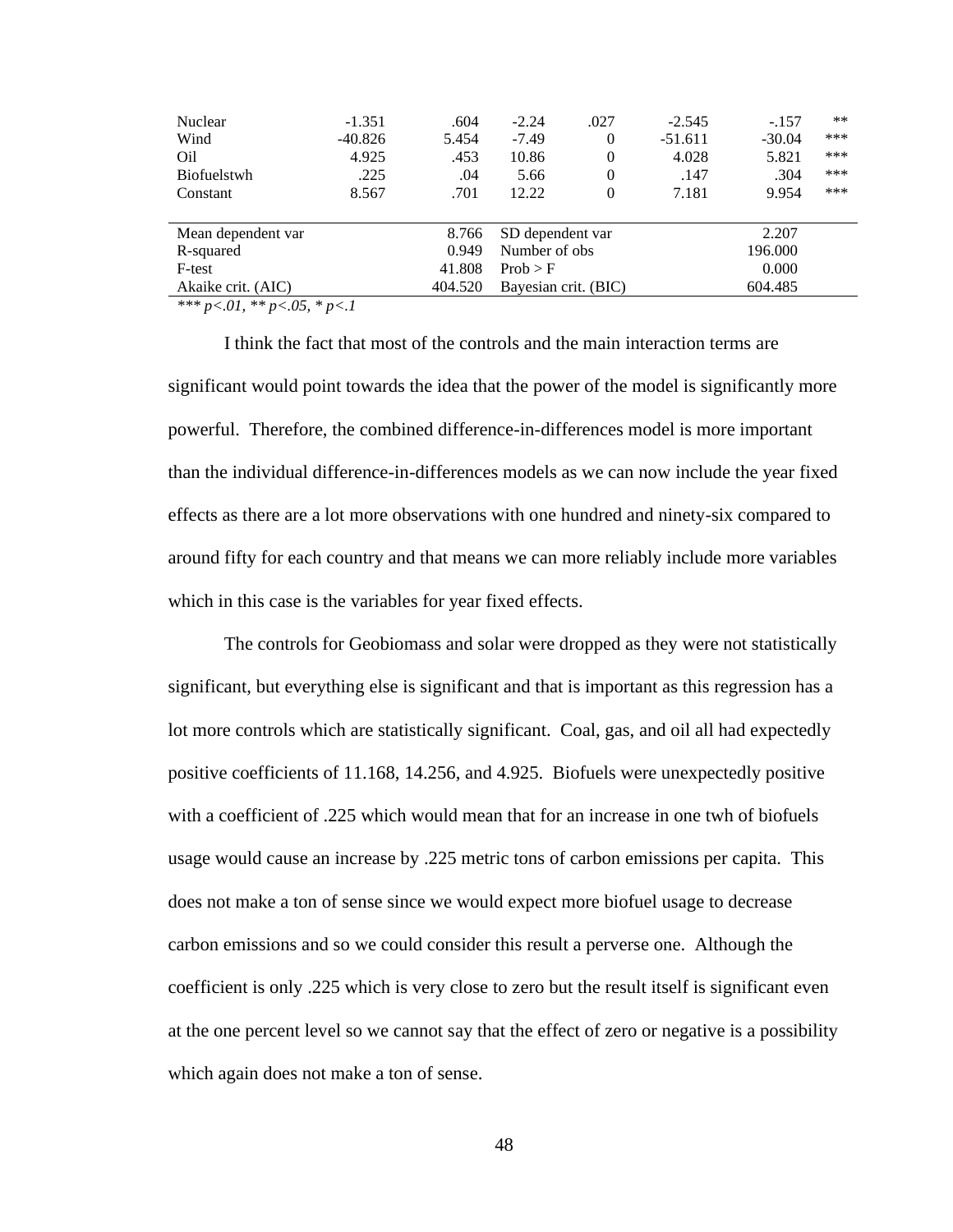| | | | | | | | |
|---|---|---|---|---|---|---|---|
| Nuclear | -1.351 | .604 | -2.24 | .027 | -2.545 | -.157 | ** |
| Wind | -40.826 | 5.454 | -7.49 | 0 | -51.611 | -30.04 | *** |
| Oil | 4.925 | .453 | 10.86 | 0 | 4.028 | 5.821 | *** |
| Biofuelstwh | .225 | .04 | 5.66 | 0 | .147 | .304 | *** |
| Constant | 8.567 | .701 | 12.22 | 0 | 7.181 | 9.954 | *** |

| | | | |
|---|---|---|---|
| Mean dependent var | 8.766 | SD dependent var | 2.207 |
| R-squared | 0.949 | Number of obs | 196.000 |
| F-test | 41.808 | Prob > F | 0.000 |
| Akaike crit. (AIC) | 404.520 | Bayesian crit. (BIC) | 604.485 |

*\*\*\* p<.01, \*\* p<.05, \* p<.1*

I think the fact that most of the controls and the main interaction terms are significant would point towards the idea that the power of the model is significantly more powerful. Therefore, the combined difference-in-differences model is more important than the individual difference-in-differences models as we can now include the year fixed effects as there are a lot more observations with one hundred and ninety-six compared to around fifty for each country and that means we can more reliably include more variables which in this case is the variables for year fixed effects.

The controls for Geobiomass and solar were dropped as they were not statistically significant, but everything else is significant and that is important as this regression has a lot more controls which are statistically significant. Coal, gas, and oil all had expectedly positive coefficients of 11.168, 14.256, and 4.925. Biofuels were unexpectedly positive with a coefficient of .225 which would mean that for an increase in one twh of biofuels usage would cause an increase by .225 metric tons of carbon emissions per capita. This does not make a ton of sense since we would expect more biofuel usage to decrease carbon emissions and so we could consider this result a perverse one. Although the coefficient is only .225 which is very close to zero but the result itself is significant even at the one percent level so we cannot say that the effect of zero or negative is a possibility which again does not make a ton of sense.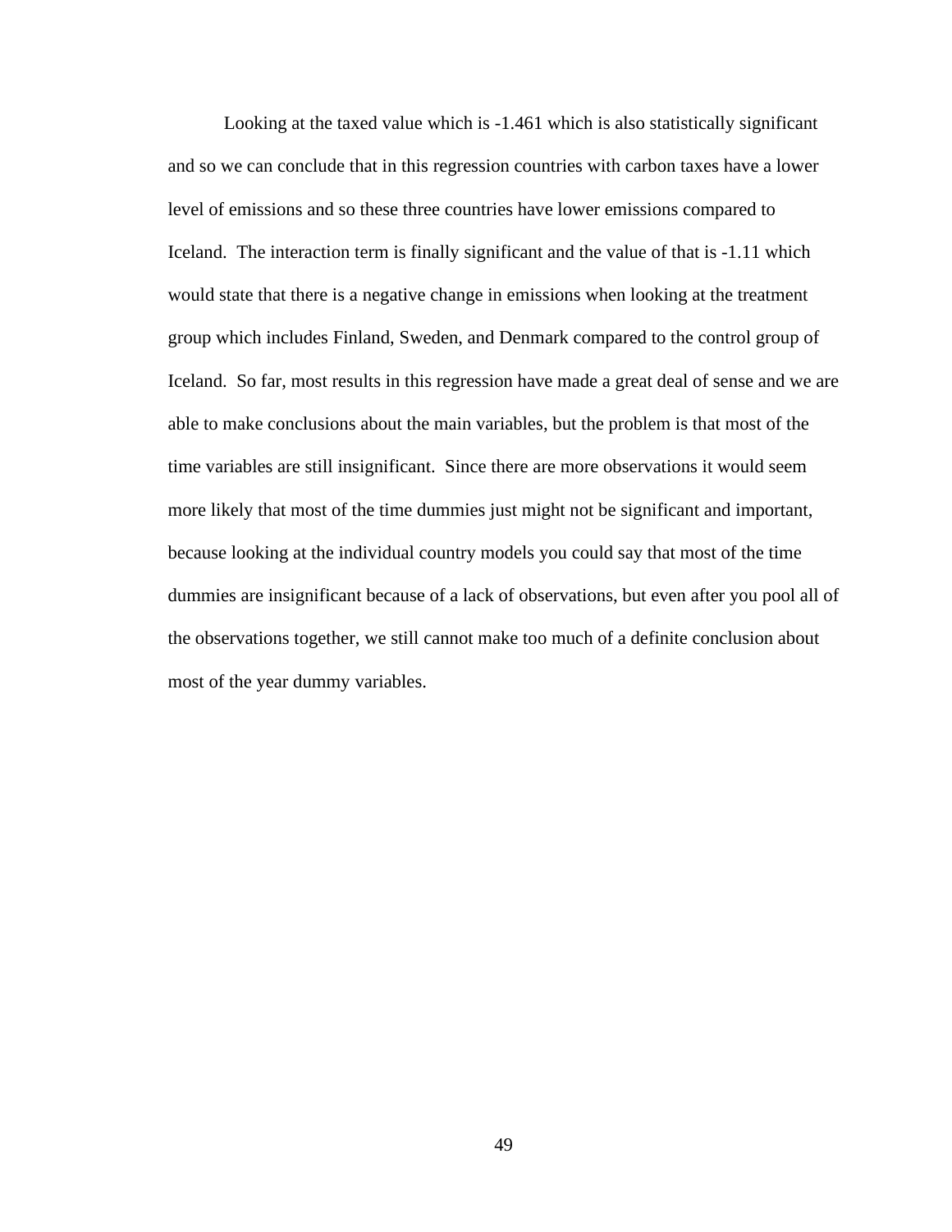Looking at the taxed value which is -1.461 which is also statistically significant and so we can conclude that in this regression countries with carbon taxes have a lower level of emissions and so these three countries have lower emissions compared to Iceland. The interaction term is finally significant and the value of that is -1.11 which would state that there is a negative change in emissions when looking at the treatment group which includes Finland, Sweden, and Denmark compared to the control group of Iceland. So far, most results in this regression have made a great deal of sense and we are able to make conclusions about the main variables, but the problem is that most of the time variables are still insignificant. Since there are more observations it would seem more likely that most of the time dummies just might not be significant and important, because looking at the individual country models you could say that most of the time dummies are insignificant because of a lack of observations, but even after you pool all of the observations together, we still cannot make too much of a definite conclusion about most of the year dummy variables.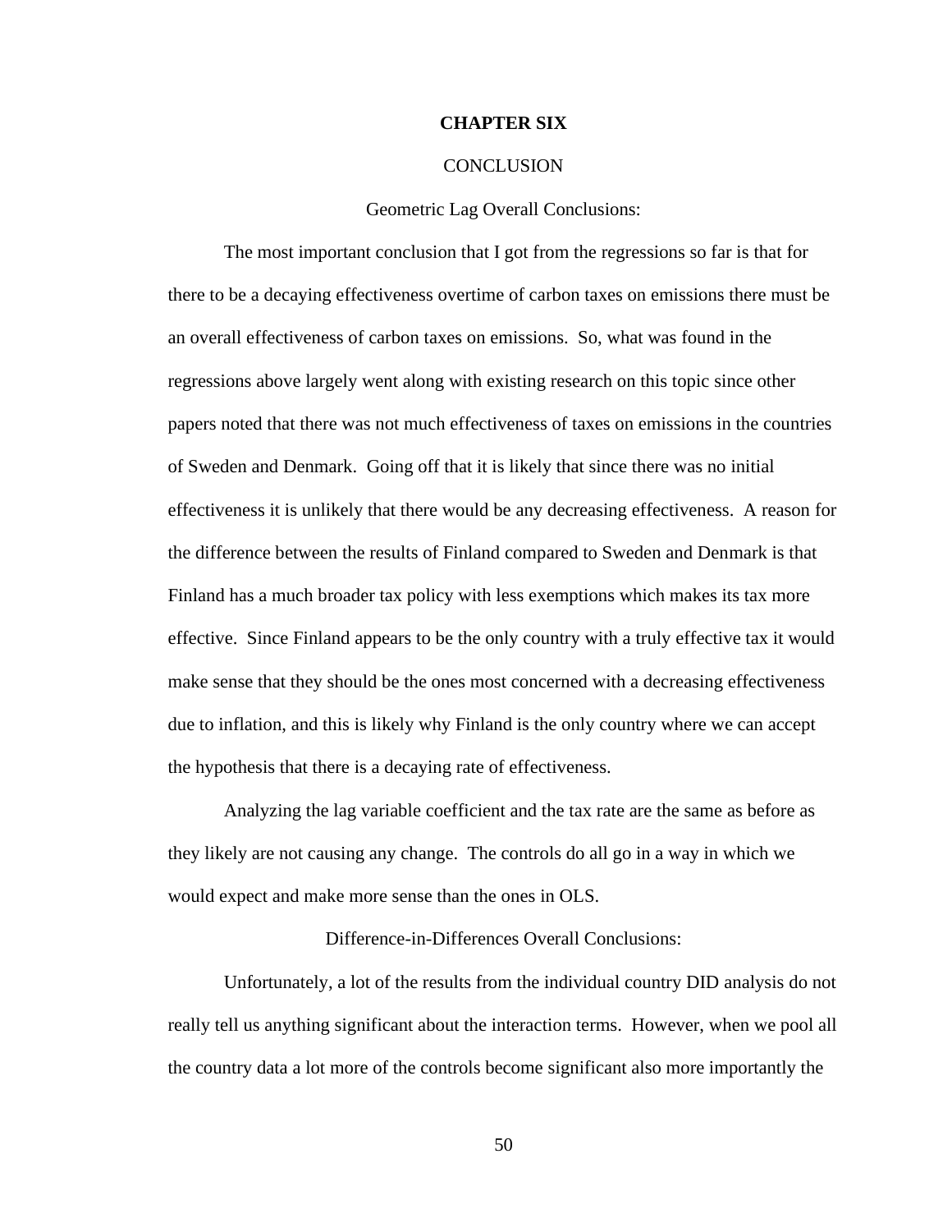# CHAPTER SIX

## CONCLUSION

### Geometric Lag Overall Conclusions:

The most important conclusion that I got from the regressions so far is that for there to be a decaying effectiveness overtime of carbon taxes on emissions there must be an overall effectiveness of carbon taxes on emissions. So, what was found in the regressions above largely went along with existing research on this topic since other papers noted that there was not much effectiveness of taxes on emissions in the countries of Sweden and Denmark. Going off that it is likely that since there was no initial effectiveness it is unlikely that there would be any decreasing effectiveness. A reason for the difference between the results of Finland compared to Sweden and Denmark is that Finland has a much broader tax policy with less exemptions which makes its tax more effective. Since Finland appears to be the only country with a truly effective tax it would make sense that they should be the ones most concerned with a decreasing effectiveness due to inflation, and this is likely why Finland is the only country where we can accept the hypothesis that there is a decaying rate of effectiveness.

Analyzing the lag variable coefficient and the tax rate are the same as before as they likely are not causing any change. The controls do all go in a way in which we would expect and make more sense than the ones in OLS.

### Difference-in-Differences Overall Conclusions:

Unfortunately, a lot of the results from the individual country DID analysis do not really tell us anything significant about the interaction terms. However, when we pool all the country data a lot more of the controls become significant also more importantly the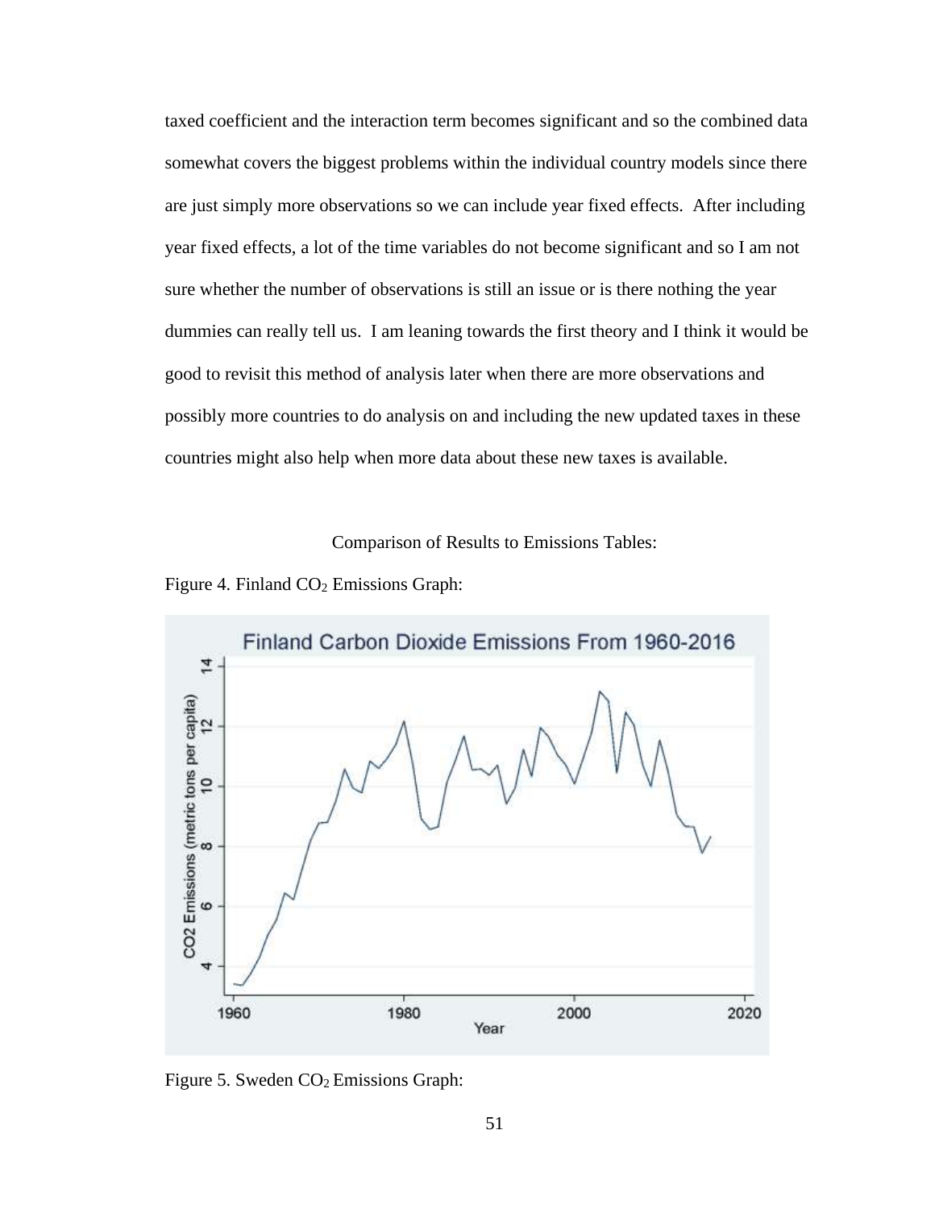taxed coefficient and the interaction term becomes significant and so the combined data somewhat covers the biggest problems within the individual country models since there are just simply more observations so we can include year fixed effects. After including year fixed effects, a lot of the time variables do not become significant and so I am not sure whether the number of observations is still an issue or is there nothing the year dummies can really tell us. I am leaning towards the first theory and I think it would be good to revisit this method of analysis later when there are more observations and possibly more countries to do analysis on and including the new updated taxes in these countries might also help when more data about these new taxes is available.

Comparison of Results to Emissions Tables:

Figure 4. Finland $CO_2$ Emissions Graph:

Figure 5. Sweden $CO_2$ Emissions Graph: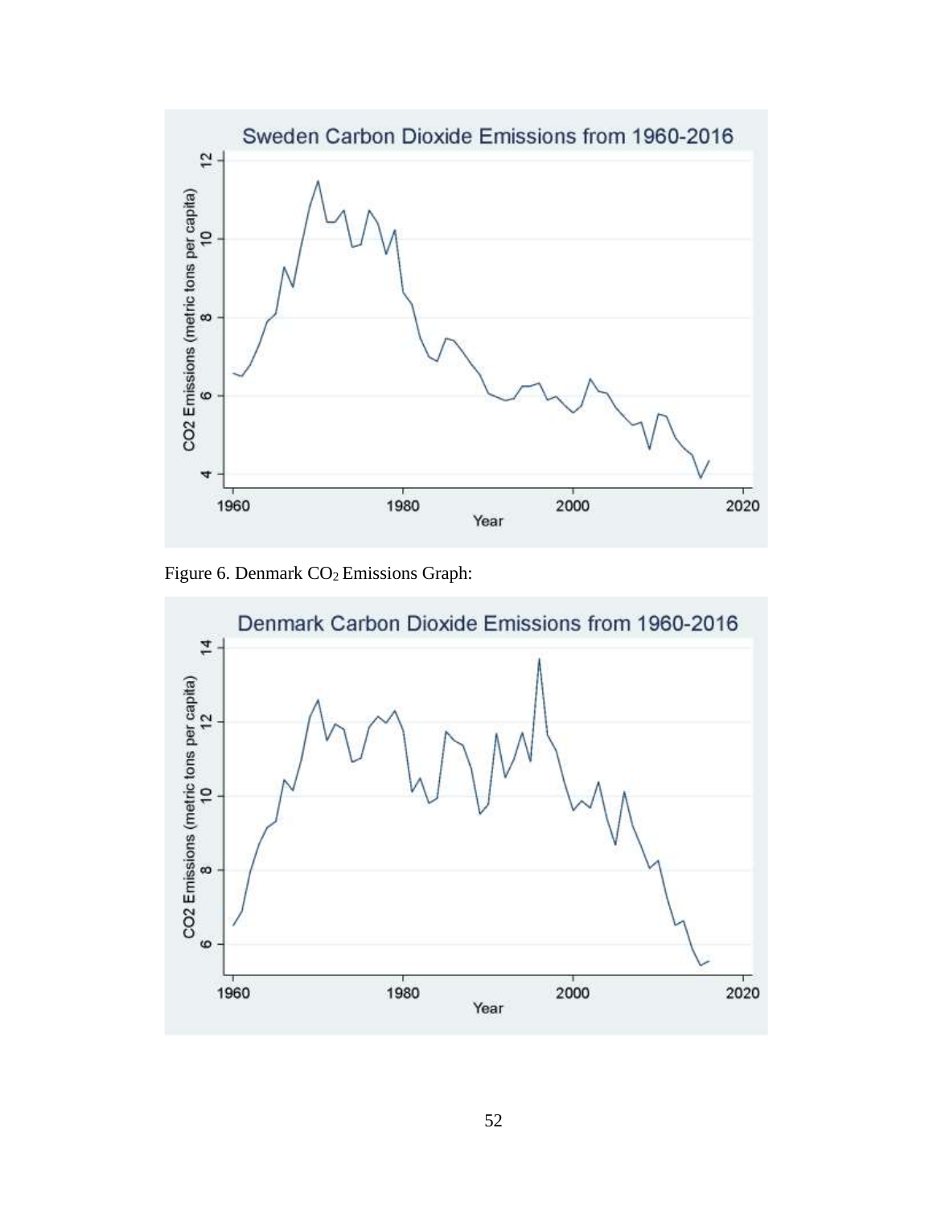Figure 6. Denmark $CO_2$ Emissions Graph: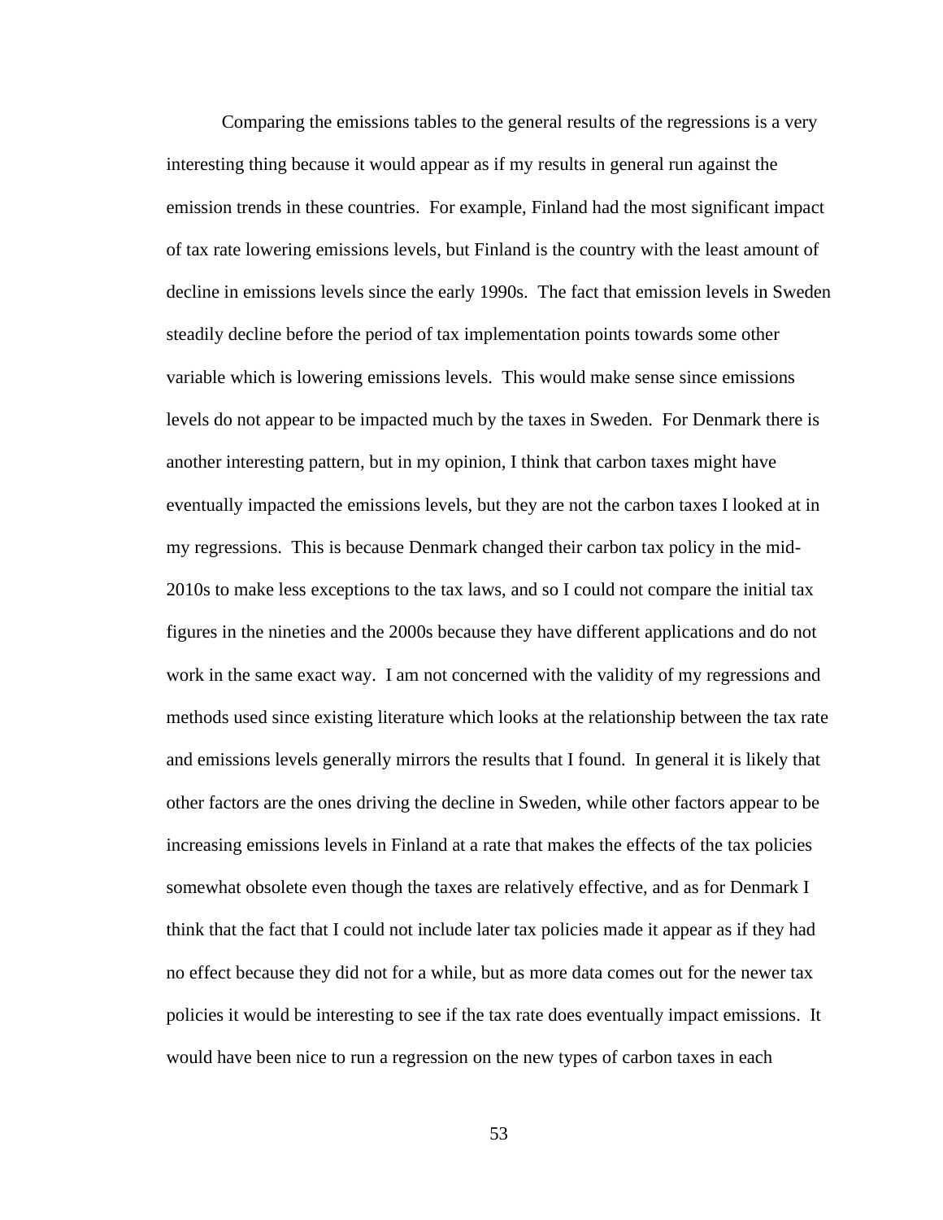Comparing the emissions tables to the general results of the regressions is a very interesting thing because it would appear as if my results in general run against the emission trends in these countries. For example, Finland had the most significant impact of tax rate lowering emissions levels, but Finland is the country with the least amount of decline in emissions levels since the early 1990s. The fact that emission levels in Sweden steadily decline before the period of tax implementation points towards some other variable which is lowering emissions levels. This would make sense since emissions levels do not appear to be impacted much by the taxes in Sweden. For Denmark there is another interesting pattern, but in my opinion, I think that carbon taxes might have eventually impacted the emissions levels, but they are not the carbon taxes I looked at in my regressions. This is because Denmark changed their carbon tax policy in the mid-2010s to make less exceptions to the tax laws, and so I could not compare the initial tax figures in the nineties and the 2000s because they have different applications and do not work in the same exact way. I am not concerned with the validity of my regressions and methods used since existing literature which looks at the relationship between the tax rate and emissions levels generally mirrors the results that I found. In general it is likely that other factors are the ones driving the decline in Sweden, while other factors appear to be increasing emissions levels in Finland at a rate that makes the effects of the tax policies somewhat obsolete even though the taxes are relatively effective, and as for Denmark I think that the fact that I could not include later tax policies made it appear as if they had no effect because they did not for a while, but as more data comes out for the newer tax policies it would be interesting to see if the tax rate does eventually impact emissions. It would have been nice to run a regression on the new types of carbon taxes in each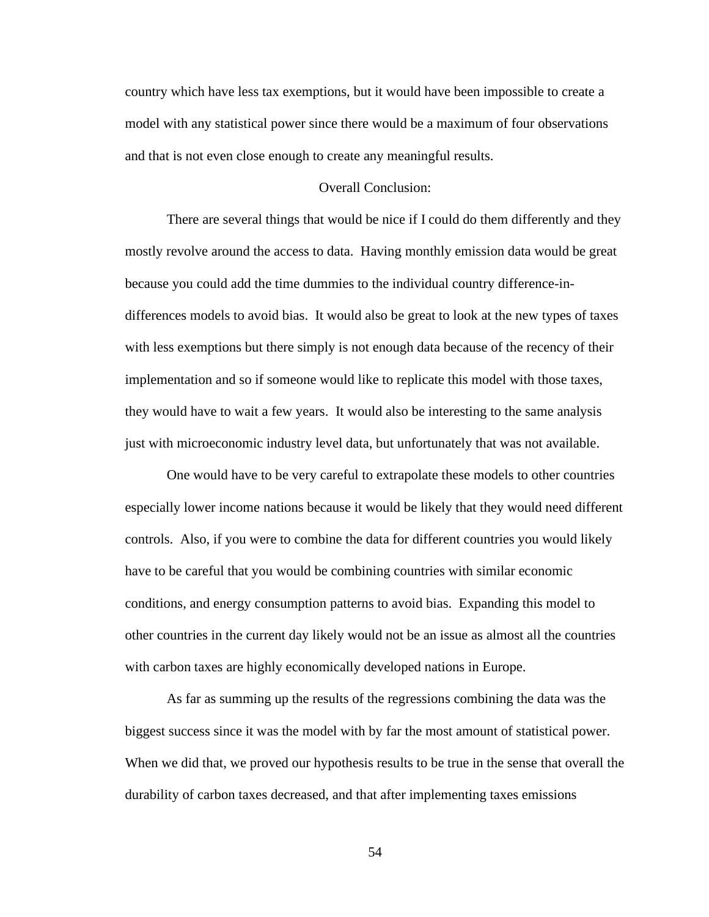country which have less tax exemptions, but it would have been impossible to create a model with any statistical power since there would be a maximum of four observations and that is not even close enough to create any meaningful results.

## Overall Conclusion:

There are several things that would be nice if I could do them differently and they mostly revolve around the access to data. Having monthly emission data would be great because you could add the time dummies to the individual country difference-in-differences models to avoid bias. It would also be great to look at the new types of taxes with less exemptions but there simply is not enough data because of the recency of their implementation and so if someone would like to replicate this model with those taxes, they would have to wait a few years. It would also be interesting to the same analysis just with microeconomic industry level data, but unfortunately that was not available.

One would have to be very careful to extrapolate these models to other countries especially lower income nations because it would be likely that they would need different controls. Also, if you were to combine the data for different countries you would likely have to be careful that you would be combining countries with similar economic conditions, and energy consumption patterns to avoid bias. Expanding this model to other countries in the current day likely would not be an issue as almost all the countries with carbon taxes are highly economically developed nations in Europe.

As far as summing up the results of the regressions combining the data was the biggest success since it was the model with by far the most amount of statistical power. When we did that, we proved our hypothesis results to be true in the sense that overall the durability of carbon taxes decreased, and that after implementing taxes emissions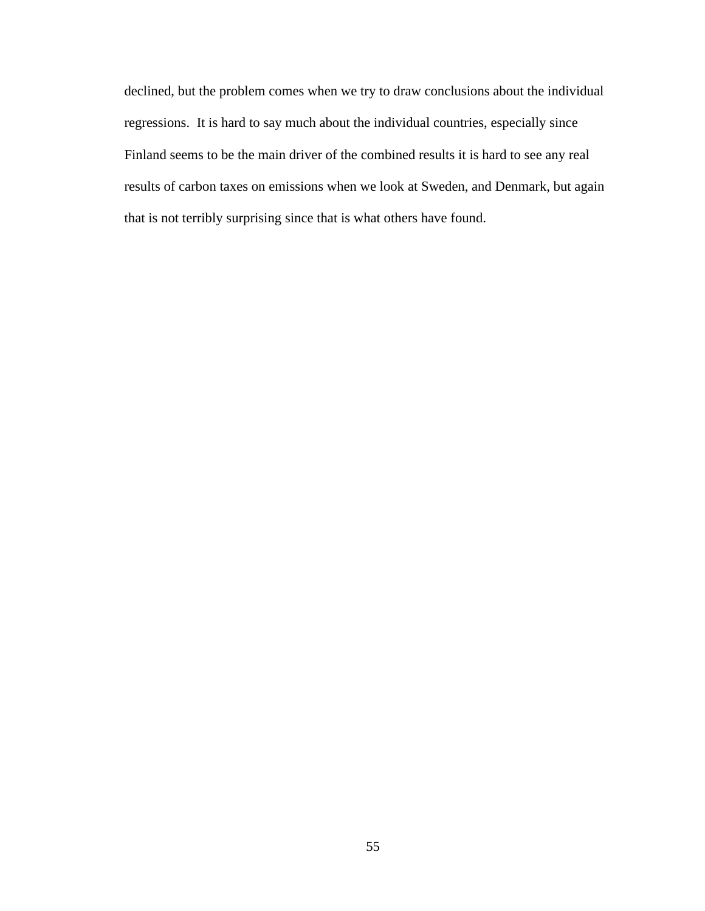declined, but the problem comes when we try to draw conclusions about the individual regressions.  It is hard to say much about the individual countries, especially since Finland seems to be the main driver of the combined results it is hard to see any real results of carbon taxes on emissions when we look at Sweden, and Denmark, but again that is not terribly surprising since that is what others have found.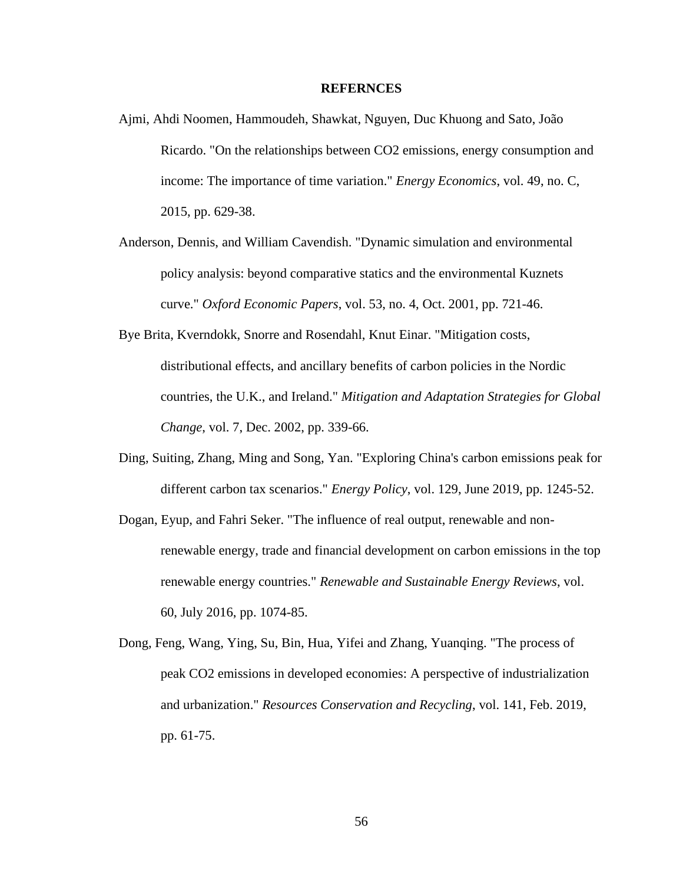# REFERNCES

Ajmi, Ahdi Noomen, Hammoudeh, Shawkat, Nguyen, Duc Khuong and Sato, João Ricardo. "On the relationships between CO2 emissions, energy consumption and income: The importance of time variation." *Energy Economics*, vol. 49, no. C, 2015, pp. 629-38.

Anderson, Dennis, and William Cavendish. "Dynamic simulation and environmental policy analysis: beyond comparative statics and the environmental Kuznets curve." *Oxford Economic Papers*, vol. 53, no. 4, Oct. 2001, pp. 721-46.

Bye Brita, Kverndokk, Snorre and Rosendahl, Knut Einar. "Mitigation costs, distributional effects, and ancillary benefits of carbon policies in the Nordic countries, the U.K., and Ireland." *Mitigation and Adaptation Strategies for Global Change*, vol. 7, Dec. 2002, pp. 339-66.

Ding, Suiting, Zhang, Ming and Song, Yan. "Exploring China's carbon emissions peak for different carbon tax scenarios." *Energy Policy*, vol. 129, June 2019, pp. 1245-52.

Dogan, Eyup, and Fahri Seker. "The influence of real output, renewable and non-renewable energy, trade and financial development on carbon emissions in the top renewable energy countries." *Renewable and Sustainable Energy Reviews*, vol. 60, July 2016, pp. 1074-85.

Dong, Feng, Wang, Ying, Su, Bin, Hua, Yifei and Zhang, Yuanqing. "The process of peak CO2 emissions in developed economies: A perspective of industrialization and urbanization." *Resources Conservation and Recycling*, vol. 141, Feb. 2019, pp. 61-75.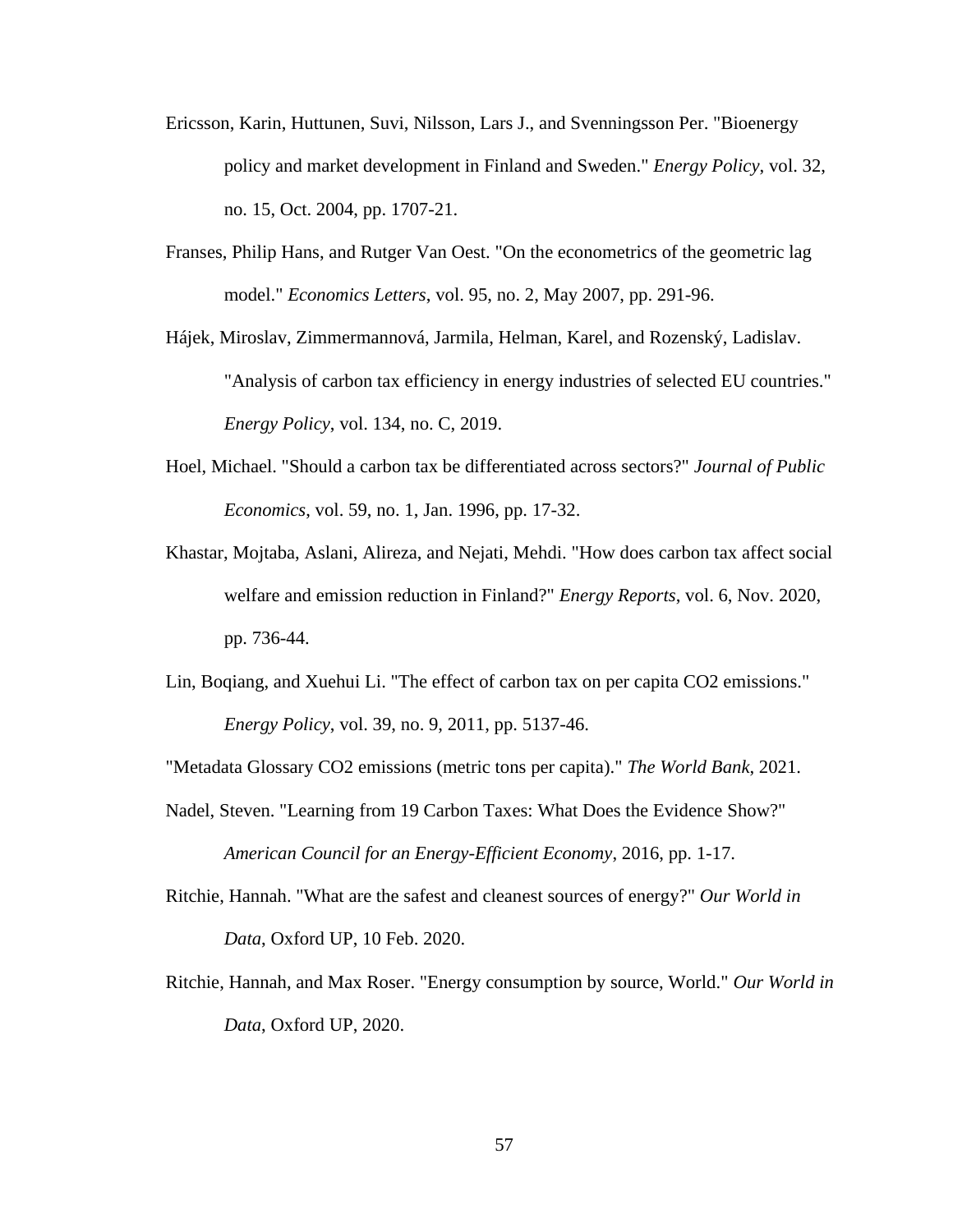Ericsson, Karin, Huttunen, Suvi, Nilsson, Lars J., and Svenningsson Per. "Bioenergy policy and market development in Finland and Sweden." *Energy Policy*, vol. 32, no. 15, Oct. 2004, pp. 1707-21.

Franses, Philip Hans, and Rutger Van Oest. "On the econometrics of the geometric lag model." *Economics Letters*, vol. 95, no. 2, May 2007, pp. 291-96.

Hájek, Miroslav, Zimmermannová, Jarmila, Helman, Karel, and Rozenský, Ladislav. "Analysis of carbon tax efficiency in energy industries of selected EU countries." *Energy Policy*, vol. 134, no. C, 2019.

Hoel, Michael. "Should a carbon tax be differentiated across sectors?" *Journal of Public Economics*, vol. 59, no. 1, Jan. 1996, pp. 17-32.

Khastar, Mojtaba, Aslani, Alireza, and Nejati, Mehdi. "How does carbon tax affect social welfare and emission reduction in Finland?" *Energy Reports*, vol. 6, Nov. 2020, pp. 736-44.

Lin, Boqiang, and Xuehui Li. "The effect of carbon tax on per capita CO2 emissions." *Energy Policy*, vol. 39, no. 9, 2011, pp. 5137-46.

"Metadata Glossary CO2 emissions (metric tons per capita)." *The World Bank*, 2021.

Nadel, Steven. "Learning from 19 Carbon Taxes: What Does the Evidence Show?" *American Council for an Energy-Efficient Economy*, 2016, pp. 1-17.

Ritchie, Hannah. "What are the safest and cleanest sources of energy?" *Our World in Data*, Oxford UP, 10 Feb. 2020.

Ritchie, Hannah, and Max Roser. "Energy consumption by source, World." *Our World in Data*, Oxford UP, 2020.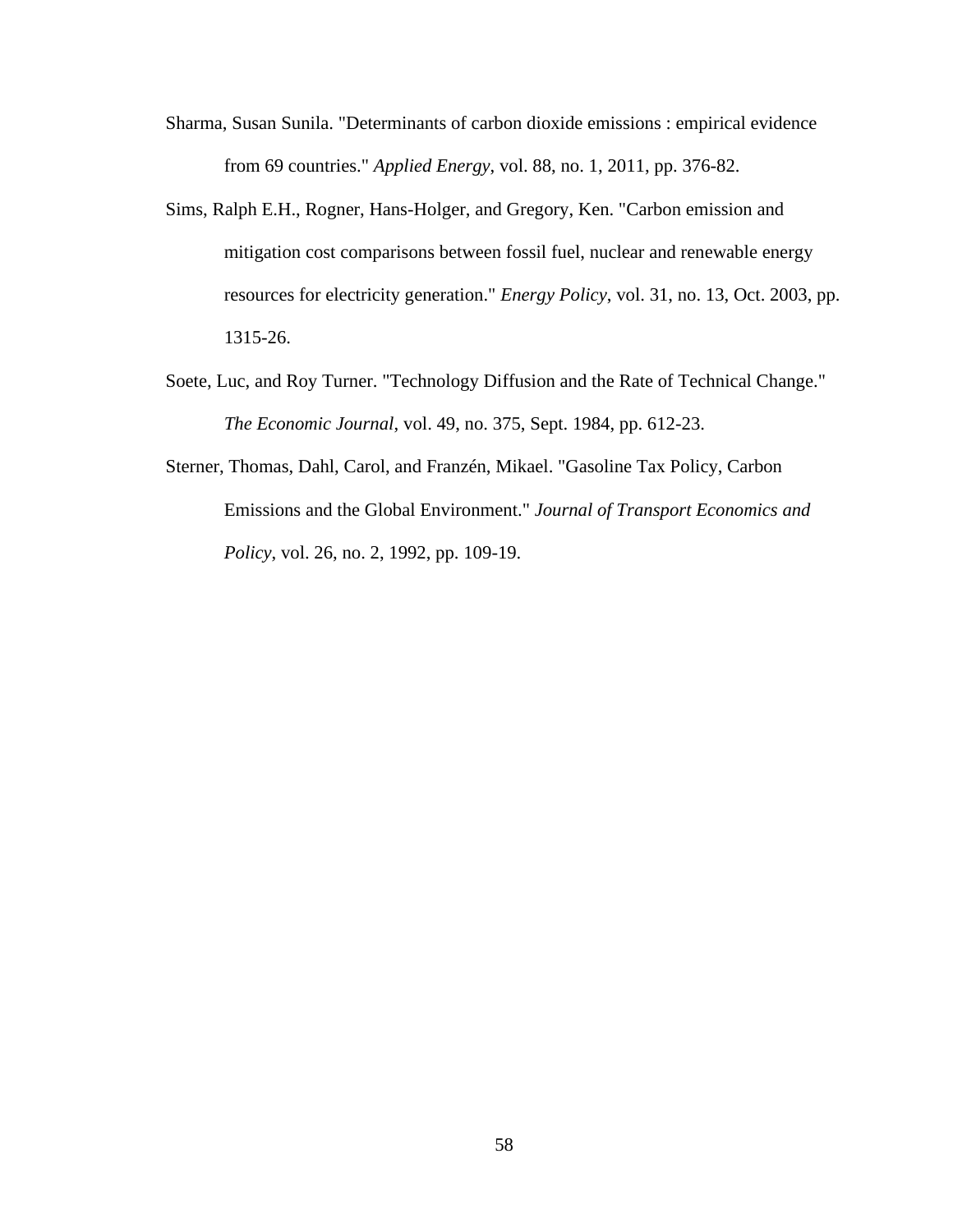Sharma, Susan Sunila. "Determinants of carbon dioxide emissions : empirical evidence from 69 countries." *Applied Energy*, vol. 88, no. 1, 2011, pp. 376-82.

Sims, Ralph E.H., Rogner, Hans-Holger, and Gregory, Ken. "Carbon emission and mitigation cost comparisons between fossil fuel, nuclear and renewable energy resources for electricity generation." *Energy Policy*, vol. 31, no. 13, Oct. 2003, pp. 1315-26.

Soete, Luc, and Roy Turner. "Technology Diffusion and the Rate of Technical Change." *The Economic Journal*, vol. 49, no. 375, Sept. 1984, pp. 612-23.

Sterner, Thomas, Dahl, Carol, and Franzén, Mikael. "Gasoline Tax Policy, Carbon Emissions and the Global Environment." *Journal of Transport Economics and Policy*, vol. 26, no. 2, 1992, pp. 109-19.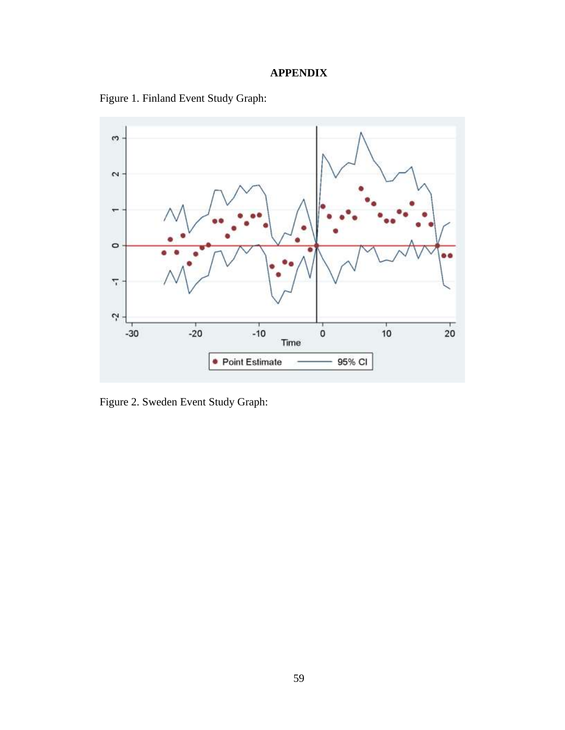# APPENDIX

Figure 1. Finland Event Study Graph:

Figure 2. Sweden Event Study Graph: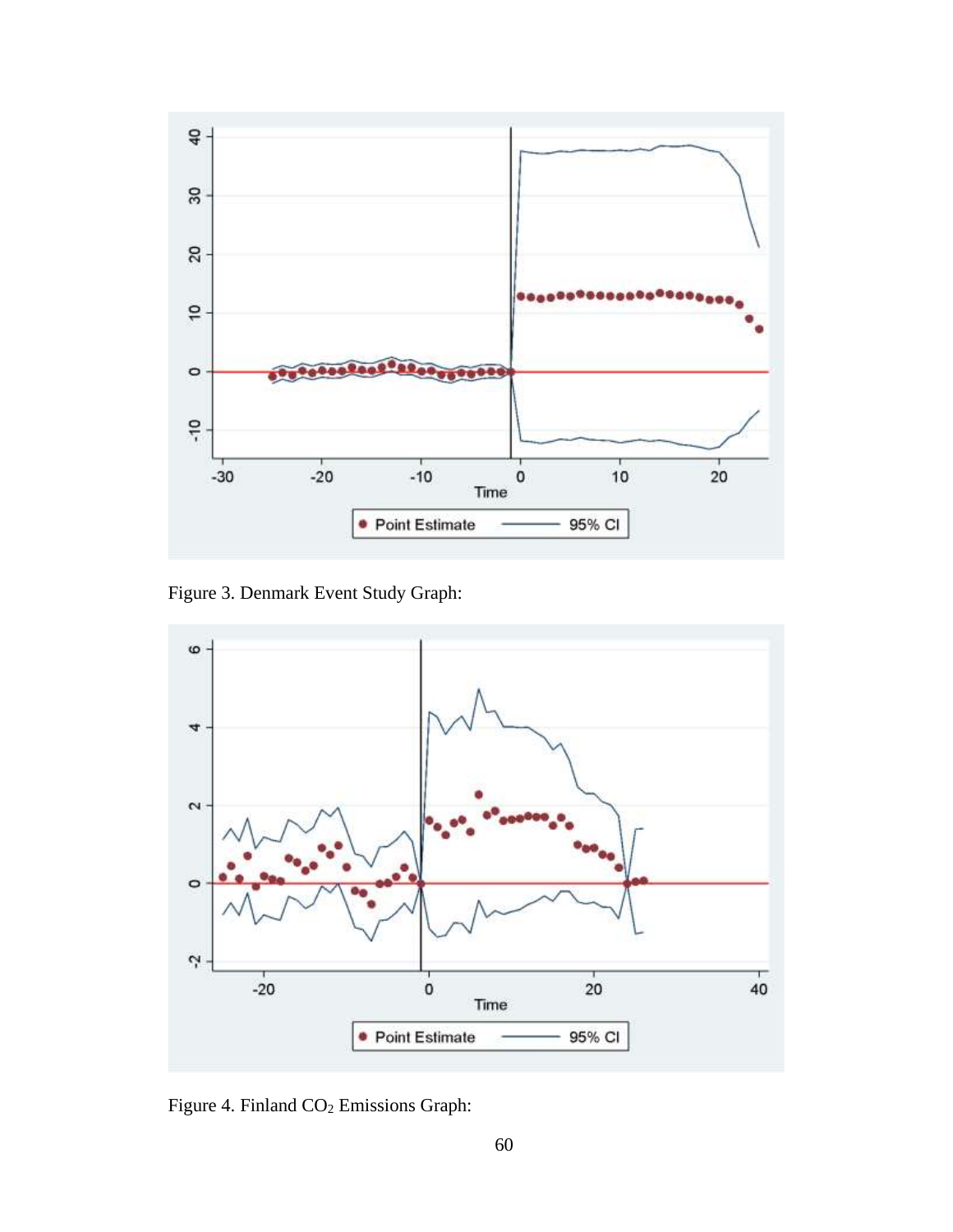Figure 3. Denmark Event Study Graph:

Figure 4. Finland $CO_2$ Emissions Graph: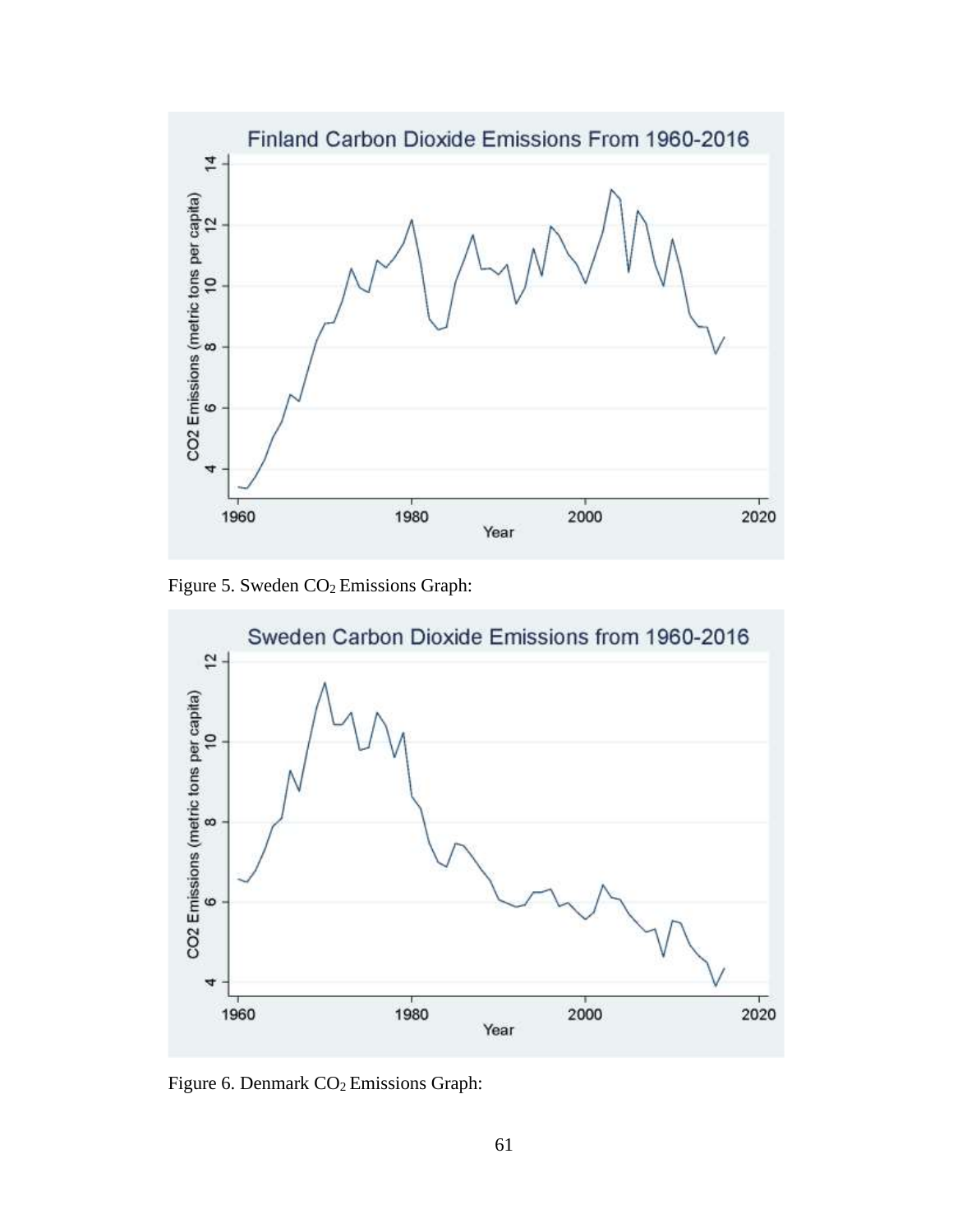Figure 5. Sweden $CO_2$ Emissions Graph:

Figure 6. Denmark $CO_2$ Emissions Graph: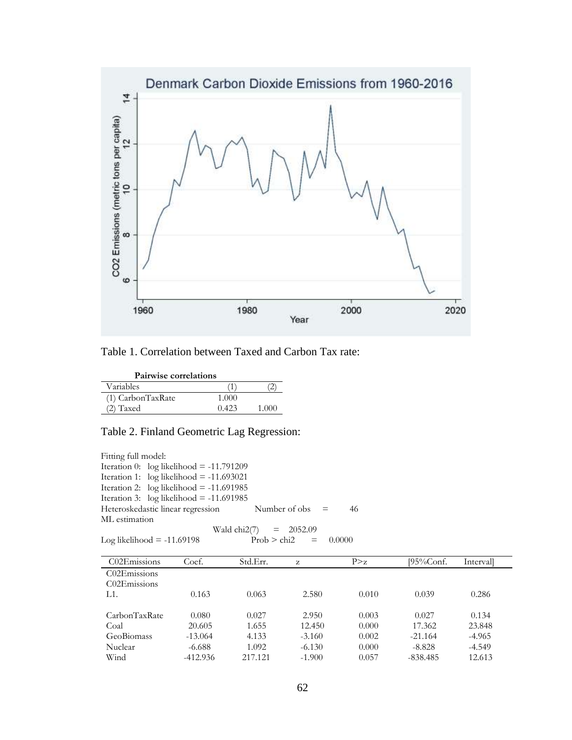Table 1. Correlation between Taxed and Carbon Tax rate:

**Pairwise correlations**

| Variables | (1) | (2) |
|---|---|---|
| (1) CarbonTaxRate | 1.000 | |
| (2) Taxed | 0.423 | 1.000 |

Table 2. Finland Geometric Lag Regression:

```
Fitting full model:
Iteration 0:   log likelihood = -11.791209
Iteration 1:   log likelihood = -11.693021
Iteration 2:   log likelihood = -11.691985
Iteration 3:   log likelihood = -11.691985
Heteroskedastic linear regression          Number of obs    =      46
ML estimation
                               Wald chi2(7)    =    2052.09
Log likelihood = -11.69198             Prob > chi2     =    0.0000
```

| C02Emissions | Coef. | Std.Err. | z | P>z | [95%Conf. | Interval] |
|---|---|---|---|---|---|---|
| C02Emissions | | | | | | |
| C02Emissions | | | | | | |
| L1. | 0.163 | 0.063 | 2.580 | 0.010 | 0.039 | 0.286 |
| CarbonTaxRate | 0.080 | 0.027 | 2.950 | 0.003 | 0.027 | 0.134 |
| Coal | 20.605 | 1.655 | 12.450 | 0.000 | 17.362 | 23.848 |
| GeoBiomass | -13.064 | 4.133 | -3.160 | 0.002 | -21.164 | -4.965 |
| Nuclear | -6.688 | 1.092 | -6.130 | 0.000 | -8.828 | -4.549 |
| Wind | -412.936 | 217.121 | -1.900 | 0.057 | -838.485 | 12.613 |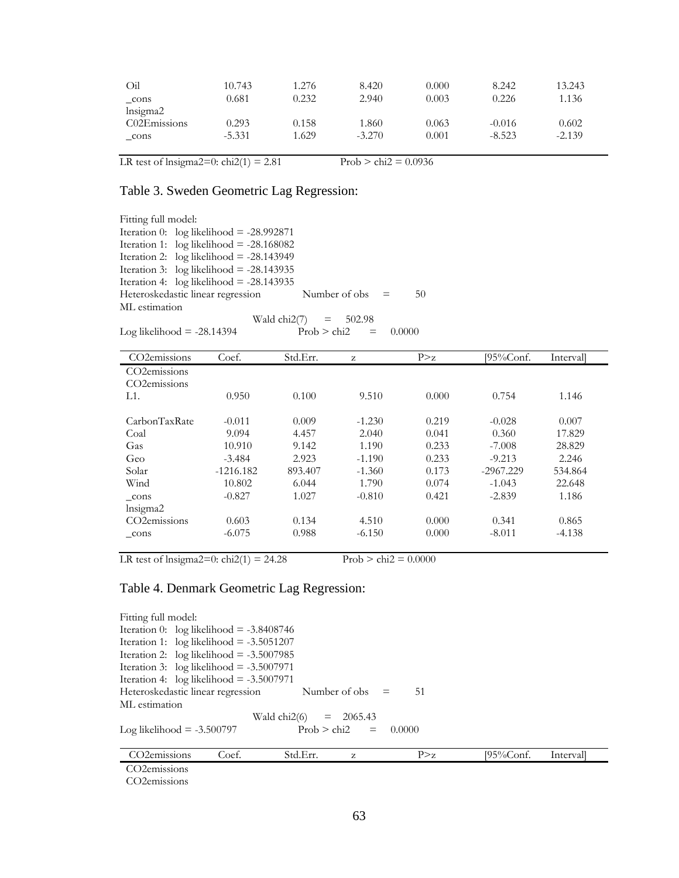| | | | | | | |
|---|---|---|---|---|---|---|
| Oil | 10.743 | 1.276 | 8.420 | 0.000 | 8.242 | 13.243 |
| _cons | 0.681 | 0.232 | 2.940 | 0.003 | 0.226 | 1.136 |
| lnsigma2 | | | | | | |
| C02Emissions | 0.293 | 0.158 | 1.860 | 0.063 | -0.016 | 0.602 |
| _cons | -5.331 | 1.629 | -3.270 | 0.001 | -8.523 | -2.139 |

LR test of lnsigma2=0: chi2(1) = 2.81 Prob > chi2 = 0.0936

## Table 3. Sweden Geometric Lag Regression:

```
Fitting full model:
Iteration 0:   log likelihood = -28.992871
Iteration 1:   log likelihood = -28.168082
Iteration 2:   log likelihood = -28.143949
Iteration 3:   log likelihood = -28.143935
Iteration 4:   log likelihood = -28.143935
Heteroskedastic linear regression          Number of obs    =       50
ML estimation
                           Wald chi2(7)     =    502.98
Log likelihood = -28.14394          Prob > chi2      =    0.0000
```

| CO2emissions | Coef. | Std.Err. | z | P>z | [95%Conf. | Interval] |
|---|---|---|---|---|---|---|
| CO2emissions | | | | | | |
| CO2emissions | | | | | | |
| L1. | 0.950 | 0.100 | 9.510 | 0.000 | 0.754 | 1.146 |
| CarbonTaxRate | -0.011 | 0.009 | -1.230 | 0.219 | -0.028 | 0.007 |
| Coal | 9.094 | 4.457 | 2.040 | 0.041 | 0.360 | 17.829 |
| Gas | 10.910 | 9.142 | 1.190 | 0.233 | -7.008 | 28.829 |
| Geo | -3.484 | 2.923 | -1.190 | 0.233 | -9.213 | 2.246 |
| Solar | -1216.182 | 893.407 | -1.360 | 0.173 | -2967.229 | 534.864 |
| Wind | 10.802 | 6.044 | 1.790 | 0.074 | -1.043 | 22.648 |
| _cons | -0.827 | 1.027 | -0.810 | 0.421 | -2.839 | 1.186 |
| lnsigma2 | | | | | | |
| CO2emissions | 0.603 | 0.134 | 4.510 | 0.000 | 0.341 | 0.865 |
| _cons | -6.075 | 0.988 | -6.150 | 0.000 | -8.011 | -4.138 |

LR test of lnsigma2=0: chi2(1) = 24.28 Prob > chi2 = 0.0000

## Table 4. Denmark Geometric Lag Regression:

```
Fitting full model:
Iteration 0:   log likelihood = -3.8408746
Iteration 1:   log likelihood = -3.5051207
Iteration 2:   log likelihood = -3.5007985
Iteration 3:   log likelihood = -3.5007971
Iteration 4:   log likelihood = -3.5007971
Heteroskedastic linear regression          Number of obs    =       51
ML estimation
                           Wald chi2(6)     =    2065.43
Log likelihood = -3.500797          Prob > chi2      =    0.0000
```

| CO2emissions | Coef. | Std.Err. | z | P>z | [95%Conf. | Interval] |
|---|---|---|---|---|---|---|
| CO2emissions | | | | | | |
| CO2emissions | | | | | | |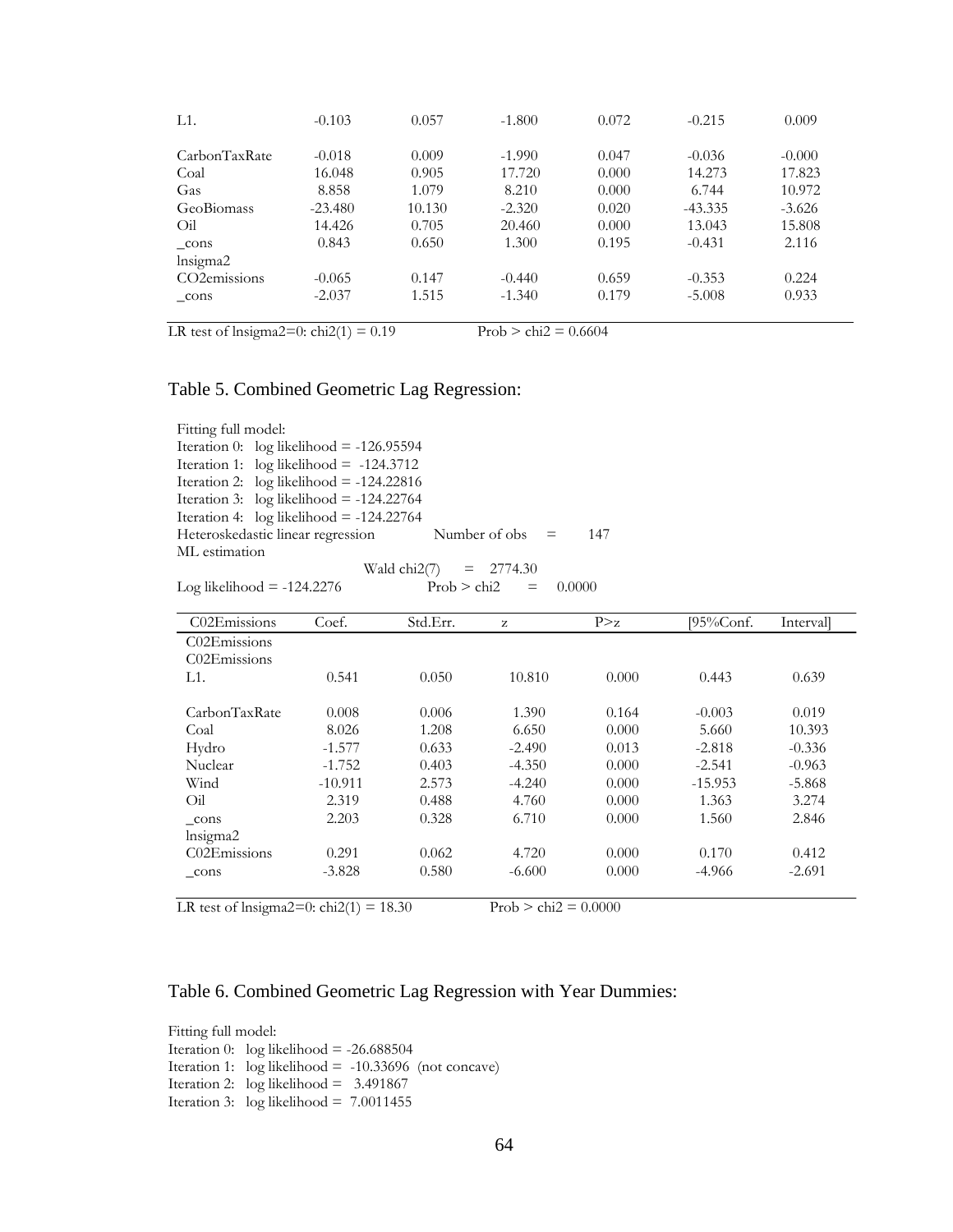| | | | | | | |
|---|---|---|---|---|---|---|
| L1. | -0.103 | 0.057 | -1.800 | 0.072 | -0.215 | 0.009 |
| | | | | | | |
| CarbonTaxRate | -0.018 | 0.009 | -1.990 | 0.047 | -0.036 | -0.000 |
| Coal | 16.048 | 0.905 | 17.720 | 0.000 | 14.273 | 17.823 |
| Gas | 8.858 | 1.079 | 8.210 | 0.000 | 6.744 | 10.972 |
| GeoBiomass | -23.480 | 10.130 | -2.320 | 0.020 | -43.335 | -3.626 |
| Oil | 14.426 | 0.705 | 20.460 | 0.000 | 13.043 | 15.808 |
| _cons | 0.843 | 0.650 | 1.300 | 0.195 | -0.431 | 2.116 |
| lnsigma2 | | | | | | |
| CO2emissions | -0.065 | 0.147 | -0.440 | 0.659 | -0.353 | 0.224 |
| _cons | -2.037 | 1.515 | -1.340 | 0.179 | -5.008 | 0.933 |

LR test of lnsigma2=0: chi2(1) = 0.19 Prob > chi2 = 0.6604

## Table 5. Combined Geometric Lag Regression:

Fitting full model:
Iteration 0: log likelihood = -126.95594
Iteration 1: log likelihood = -124.3712
Iteration 2: log likelihood = -124.22816
Iteration 3: log likelihood = -124.22764
Iteration 4: log likelihood = -124.22764
Heteroskedastic linear regression Number of obs = 147
ML estimation
Wald chi2(7) = 2774.30
Log likelihood = -124.2276 Prob > chi2 = 0.0000

| C02Emissions | Coef. | Std.Err. | z | P>z | [95%Conf. | Interval] |
|---|---|---|---|---|---|---|
| C02Emissions | | | | | | |
| C02Emissions | | | | | | |
| L1. | 0.541 | 0.050 | 10.810 | 0.000 | 0.443 | 0.639 |
| | | | | | | |
| CarbonTaxRate | 0.008 | 0.006 | 1.390 | 0.164 | -0.003 | 0.019 |
| Coal | 8.026 | 1.208 | 6.650 | 0.000 | 5.660 | 10.393 |
| Hydro | -1.577 | 0.633 | -2.490 | 0.013 | -2.818 | -0.336 |
| Nuclear | -1.752 | 0.403 | -4.350 | 0.000 | -2.541 | -0.963 |
| Wind | -10.911 | 2.573 | -4.240 | 0.000 | -15.953 | -5.868 |
| Oil | 2.319 | 0.488 | 4.760 | 0.000 | 1.363 | 3.274 |
| _cons | 2.203 | 0.328 | 6.710 | 0.000 | 1.560 | 2.846 |
| lnsigma2 | | | | | | |
| C02Emissions | 0.291 | 0.062 | 4.720 | 0.000 | 0.170 | 0.412 |
| _cons | -3.828 | 0.580 | -6.600 | 0.000 | -4.966 | -2.691 |

LR test of lnsigma2=0: chi2(1) = 18.30 Prob > chi2 = 0.0000

## Table 6. Combined Geometric Lag Regression with Year Dummies:

Fitting full model:
Iteration 0: log likelihood = -26.688504
Iteration 1: log likelihood = -10.33696 (not concave)
Iteration 2: log likelihood = 3.491867
Iteration 3: log likelihood = 7.0011455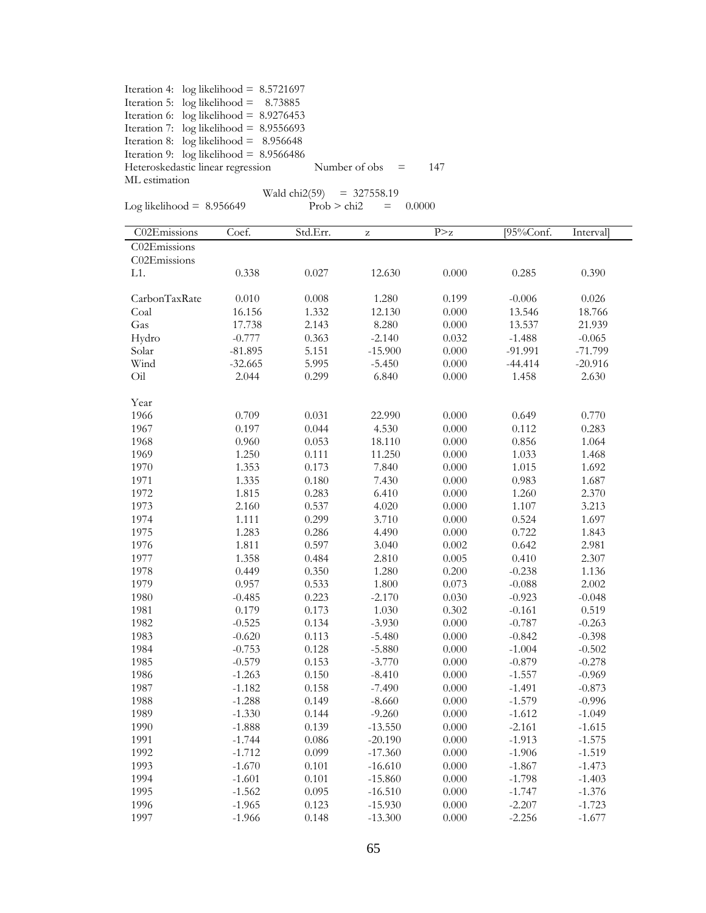Iteration 4: log likelihood = 8.5721697
Iteration 5: log likelihood = 8.73885
Iteration 6: log likelihood = 8.9276453
Iteration 7: log likelihood = 8.9556693
Iteration 8: log likelihood = 8.956648
Iteration 9: log likelihood = 8.9566486
Heteroskedastic linear regression Number of obs = 147
ML estimation

Wald chi2(59) = 327558.19
Log likelihood = 8.956649 Prob > chi2 = 0.0000

| C02Emissions | Coef. | Std.Err. | z | P>z | [95%Conf. | Interval] |
|---|---|---|---|---|---|---|
| C02Emissions | | | | | | |
| C02Emissions | | | | | | |
| L1. | 0.338 | 0.027 | 12.630 | 0.000 | 0.285 | 0.390 |
| | | | | | | |
| CarbonTaxRate | 0.010 | 0.008 | 1.280 | 0.199 | -0.006 | 0.026 |
| Coal | 16.156 | 1.332 | 12.130 | 0.000 | 13.546 | 18.766 |
| Gas | 17.738 | 2.143 | 8.280 | 0.000 | 13.537 | 21.939 |
| Hydro | -0.777 | 0.363 | -2.140 | 0.032 | -1.488 | -0.065 |
| Solar | -81.895 | 5.151 | -15.900 | 0.000 | -91.991 | -71.799 |
| Wind | -32.665 | 5.995 | -5.450 | 0.000 | -44.414 | -20.916 |
| Oil | 2.044 | 0.299 | 6.840 | 0.000 | 1.458 | 2.630 |
| | | | | | | |
| Year | | | | | | |
| 1966 | 0.709 | 0.031 | 22.990 | 0.000 | 0.649 | 0.770 |
| 1967 | 0.197 | 0.044 | 4.530 | 0.000 | 0.112 | 0.283 |
| 1968 | 0.960 | 0.053 | 18.110 | 0.000 | 0.856 | 1.064 |
| 1969 | 1.250 | 0.111 | 11.250 | 0.000 | 1.033 | 1.468 |
| 1970 | 1.353 | 0.173 | 7.840 | 0.000 | 1.015 | 1.692 |
| 1971 | 1.335 | 0.180 | 7.430 | 0.000 | 0.983 | 1.687 |
| 1972 | 1.815 | 0.283 | 6.410 | 0.000 | 1.260 | 2.370 |
| 1973 | 2.160 | 0.537 | 4.020 | 0.000 | 1.107 | 3.213 |
| 1974 | 1.111 | 0.299 | 3.710 | 0.000 | 0.524 | 1.697 |
| 1975 | 1.283 | 0.286 | 4.490 | 0.000 | 0.722 | 1.843 |
| 1976 | 1.811 | 0.597 | 3.040 | 0.002 | 0.642 | 2.981 |
| 1977 | 1.358 | 0.484 | 2.810 | 0.005 | 0.410 | 2.307 |
| 1978 | 0.449 | 0.350 | 1.280 | 0.200 | -0.238 | 1.136 |
| 1979 | 0.957 | 0.533 | 1.800 | 0.073 | -0.088 | 2.002 |
| 1980 | -0.485 | 0.223 | -2.170 | 0.030 | -0.923 | -0.048 |
| 1981 | 0.179 | 0.173 | 1.030 | 0.302 | -0.161 | 0.519 |
| 1982 | -0.525 | 0.134 | -3.930 | 0.000 | -0.787 | -0.263 |
| 1983 | -0.620 | 0.113 | -5.480 | 0.000 | -0.842 | -0.398 |
| 1984 | -0.753 | 0.128 | -5.880 | 0.000 | -1.004 | -0.502 |
| 1985 | -0.579 | 0.153 | -3.770 | 0.000 | -0.879 | -0.278 |
| 1986 | -1.263 | 0.150 | -8.410 | 0.000 | -1.557 | -0.969 |
| 1987 | -1.182 | 0.158 | -7.490 | 0.000 | -1.491 | -0.873 |
| 1988 | -1.288 | 0.149 | -8.660 | 0.000 | -1.579 | -0.996 |
| 1989 | -1.330 | 0.144 | -9.260 | 0.000 | -1.612 | -1.049 |
| 1990 | -1.888 | 0.139 | -13.550 | 0.000 | -2.161 | -1.615 |
| 1991 | -1.744 | 0.086 | -20.190 | 0.000 | -1.913 | -1.575 |
| 1992 | -1.712 | 0.099 | -17.360 | 0.000 | -1.906 | -1.519 |
| 1993 | -1.670 | 0.101 | -16.610 | 0.000 | -1.867 | -1.473 |
| 1994 | -1.601 | 0.101 | -15.860 | 0.000 | -1.798 | -1.403 |
| 1995 | -1.562 | 0.095 | -16.510 | 0.000 | -1.747 | -1.376 |
| 1996 | -1.965 | 0.123 | -15.930 | 0.000 | -2.207 | -1.723 |
| 1997 | -1.966 | 0.148 | -13.300 | 0.000 | -2.256 | -1.677 |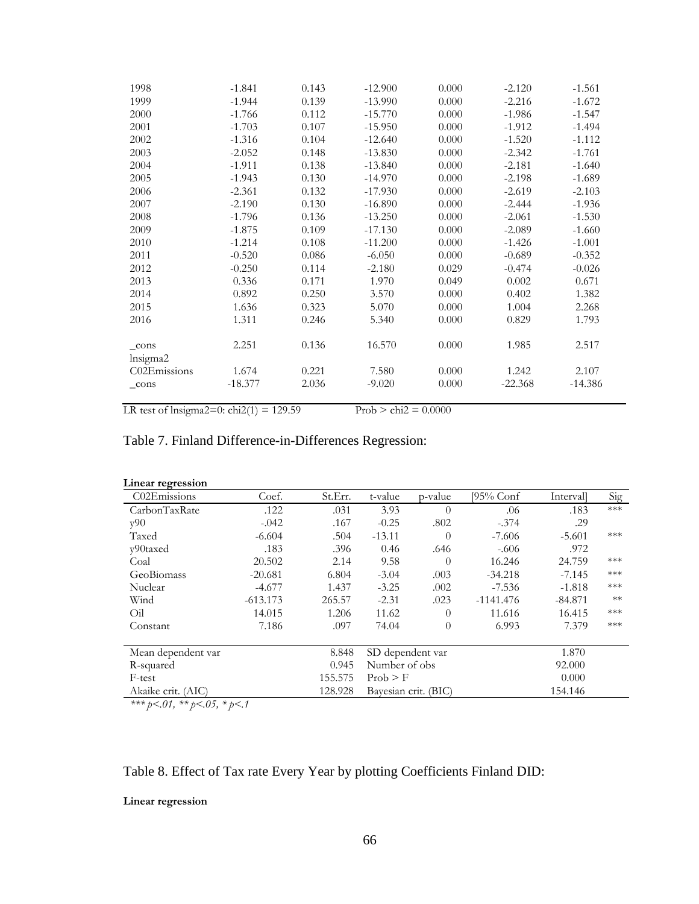| | | | | | | |
|---|---|---|---|---|---|---|
| 1998 | -1.841 | 0.143 | -12.900 | 0.000 | -2.120 | -1.561 |
| 1999 | -1.944 | 0.139 | -13.990 | 0.000 | -2.216 | -1.672 |
| 2000 | -1.766 | 0.112 | -15.770 | 0.000 | -1.986 | -1.547 |
| 2001 | -1.703 | 0.107 | -15.950 | 0.000 | -1.912 | -1.494 |
| 2002 | -1.316 | 0.104 | -12.640 | 0.000 | -1.520 | -1.112 |
| 2003 | -2.052 | 0.148 | -13.830 | 0.000 | -2.342 | -1.761 |
| 2004 | -1.911 | 0.138 | -13.840 | 0.000 | -2.181 | -1.640 |
| 2005 | -1.943 | 0.130 | -14.970 | 0.000 | -2.198 | -1.689 |
| 2006 | -2.361 | 0.132 | -17.930 | 0.000 | -2.619 | -2.103 |
| 2007 | -2.190 | 0.130 | -16.890 | 0.000 | -2.444 | -1.936 |
| 2008 | -1.796 | 0.136 | -13.250 | 0.000 | -2.061 | -1.530 |
| 2009 | -1.875 | 0.109 | -17.130 | 0.000 | -2.089 | -1.660 |
| 2010 | -1.214 | 0.108 | -11.200 | 0.000 | -1.426 | -1.001 |
| 2011 | -0.520 | 0.086 | -6.050 | 0.000 | -0.689 | -0.352 |
| 2012 | -0.250 | 0.114 | -2.180 | 0.029 | -0.474 | -0.026 |
| 2013 | 0.336 | 0.171 | 1.970 | 0.049 | 0.002 | 0.671 |
| 2014 | 0.892 | 0.250 | 3.570 | 0.000 | 0.402 | 1.382 |
| 2015 | 1.636 | 0.323 | 5.070 | 0.000 | 1.004 | 2.268 |
| 2016 | 1.311 | 0.246 | 5.340 | 0.000 | 0.829 | 1.793 |
| _cons | 2.251 | 0.136 | 16.570 | 0.000 | 1.985 | 2.517 |
| lnsigma2 | | | | | | |
| C02Emissions | 1.674 | 0.221 | 7.580 | 0.000 | 1.242 | 2.107 |
| _cons | -18.377 | 2.036 | -9.020 | 0.000 | -22.368 | -14.386 |

LR test of lnsigma2=0: chi2(1) = 129.59 Prob > chi2 = 0.0000

Table 7. Finland Difference-in-Differences Regression:

**Linear regression**

| C02Emissions | Coef. | St.Err. | t-value | p-value | [95% Conf | Interval] | Sig |
|---|---|---|---|---|---|---|---|
| CarbonTaxRate | .122 | .031 | 3.93 | 0 | .06 | .183 | *** |
| y90 | -.042 | .167 | -0.25 | .802 | -.374 | .29 | |
| Taxed | -6.604 | .504 | -13.11 | 0 | -7.606 | -5.601 | *** |
| y90taxed | .183 | .396 | 0.46 | .646 | -.606 | .972 | |
| Coal | 20.502 | 2.14 | 9.58 | 0 | 16.246 | 24.759 | *** |
| GeoBiomass | -20.681 | 6.804 | -3.04 | .003 | -34.218 | -7.145 | *** |
| Nuclear | -4.677 | 1.437 | -3.25 | .002 | -7.536 | -1.818 | *** |
| Wind | -613.173 | 265.57 | -2.31 | .023 | -1141.476 | -84.871 | ** |
| Oil | 14.015 | 1.206 | 11.62 | 0 | 11.616 | 16.415 | *** |
| Constant | 7.186 | .097 | 74.04 | 0 | 6.993 | 7.379 | *** |

| | | | |
|---|---|---|---|
| Mean dependent var | 8.848 | SD dependent var | 1.870 |
| R-squared | 0.945 | Number of obs | 92.000 |
| F-test | 155.575 | Prob > F | 0.000 |
| Akaike crit. (AIC) | 128.928 | Bayesian crit. (BIC) | 154.146 |

*\*\*\* p<.01, \*\* p<.05, \* p<.1*

Table 8. Effect of Tax rate Every Year by plotting Coefficients Finland DID:

**Linear regression**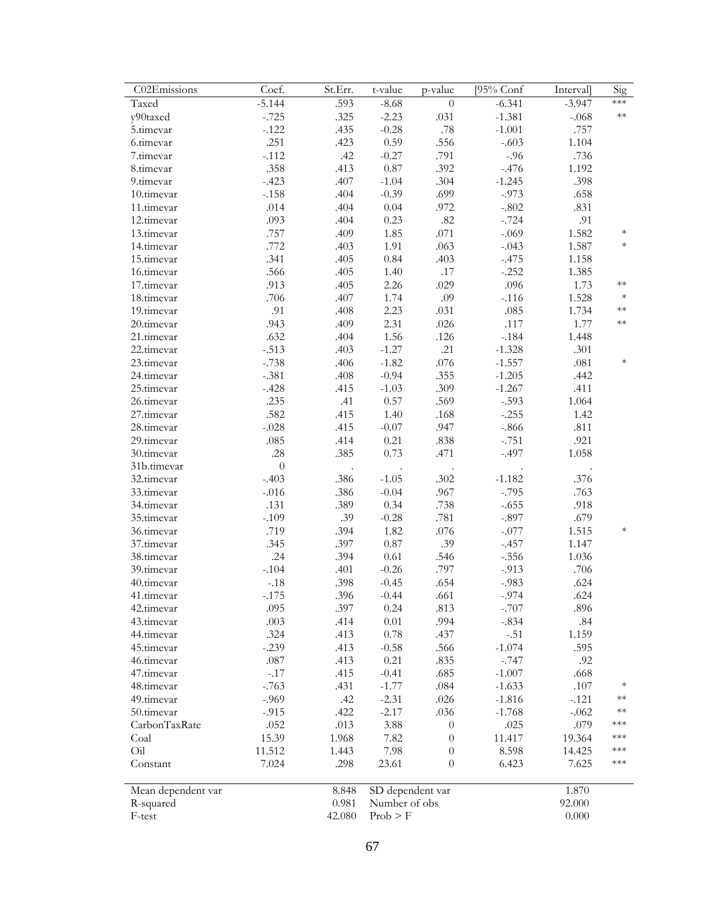| C02Emissions | Coef. | St.Err. | t-value | p-value | [95% Conf | Interval] | Sig |
|---|---|---|---|---|---|---|---|
| Taxed | -5.144 | .593 | -8.68 | 0 | -6.341 | -3.947 | *** |
| y90taxed | -.725 | .325 | -2.23 | .031 | -1.381 | -.068 | ** |
| 5.timevar | -.122 | .435 | -0.28 | .78 | -1.001 | .757 | |
| 6.timevar | .251 | .423 | 0.59 | .556 | -.603 | 1.104 | |
| 7.timevar | -.112 | .42 | -0.27 | .791 | -.96 | .736 | |
| 8.timevar | .358 | .413 | 0.87 | .392 | -.476 | 1.192 | |
| 9.timevar | -.423 | .407 | -1.04 | .304 | -1.245 | .398 | |
| 10.timevar | -.158 | .404 | -0.39 | .699 | -.973 | .658 | |
| 11.timevar | .014 | .404 | 0.04 | .972 | -.802 | .831 | |
| 12.timevar | .093 | .404 | 0.23 | .82 | -.724 | .91 | |
| 13.timevar | .757 | .409 | 1.85 | .071 | -.069 | 1.582 | * |
| 14.timevar | .772 | .403 | 1.91 | .063 | -.043 | 1.587 | * |
| 15.timevar | .341 | .405 | 0.84 | .403 | -.475 | 1.158 | |
| 16.timevar | .566 | .405 | 1.40 | .17 | -.252 | 1.385 | |
| 17.timevar | .913 | .405 | 2.26 | .029 | .096 | 1.73 | ** |
| 18.timevar | .706 | .407 | 1.74 | .09 | -.116 | 1.528 | * |
| 19.timevar | .91 | .408 | 2.23 | .031 | .085 | 1.734 | ** |
| 20.timevar | .943 | .409 | 2.31 | .026 | .117 | 1.77 | ** |
| 21.timevar | .632 | .404 | 1.56 | .126 | -.184 | 1.448 | |
| 22.timevar | -.513 | .403 | -1.27 | .21 | -1.328 | .301 | |
| 23.timevar | -.738 | .406 | -1.82 | .076 | -1.557 | .081 | * |
| 24.timevar | -.381 | .408 | -0.94 | .355 | -1.205 | .442 | |
| 25.timevar | -.428 | .415 | -1.03 | .309 | -1.267 | .411 | |
| 26.timevar | .235 | .41 | 0.57 | .569 | -.593 | 1.064 | |
| 27.timevar | .582 | .415 | 1.40 | .168 | -.255 | 1.42 | |
| 28.timevar | -.028 | .415 | -0.07 | .947 | -.866 | .811 | |
| 29.timevar | .085 | .414 | 0.21 | .838 | -.751 | .921 | |
| 30.timevar | .28 | .385 | 0.73 | .471 | -.497 | 1.058 | |
| 31b.timevar | 0 | . | . | . | . | . | |
| 32.timevar | -.403 | .386 | -1.05 | .302 | -1.182 | .376 | |
| 33.timevar | -.016 | .386 | -0.04 | .967 | -.795 | .763 | |
| 34.timevar | .131 | .389 | 0.34 | .738 | -.655 | .918 | |
| 35.timevar | -.109 | .39 | -0.28 | .781 | -.897 | .679 | |
| 36.timevar | .719 | .394 | 1.82 | .076 | -.077 | 1.515 | * |
| 37.timevar | .345 | .397 | 0.87 | .39 | -.457 | 1.147 | |
| 38.timevar | .24 | .394 | 0.61 | .546 | -.556 | 1.036 | |
| 39.timevar | -.104 | .401 | -0.26 | .797 | -.913 | .706 | |
| 40.timevar | -.18 | .398 | -0.45 | .654 | -.983 | .624 | |
| 41.timevar | -.175 | .396 | -0.44 | .661 | -.974 | .624 | |
| 42.timevar | .095 | .397 | 0.24 | .813 | -.707 | .896 | |
| 43.timevar | .003 | .414 | 0.01 | .994 | -.834 | .84 | |
| 44.timevar | .324 | .413 | 0.78 | .437 | -.51 | 1.159 | |
| 45.timevar | -.239 | .413 | -0.58 | .566 | -1.074 | .595 | |
| 46.timevar | .087 | .413 | 0.21 | .835 | -.747 | .92 | |
| 47.timevar | -.17 | .415 | -0.41 | .685 | -1.007 | .668 | |
| 48.timevar | -.763 | .431 | -1.77 | .084 | -1.633 | .107 | * |
| 49.timevar | -.969 | .42 | -2.31 | .026 | -1.816 | -.121 | ** |
| 50.timevar | -.915 | .422 | -2.17 | .036 | -1.768 | -.062 | ** |
| CarbonTaxRate | .052 | .013 | 3.88 | 0 | .025 | .079 | *** |
| Coal | 15.39 | 1.968 | 7.82 | 0 | 11.417 | 19.364 | *** |
| Oil | 11.512 | 1.443 | 7.98 | 0 | 8.598 | 14.425 | *** |
| Constant | 7.024 | .298 | 23.61 | 0 | 6.423 | 7.625 | *** |

| | | | |
|---|---|---|---|
| Mean dependent var | 8.848 | SD dependent var | 1.870 |
| R-squared | 0.981 | Number of obs | 92.000 |
| F-test | 42.080 | Prob > F | 0.000 |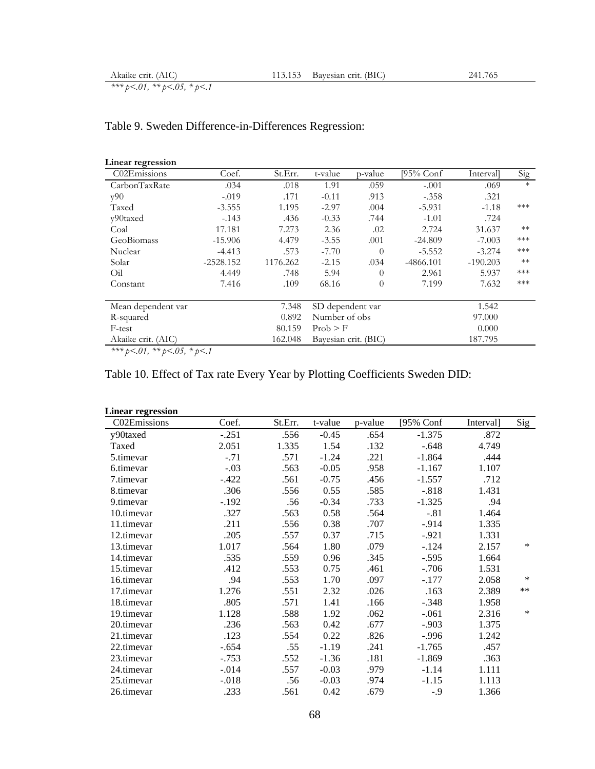| Akaike crit. (AIC) | 113.153 | Bayesian crit. (BIC) | 241.765 |
|---|---|---|---|

*** p<.01, ** p<.05, * p<.1

Table 9. Sweden Difference-in-Differences Regression:

**Linear regression**

| C02Emissions | Coef. | St.Err. | t-value | p-value | [95% Conf | Interval] | Sig |
|---|---|---|---|---|---|---|---|
| CarbonTaxRate | .034 | .018 | 1.91 | .059 | -.001 | .069 | * |
| y90 | -.019 | .171 | -0.11 | .913 | -.358 | .321 | |
| Taxed | -3.555 | 1.195 | -2.97 | .004 | -5.931 | -1.18 | *** |
| y90taxed | -.143 | .436 | -0.33 | .744 | -1.01 | .724 | |
| Coal | 17.181 | 7.273 | 2.36 | .02 | 2.724 | 31.637 | ** |
| GeoBiomass | -15.906 | 4.479 | -3.55 | .001 | -24.809 | -7.003 | *** |
| Nuclear | -4.413 | .573 | -7.70 | 0 | -5.552 | -3.274 | *** |
| Solar | -2528.152 | 1176.262 | -2.15 | .034 | -4866.101 | -190.203 | ** |
| Oil | 4.449 | .748 | 5.94 | 0 | 2.961 | 5.937 | *** |
| Constant | 7.416 | .109 | 68.16 | 0 | 7.199 | 7.632 | *** |

| | | | |
|---|---|---|---|
| Mean dependent var | 7.348 | SD dependent var | 1.542 |
| R-squared | 0.892 | Number of obs | 97.000 |
| F-test | 80.159 | Prob > F | 0.000 |
| Akaike crit. (AIC) | 162.048 | Bayesian crit. (BIC) | 187.795 |

*** p<.01, ** p<.05, * p<.1

Table 10. Effect of Tax rate Every Year by Plotting Coefficients Sweden DID:

**Linear regression**

| C02Emissions | Coef. | St.Err. | t-value | p-value | [95% Conf | Interval] | Sig |
|---|---|---|---|---|---|---|---|
| y90taxed | -.251 | .556 | -0.45 | .654 | -1.375 | .872 | |
| Taxed | 2.051 | 1.335 | 1.54 | .132 | -.648 | 4.749 | |
| 5.timevar | -.71 | .571 | -1.24 | .221 | -1.864 | .444 | |
| 6.timevar | -.03 | .563 | -0.05 | .958 | -1.167 | 1.107 | |
| 7.timevar | -.422 | .561 | -0.75 | .456 | -1.557 | .712 | |
| 8.timevar | .306 | .556 | 0.55 | .585 | -.818 | 1.431 | |
| 9.timevar | -.192 | .56 | -0.34 | .733 | -1.325 | .94 | |
| 10.timevar | .327 | .563 | 0.58 | .564 | -.81 | 1.464 | |
| 11.timevar | .211 | .556 | 0.38 | .707 | -.914 | 1.335 | |
| 12.timevar | .205 | .557 | 0.37 | .715 | -.921 | 1.331 | |
| 13.timevar | 1.017 | .564 | 1.80 | .079 | -.124 | 2.157 | * |
| 14.timevar | .535 | .559 | 0.96 | .345 | -.595 | 1.664 | |
| 15.timevar | .412 | .553 | 0.75 | .461 | -.706 | 1.531 | |
| 16.timevar | .94 | .553 | 1.70 | .097 | -.177 | 2.058 | * |
| 17.timevar | 1.276 | .551 | 2.32 | .026 | .163 | 2.389 | ** |
| 18.timevar | .805 | .571 | 1.41 | .166 | -.348 | 1.958 | |
| 19.timevar | 1.128 | .588 | 1.92 | .062 | -.061 | 2.316 | * |
| 20.timevar | .236 | .563 | 0.42 | .677 | -.903 | 1.375 | |
| 21.timevar | .123 | .554 | 0.22 | .826 | -.996 | 1.242 | |
| 22.timevar | -.654 | .55 | -1.19 | .241 | -1.765 | .457 | |
| 23.timevar | -.753 | .552 | -1.36 | .181 | -1.869 | .363 | |
| 24.timevar | -.014 | .557 | -0.03 | .979 | -1.14 | 1.111 | |
| 25.timevar | -.018 | .56 | -0.03 | .974 | -1.15 | 1.113 | |
| 26.timevar | .233 | .561 | 0.42 | .679 | -.9 | 1.366 | |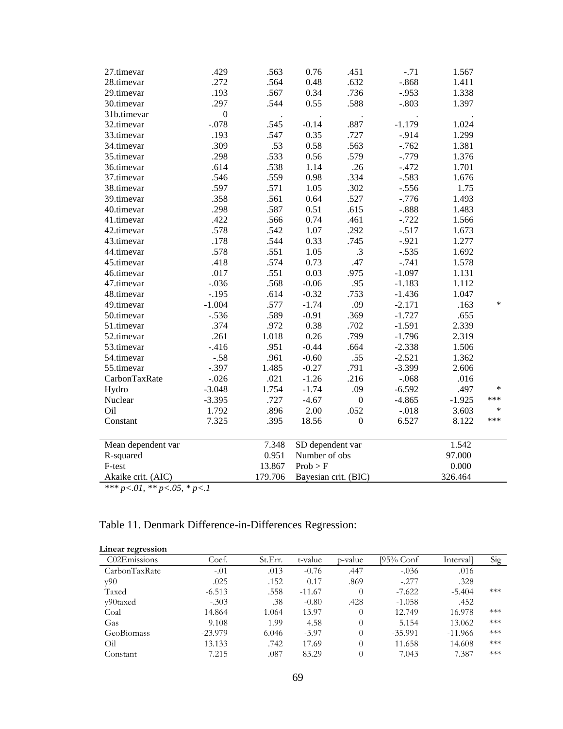| | | | | | | | |
|---|---|---|---|---|---|---|---|
| 27.timevar | .429 | .563 | 0.76 | .451 | -.71 | 1.567 | |
| 28.timevar | .272 | .564 | 0.48 | .632 | -.868 | 1.411 | |
| 29.timevar | .193 | .567 | 0.34 | .736 | -.953 | 1.338 | |
| 30.timevar | .297 | .544 | 0.55 | .588 | -.803 | 1.397 | |
| 31b.timevar | 0 | . | . | . | . | . | |
| 32.timevar | -.078 | .545 | -0.14 | .887 | -1.179 | 1.024 | |
| 33.timevar | .193 | .547 | 0.35 | .727 | -.914 | 1.299 | |
| 34.timevar | .309 | .53 | 0.58 | .563 | -.762 | 1.381 | |
| 35.timevar | .298 | .533 | 0.56 | .579 | -.779 | 1.376 | |
| 36.timevar | .614 | .538 | 1.14 | .26 | -.472 | 1.701 | |
| 37.timevar | .546 | .559 | 0.98 | .334 | -.583 | 1.676 | |
| 38.timevar | .597 | .571 | 1.05 | .302 | -.556 | 1.75 | |
| 39.timevar | .358 | .561 | 0.64 | .527 | -.776 | 1.493 | |
| 40.timevar | .298 | .587 | 0.51 | .615 | -.888 | 1.483 | |
| 41.timevar | .422 | .566 | 0.74 | .461 | -.722 | 1.566 | |
| 42.timevar | .578 | .542 | 1.07 | .292 | -.517 | 1.673 | |
| 43.timevar | .178 | .544 | 0.33 | .745 | -.921 | 1.277 | |
| 44.timevar | .578 | .551 | 1.05 | .3 | -.535 | 1.692 | |
| 45.timevar | .418 | .574 | 0.73 | .47 | -.741 | 1.578 | |
| 46.timevar | .017 | .551 | 0.03 | .975 | -1.097 | 1.131 | |
| 47.timevar | -.036 | .568 | -0.06 | .95 | -1.183 | 1.112 | |
| 48.timevar | -.195 | .614 | -0.32 | .753 | -1.436 | 1.047 | |
| 49.timevar | -1.004 | .577 | -1.74 | .09 | -2.171 | .163 | * |
| 50.timevar | -.536 | .589 | -0.91 | .369 | -1.727 | .655 | |
| 51.timevar | .374 | .972 | 0.38 | .702 | -1.591 | 2.339 | |
| 52.timevar | .261 | 1.018 | 0.26 | .799 | -1.796 | 2.319 | |
| 53.timevar | -.416 | .951 | -0.44 | .664 | -2.338 | 1.506 | |
| 54.timevar | -.58 | .961 | -0.60 | .55 | -2.521 | 1.362 | |
| 55.timevar | -.397 | 1.485 | -0.27 | .791 | -3.399 | 2.606 | |
| CarbonTaxRate | -.026 | .021 | -1.26 | .216 | -.068 | .016 | |
| Hydro | -3.048 | 1.754 | -1.74 | .09 | -6.592 | .497 | * |
| Nuclear | -3.395 | .727 | -4.67 | 0 | -4.865 | -1.925 | *** |
| Oil | 1.792 | .896 | 2.00 | .052 | -.018 | 3.603 | * |
| Constant | 7.325 | .395 | 18.56 | 0 | 6.527 | 8.122 | *** |

| | | | |
|---|---|---|---|
| Mean dependent var | 7.348 | SD dependent var | 1.542 |
| R-squared | 0.951 | Number of obs | 97.000 |
| F-test | 13.867 | Prob > F | 0.000 |
| Akaike crit. (AIC) | 179.706 | Bayesian crit. (BIC) | 326.464 |

*\*\*\* p<.01, \*\* p<.05, \* p<.1*

Table 11. Denmark Difference-in-Differences Regression:

**Linear regression**

| C02Emissions | Coef. | St.Err. | t-value | p-value | [95% Conf | Interval] | Sig |
|---|---|---|---|---|---|---|---|
| CarbonTaxRate | -.01 | .013 | -0.76 | .447 | -.036 | .016 | |
| y90 | .025 | .152 | 0.17 | .869 | -.277 | .328 | |
| Taxed | -6.513 | .558 | -11.67 | 0 | -7.622 | -5.404 | *** |
| y90taxed | -.303 | .38 | -0.80 | .428 | -1.058 | .452 | |
| Coal | 14.864 | 1.064 | 13.97 | 0 | 12.749 | 16.978 | *** |
| Gas | 9.108 | 1.99 | 4.58 | 0 | 5.154 | 13.062 | *** |
| GeoBiomass | -23.979 | 6.046 | -3.97 | 0 | -35.991 | -11.966 | *** |
| Oil | 13.133 | .742 | 17.69 | 0 | 11.658 | 14.608 | *** |
| Constant | 7.215 | .087 | 83.29 | 0 | 7.043 | 7.387 | *** |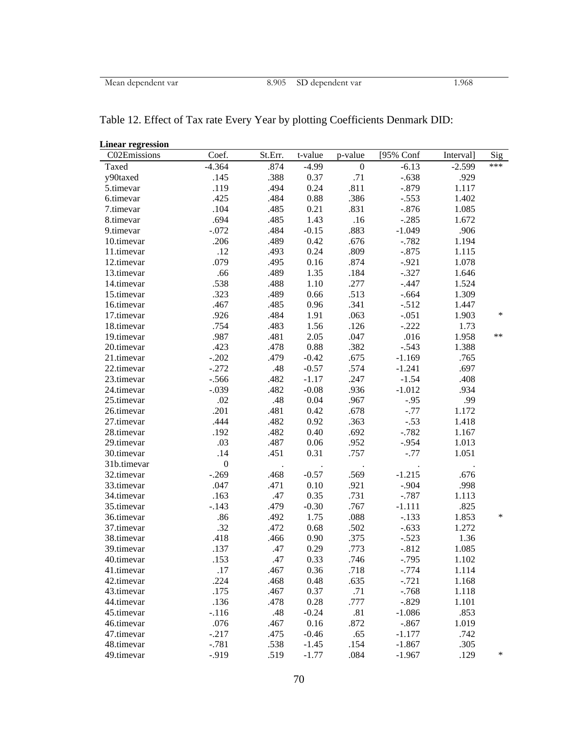| Mean dependent var | 8.905 | SD dependent var | 1.968 |
|---|---|---|---|

Table 12. Effect of Tax rate Every Year by plotting Coefficients Denmark DID:

**Linear regression**

| C02Emissions | Coef. | St.Err. | t-value | p-value | [95% Conf | Interval] | Sig |
|---|---|---|---|---|---|---|---|
| Taxed | -4.364 | .874 | -4.99 | 0 | -6.13 | -2.599 | *** |
| y90taxed | .145 | .388 | 0.37 | .71 | -.638 | .929 | |
| 5.timevar | .119 | .494 | 0.24 | .811 | -.879 | 1.117 | |
| 6.timevar | .425 | .484 | 0.88 | .386 | -.553 | 1.402 | |
| 7.timevar | .104 | .485 | 0.21 | .831 | -.876 | 1.085 | |
| 8.timevar | .694 | .485 | 1.43 | .16 | -.285 | 1.672 | |
| 9.timevar | -.072 | .484 | -0.15 | .883 | -1.049 | .906 | |
| 10.timevar | .206 | .489 | 0.42 | .676 | -.782 | 1.194 | |
| 11.timevar | .12 | .493 | 0.24 | .809 | -.875 | 1.115 | |
| 12.timevar | .079 | .495 | 0.16 | .874 | -.921 | 1.078 | |
| 13.timevar | .66 | .489 | 1.35 | .184 | -.327 | 1.646 | |
| 14.timevar | .538 | .488 | 1.10 | .277 | -.447 | 1.524 | |
| 15.timevar | .323 | .489 | 0.66 | .513 | -.664 | 1.309 | |
| 16.timevar | .467 | .485 | 0.96 | .341 | -.512 | 1.447 | |
| 17.timevar | .926 | .484 | 1.91 | .063 | -.051 | 1.903 | * |
| 18.timevar | .754 | .483 | 1.56 | .126 | -.222 | 1.73 | |
| 19.timevar | .987 | .481 | 2.05 | .047 | .016 | 1.958 | ** |
| 20.timevar | .423 | .478 | 0.88 | .382 | -.543 | 1.388 | |
| 21.timevar | -.202 | .479 | -0.42 | .675 | -1.169 | .765 | |
| 22.timevar | -.272 | .48 | -0.57 | .574 | -1.241 | .697 | |
| 23.timevar | -.566 | .482 | -1.17 | .247 | -1.54 | .408 | |
| 24.timevar | -.039 | .482 | -0.08 | .936 | -1.012 | .934 | |
| 25.timevar | .02 | .48 | 0.04 | .967 | -.95 | .99 | |
| 26.timevar | .201 | .481 | 0.42 | .678 | -.77 | 1.172 | |
| 27.timevar | .444 | .482 | 0.92 | .363 | -.53 | 1.418 | |
| 28.timevar | .192 | .482 | 0.40 | .692 | -.782 | 1.167 | |
| 29.timevar | .03 | .487 | 0.06 | .952 | -.954 | 1.013 | |
| 30.timevar | .14 | .451 | 0.31 | .757 | -.77 | 1.051 | |
| 31b.timevar | 0 | . | . | . | . | . | |
| 32.timevar | -.269 | .468 | -0.57 | .569 | -1.215 | .676 | |
| 33.timevar | .047 | .471 | 0.10 | .921 | -.904 | .998 | |
| 34.timevar | .163 | .47 | 0.35 | .731 | -.787 | 1.113 | |
| 35.timevar | -.143 | .479 | -0.30 | .767 | -1.111 | .825 | |
| 36.timevar | .86 | .492 | 1.75 | .088 | -.133 | 1.853 | * |
| 37.timevar | .32 | .472 | 0.68 | .502 | -.633 | 1.272 | |
| 38.timevar | .418 | .466 | 0.90 | .375 | -.523 | 1.36 | |
| 39.timevar | .137 | .47 | 0.29 | .773 | -.812 | 1.085 | |
| 40.timevar | .153 | .47 | 0.33 | .746 | -.795 | 1.102 | |
| 41.timevar | .17 | .467 | 0.36 | .718 | -.774 | 1.114 | |
| 42.timevar | .224 | .468 | 0.48 | .635 | -.721 | 1.168 | |
| 43.timevar | .175 | .467 | 0.37 | .71 | -.768 | 1.118 | |
| 44.timevar | .136 | .478 | 0.28 | .777 | -.829 | 1.101 | |
| 45.timevar | -.116 | .48 | -0.24 | .81 | -1.086 | .853 | |
| 46.timevar | .076 | .467 | 0.16 | .872 | -.867 | 1.019 | |
| 47.timevar | -.217 | .475 | -0.46 | .65 | -1.177 | .742 | |
| 48.timevar | -.781 | .538 | -1.45 | .154 | -1.867 | .305 | |
| 49.timevar | -.919 | .519 | -1.77 | .084 | -1.967 | .129 | * |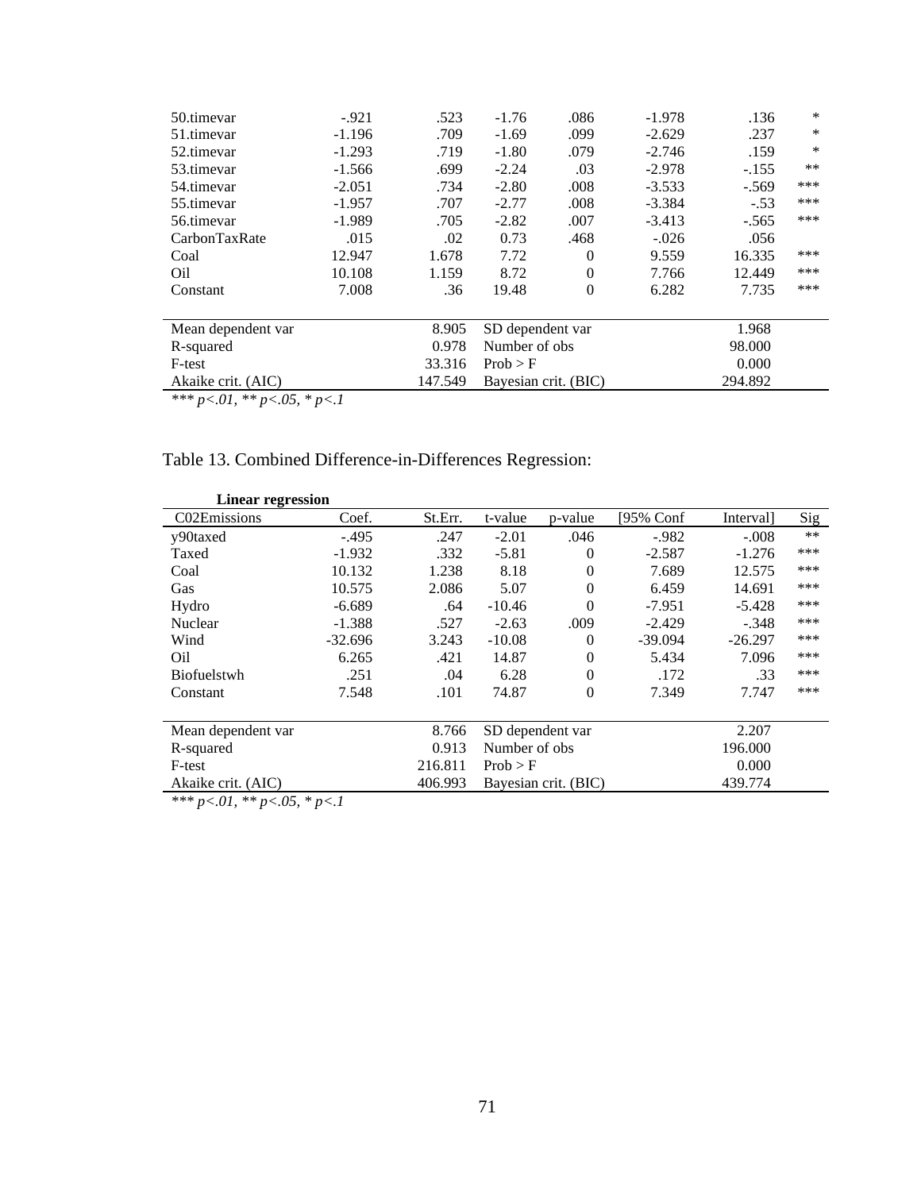| | | | | | | | |
|---|---|---|---|---|---|---|---|
| 50.timevar | -.921 | .523 | -1.76 | .086 | -1.978 | .136 | * |
| 51.timevar | -1.196 | .709 | -1.69 | .099 | -2.629 | .237 | * |
| 52.timevar | -1.293 | .719 | -1.80 | .079 | -2.746 | .159 | * |
| 53.timevar | -1.566 | .699 | -2.24 | .03 | -2.978 | -.155 | ** |
| 54.timevar | -2.051 | .734 | -2.80 | .008 | -3.533 | -.569 | *** |
| 55.timevar | -1.957 | .707 | -2.77 | .008 | -3.384 | -.53 | *** |
| 56.timevar | -1.989 | .705 | -2.82 | .007 | -3.413 | -.565 | *** |
| CarbonTaxRate | .015 | .02 | 0.73 | .468 | -.026 | .056 | |
| Coal | 12.947 | 1.678 | 7.72 | 0 | 9.559 | 16.335 | *** |
| Oil | 10.108 | 1.159 | 8.72 | 0 | 7.766 | 12.449 | *** |
| Constant | 7.008 | .36 | 19.48 | 0 | 6.282 | 7.735 | *** |

| | | | |
|---|---|---|---|
| Mean dependent var | 8.905 | SD dependent var | 1.968 |
| R-squared | 0.978 | Number of obs | 98.000 |
| F-test | 33.316 | Prob > F | 0.000 |
| Akaike crit. (AIC) | 147.549 | Bayesian crit. (BIC) | 294.892 |

*** $p<.01$, ** $p<.05$, * $p<.1$

Table 13. Combined Difference-in-Differences Regression:

**Linear regression**

| C02Emissions | Coef. | St.Err. | t-value | p-value | [95% Conf | Interval] | Sig |
|---|---|---|---|---|---|---|---|
| y90taxed | -.495 | .247 | -2.01 | .046 | -.982 | -.008 | ** |
| Taxed | -1.932 | .332 | -5.81 | 0 | -2.587 | -1.276 | *** |
| Coal | 10.132 | 1.238 | 8.18 | 0 | 7.689 | 12.575 | *** |
| Gas | 10.575 | 2.086 | 5.07 | 0 | 6.459 | 14.691 | *** |
| Hydro | -6.689 | .64 | -10.46 | 0 | -7.951 | -5.428 | *** |
| Nuclear | -1.388 | .527 | -2.63 | .009 | -2.429 | -.348 | *** |
| Wind | -32.696 | 3.243 | -10.08 | 0 | -39.094 | -26.297 | *** |
| Oil | 6.265 | .421 | 14.87 | 0 | 5.434 | 7.096 | *** |
| Biofuelstwh | .251 | .04 | 6.28 | 0 | .172 | .33 | *** |
| Constant | 7.548 | .101 | 74.87 | 0 | 7.349 | 7.747 | *** |

| | | | |
|---|---|---|---|
| Mean dependent var | 8.766 | SD dependent var | 2.207 |
| R-squared | 0.913 | Number of obs | 196.000 |
| F-test | 216.811 | Prob > F | 0.000 |
| Akaike crit. (AIC) | 406.993 | Bayesian crit. (BIC) | 439.774 |

*** $p<.01$, ** $p<.05$, * $p<.1$